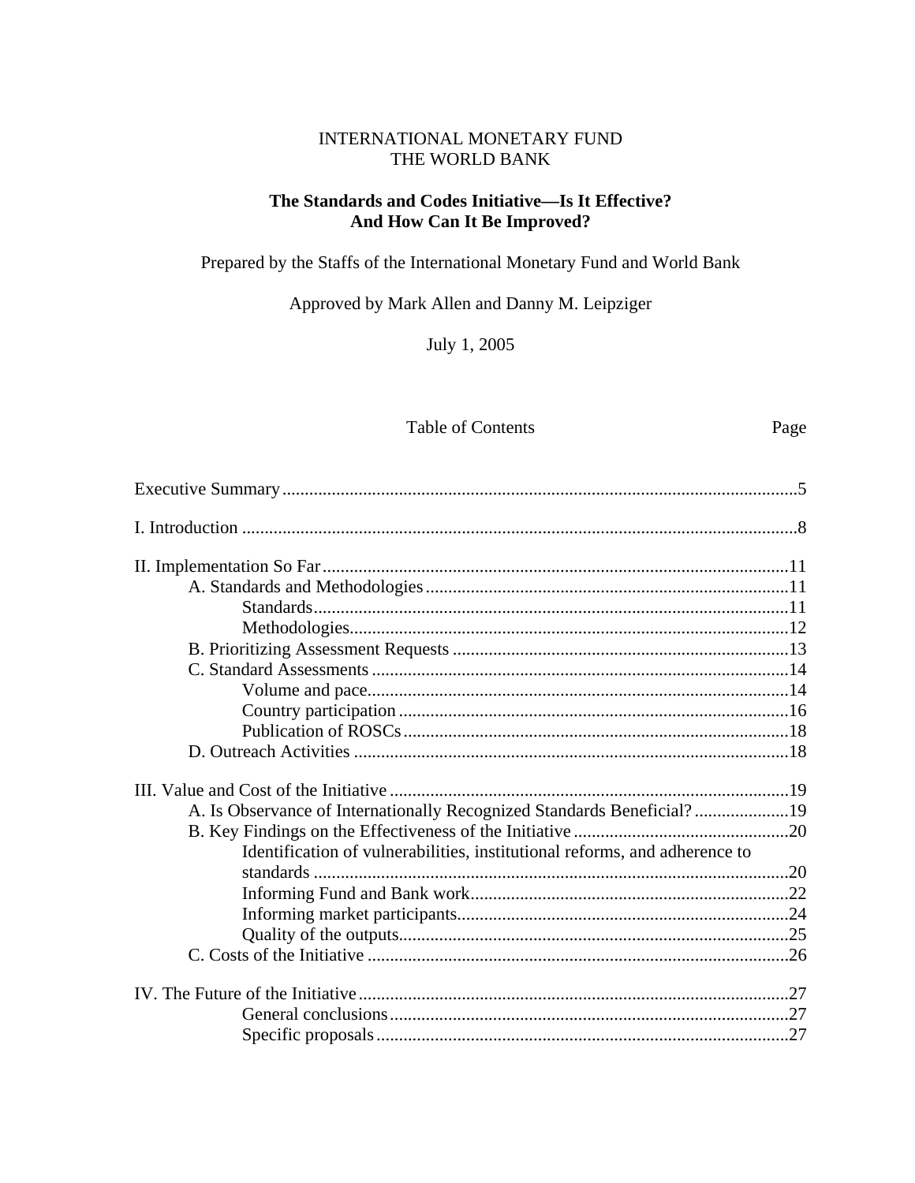INTERNATIONAL MONETARY FUND
THE WORLD BANK

# The Standards and Codes Initiative—Is It Effective? And How Can It Be Improved?

Prepared by the Staffs of the International Monetary Fund and World Bank

Approved by Mark Allen and Danny M. Leipziger

July 1, 2005

## Table of Contents

| | Page |
|---|---|
| Executive Summary | 5 |
| I. Introduction | 8 |
| II. Implementation So Far | 11 |
| A. Standards and Methodologies | 11 |
| Standards | 11 |
| Methodologies | 12 |
| B. Prioritizing Assessment Requests | 13 |
| C. Standard Assessments | 14 |
| Volume and pace | 14 |
| Country participation | 16 |
| Publication of ROSCs | 18 |
| D. Outreach Activities | 18 |
| III. Value and Cost of the Initiative | 19 |
| A. Is Observance of Internationally Recognized Standards Beneficial? | 19 |
| B. Key Findings on the Effectiveness of the Initiative | 20 |
| Identification of vulnerabilities, institutional reforms, and adherence to standards | 20 |
| Informing Fund and Bank work | 22 |
| Informing market participants | 24 |
| Quality of the outputs | 25 |
| C. Costs of the Initiative | 26 |
| IV. The Future of the Initiative | 27 |
| General conclusions | 27 |
| Specific proposals | 27 |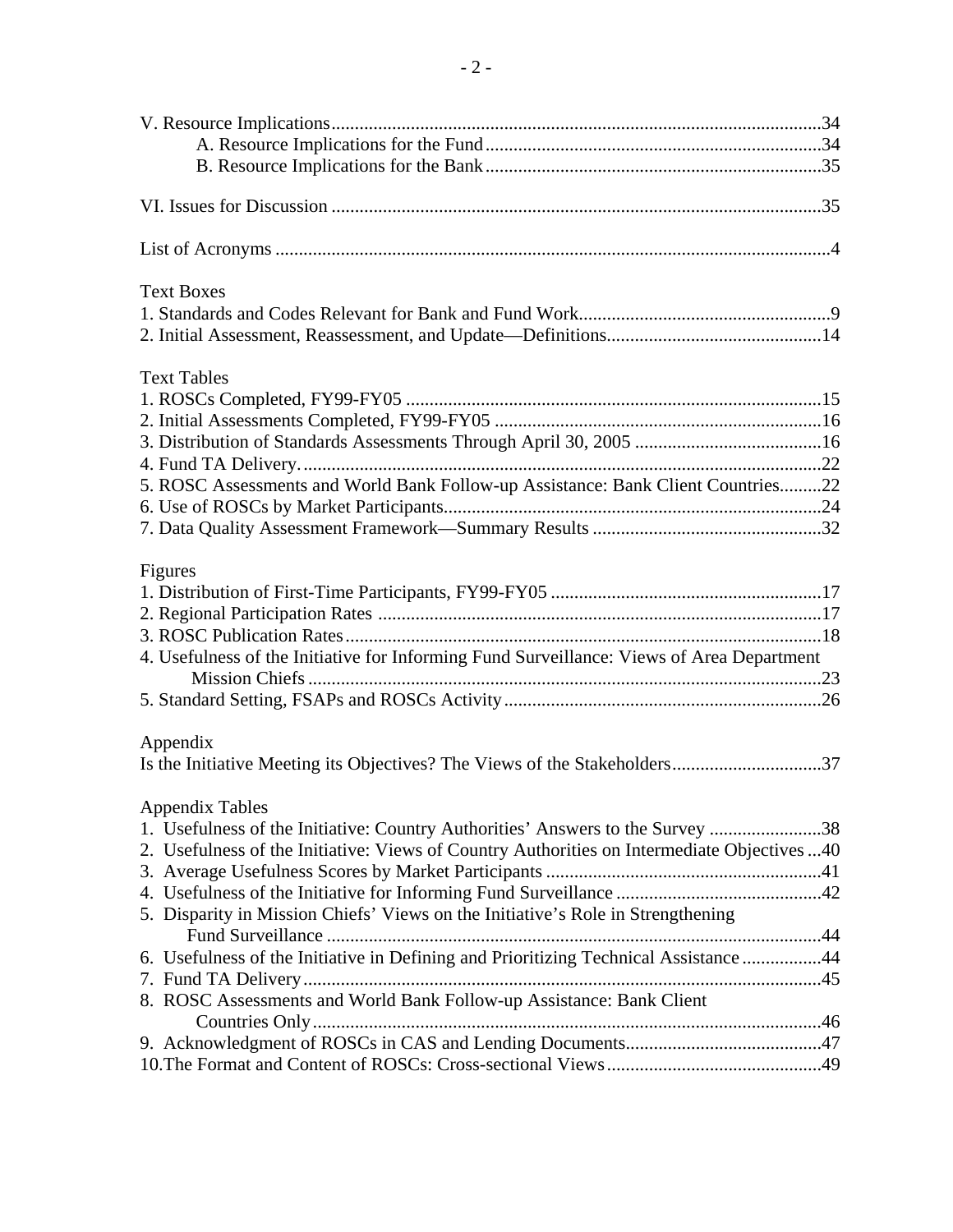V. Resource Implications........................................................................................................34
  A. Resource Implications for the Fund........................................................................34
  B. Resource Implications for the Bank........................................................................35

VI. Issues for Discussion ........................................................................................................35

List of Acronyms ......................................................................................................................4

Text Boxes
1. Standards and Codes Relevant for Bank and Fund Work......................................................9
2. Initial Assessment, Reassessment, and Update—Definitions.............................................14

Text Tables
1. ROSCs Completed, FY99-FY05 .........................................................................................15
2. Initial Assessments Completed, FY99-FY05 ......................................................................16
3. Distribution of Standards Assessments Through April 30, 2005 ........................................16
4. Fund TA Delivery................................................................................................................22
5. ROSC Assessments and World Bank Follow-up Assistance: Bank Client Countries.........22
6. Use of ROSCs by Market Participants................................................................................24
7. Data Quality Assessment Framework—Summary Results .................................................32

Figures
1. Distribution of First-Time Participants, FY99-FY05 ..........................................................17
2. Regional Participation Rates ...............................................................................................17
3. ROSC Publication Rates......................................................................................................18
4. Usefulness of the Initiative for Informing Fund Surveillance: Views of Area Department Mission Chiefs .............................................................................................................23
5. Standard Setting, FSAPs and ROSCs Activity....................................................................26

Appendix
Is the Initiative Meeting its Objectives? The Views of the Stakeholders................................37

Appendix Tables
1. Usefulness of the Initiative: Country Authorities' Answers to the Survey ........................38
2. Usefulness of the Initiative: Views of Country Authorities on Intermediate Objectives ...40
3. Average Usefulness Scores by Market Participants ...........................................................41
4. Usefulness of the Initiative for Informing Fund Surveillance ............................................42
5. Disparity in Mission Chiefs' Views on the Initiative's Role in Strengthening Fund Surveillance ..........................................................................................................44
6. Usefulness of the Initiative in Defining and Prioritizing Technical Assistance .................44
7. Fund TA Delivery...............................................................................................................45
8. ROSC Assessments and World Bank Follow-up Assistance: Bank Client Countries Only............................................................................................................46
9. Acknowledgment of ROSCs in CAS and Lending Documents..........................................47
10. The Format and Content of ROSCs: Cross-sectional Views..............................................49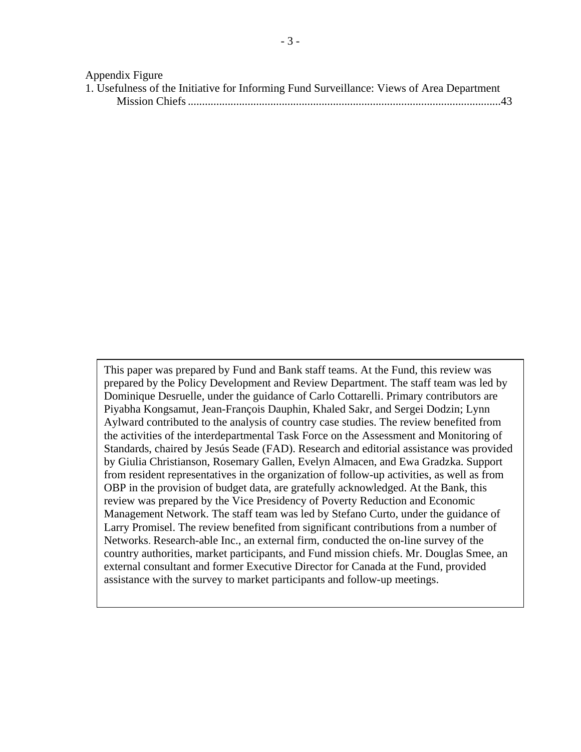Appendix Figure

1. Usefulness of the Initiative for Informing Fund Surveillance: Views of Area Department Mission Chiefs ..........43

This paper was prepared by Fund and Bank staff teams. At the Fund, this review was prepared by the Policy Development and Review Department. The staff team was led by Dominique Desruelle, under the guidance of Carlo Cottarelli. Primary contributors are Piyabha Kongsamut, Jean-François Dauphin, Khaled Sakr, and Sergei Dodzin; Lynn Aylward contributed to the analysis of country case studies. The review benefited from the activities of the interdepartmental Task Force on the Assessment and Monitoring of Standards, chaired by Jesús Seade (FAD). Research and editorial assistance was provided by Giulia Christianson, Rosemary Gallen, Evelyn Almacen, and Ewa Gradzka. Support from resident representatives in the organization of follow-up activities, as well as from OBP in the provision of budget data, are gratefully acknowledged. At the Bank, this review was prepared by the Vice Presidency of Poverty Reduction and Economic Management Network. The staff team was led by Stefano Curto, under the guidance of Larry Promisel. The review benefited from significant contributions from a number of Networks. Research-able Inc., an external firm, conducted the on-line survey of the country authorities, market participants, and Fund mission chiefs. Mr. Douglas Smee, an external consultant and former Executive Director for Canada at the Fund, provided assistance with the survey to market participants and follow-up meetings.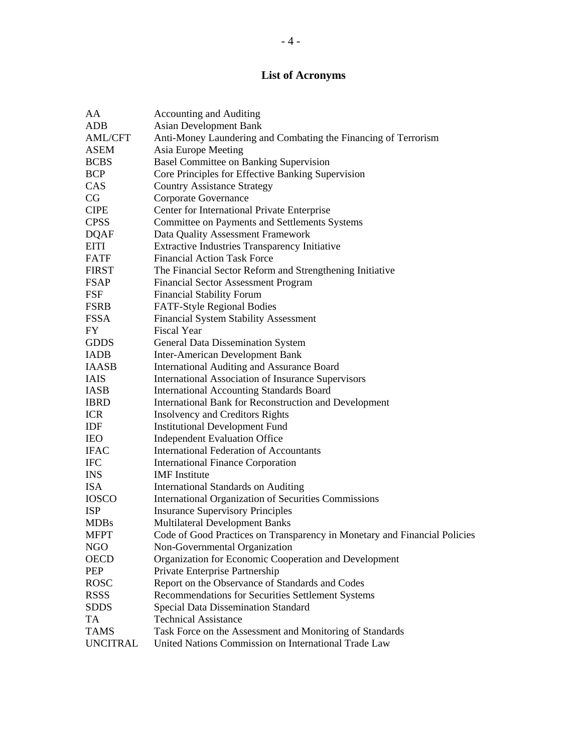## List of Acronyms

| | |
|---|---|
| AA | Accounting and Auditing |
| ADB | Asian Development Bank |
| AML/CFT | Anti-Money Laundering and Combating the Financing of Terrorism |
| ASEM | Asia Europe Meeting |
| BCBS | Basel Committee on Banking Supervision |
| BCP | Core Principles for Effective Banking Supervision |
| CAS | Country Assistance Strategy |
| CG | Corporate Governance |
| CIPE | Center for International Private Enterprise |
| CPSS | Committee on Payments and Settlements Systems |
| DQAF | Data Quality Assessment Framework |
| EITI | Extractive Industries Transparency Initiative |
| FATF | Financial Action Task Force |
| FIRST | The Financial Sector Reform and Strengthening Initiative |
| FSAP | Financial Sector Assessment Program |
| FSF | Financial Stability Forum |
| FSRB | FATF-Style Regional Bodies |
| FSSA | Financial System Stability Assessment |
| FY | Fiscal Year |
| GDDS | General Data Dissemination System |
| IADB | Inter-American Development Bank |
| IAASB | International Auditing and Assurance Board |
| IAIS | International Association of Insurance Supervisors |
| IASB | International Accounting Standards Board |
| IBRD | International Bank for Reconstruction and Development |
| ICR | Insolvency and Creditors Rights |
| IDF | Institutional Development Fund |
| IEO | Independent Evaluation Office |
| IFAC | International Federation of Accountants |
| IFC | International Finance Corporation |
| INS | IMF Institute |
| ISA | International Standards on Auditing |
| IOSCO | International Organization of Securities Commissions |
| ISP | Insurance Supervisory Principles |
| MDBs | Multilateral Development Banks |
| MFPT | Code of Good Practices on Transparency in Monetary and Financial Policies |
| NGO | Non-Governmental Organization |
| OECD | Organization for Economic Cooperation and Development |
| PEP | Private Enterprise Partnership |
| ROSC | Report on the Observance of Standards and Codes |
| RSSS | Recommendations for Securities Settlement Systems |
| SDDS | Special Data Dissemination Standard |
| TA | Technical Assistance |
| TAMS | Task Force on the Assessment and Monitoring of Standards |
| UNCITRAL | United Nations Commission on International Trade Law |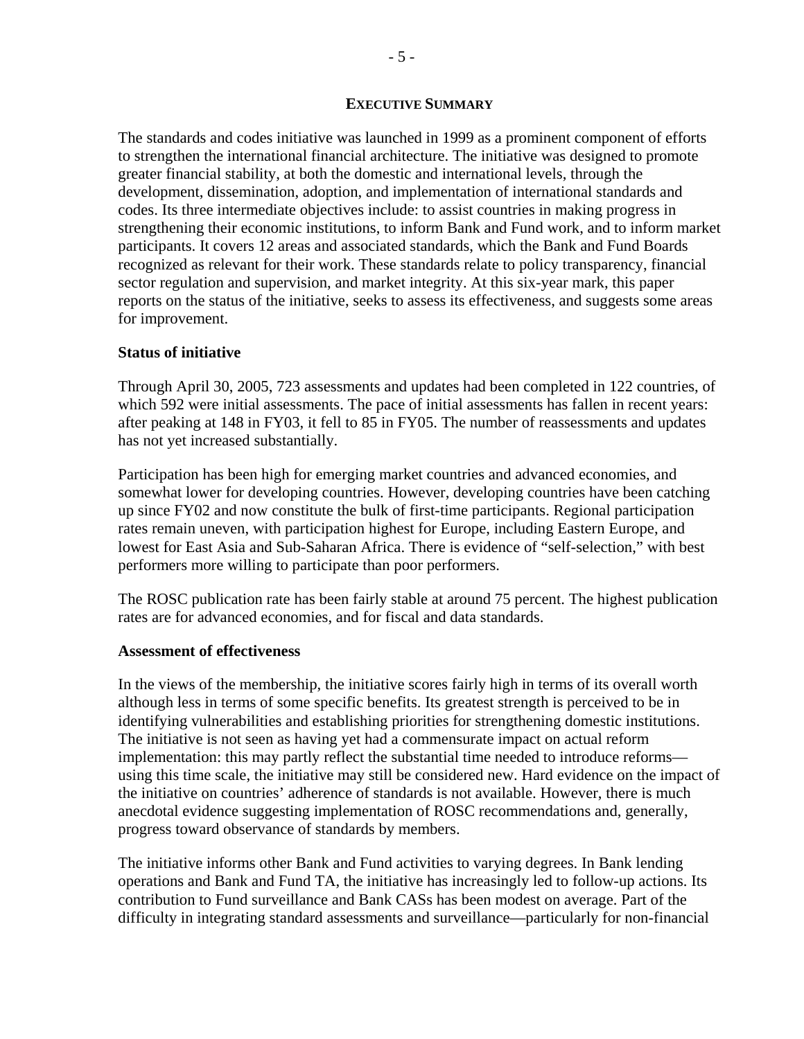## EXECUTIVE SUMMARY

The standards and codes initiative was launched in 1999 as a prominent component of efforts to strengthen the international financial architecture. The initiative was designed to promote greater financial stability, at both the domestic and international levels, through the development, dissemination, adoption, and implementation of international standards and codes. Its three intermediate objectives include: to assist countries in making progress in strengthening their economic institutions, to inform Bank and Fund work, and to inform market participants. It covers 12 areas and associated standards, which the Bank and Fund Boards recognized as relevant for their work. These standards relate to policy transparency, financial sector regulation and supervision, and market integrity. At this six-year mark, this paper reports on the status of the initiative, seeks to assess its effectiveness, and suggests some areas for improvement.

### Status of initiative

Through April 30, 2005, 723 assessments and updates had been completed in 122 countries, of which 592 were initial assessments. The pace of initial assessments has fallen in recent years: after peaking at 148 in FY03, it fell to 85 in FY05. The number of reassessments and updates has not yet increased substantially.

Participation has been high for emerging market countries and advanced economies, and somewhat lower for developing countries. However, developing countries have been catching up since FY02 and now constitute the bulk of first-time participants. Regional participation rates remain uneven, with participation highest for Europe, including Eastern Europe, and lowest for East Asia and Sub-Saharan Africa. There is evidence of "self-selection," with best performers more willing to participate than poor performers.

The ROSC publication rate has been fairly stable at around 75 percent. The highest publication rates are for advanced economies, and for fiscal and data standards.

### Assessment of effectiveness

In the views of the membership, the initiative scores fairly high in terms of its overall worth although less in terms of some specific benefits. Its greatest strength is perceived to be in identifying vulnerabilities and establishing priorities for strengthening domestic institutions. The initiative is not seen as having yet had a commensurate impact on actual reform implementation: this may partly reflect the substantial time needed to introduce reforms—using this time scale, the initiative may still be considered new. Hard evidence on the impact of the initiative on countries' adherence of standards is not available. However, there is much anecdotal evidence suggesting implementation of ROSC recommendations and, generally, progress toward observance of standards by members.

The initiative informs other Bank and Fund activities to varying degrees. In Bank lending operations and Bank and Fund TA, the initiative has increasingly led to follow-up actions. Its contribution to Fund surveillance and Bank CASs has been modest on average. Part of the difficulty in integrating standard assessments and surveillance—particularly for non-financial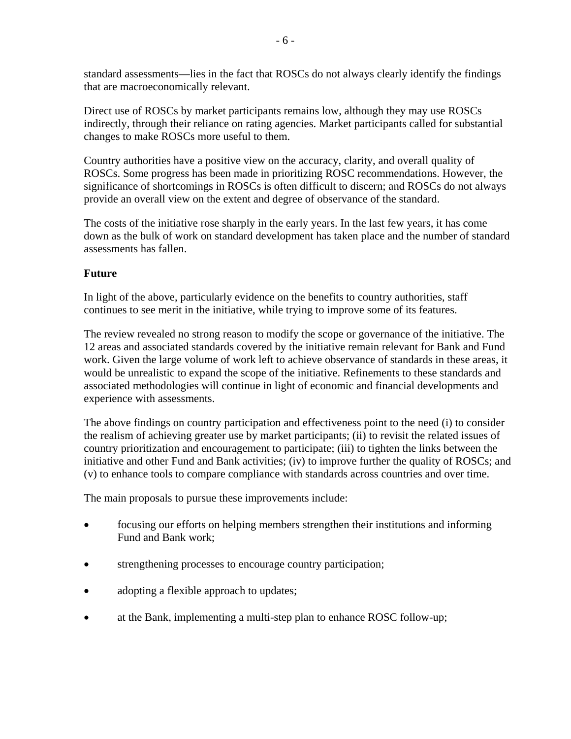standard assessments—lies in the fact that ROSCs do not always clearly identify the findings that are macroeconomically relevant.

Direct use of ROSCs by market participants remains low, although they may use ROSCs indirectly, through their reliance on rating agencies. Market participants called for substantial changes to make ROSCs more useful to them.

Country authorities have a positive view on the accuracy, clarity, and overall quality of ROSCs. Some progress has been made in prioritizing ROSC recommendations. However, the significance of shortcomings in ROSCs is often difficult to discern; and ROSCs do not always provide an overall view on the extent and degree of observance of the standard.

The costs of the initiative rose sharply in the early years. In the last few years, it has come down as the bulk of work on standard development has taken place and the number of standard assessments has fallen.

**Future**

In light of the above, particularly evidence on the benefits to country authorities, staff continues to see merit in the initiative, while trying to improve some of its features.

The review revealed no strong reason to modify the scope or governance of the initiative. The 12 areas and associated standards covered by the initiative remain relevant for Bank and Fund work. Given the large volume of work left to achieve observance of standards in these areas, it would be unrealistic to expand the scope of the initiative. Refinements to these standards and associated methodologies will continue in light of economic and financial developments and experience with assessments.

The above findings on country participation and effectiveness point to the need (i) to consider the realism of achieving greater use by market participants; (ii) to revisit the related issues of country prioritization and encouragement to participate; (iii) to tighten the links between the initiative and other Fund and Bank activities; (iv) to improve further the quality of ROSCs; and (v) to enhance tools to compare compliance with standards across countries and over time.

The main proposals to pursue these improvements include:

- focusing our efforts on helping members strengthen their institutions and informing Fund and Bank work;
- strengthening processes to encourage country participation;
- adopting a flexible approach to updates;
- at the Bank, implementing a multi-step plan to enhance ROSC follow-up;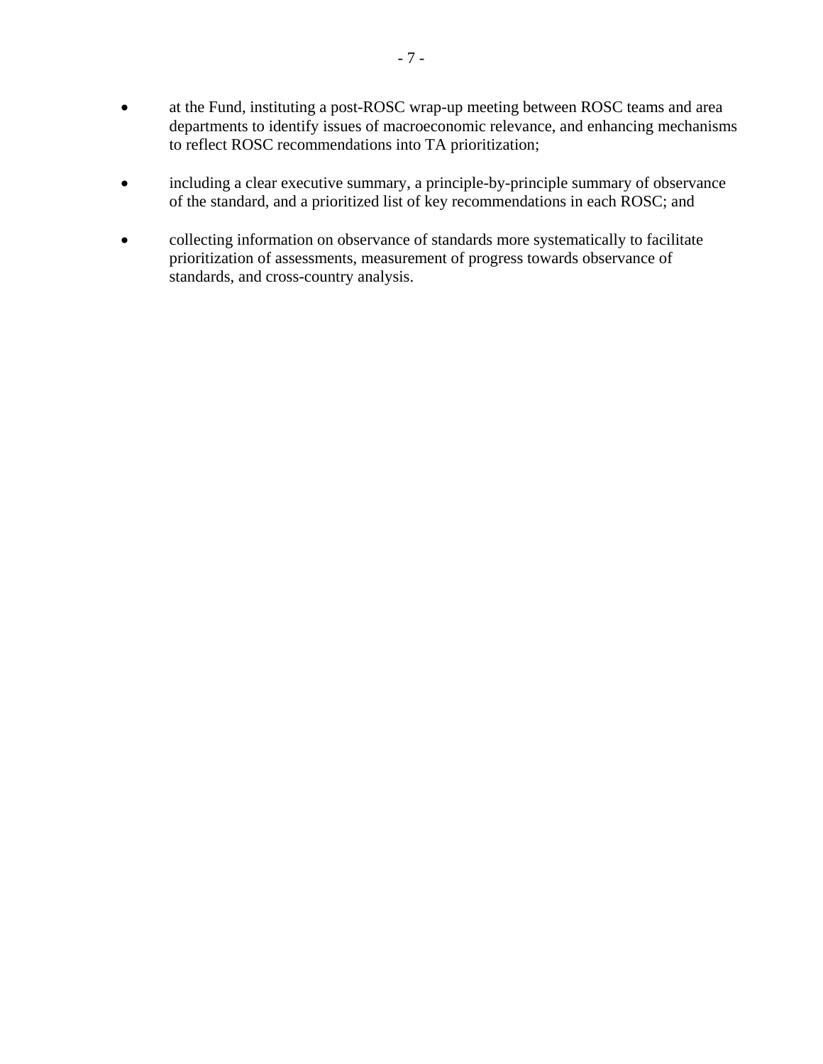- at the Fund, instituting a post-ROSC wrap-up meeting between ROSC teams and area departments to identify issues of macroeconomic relevance, and enhancing mechanisms to reflect ROSC recommendations into TA prioritization;

- including a clear executive summary, a principle-by-principle summary of observance of the standard, and a prioritized list of key recommendations in each ROSC; and

- collecting information on observance of standards more systematically to facilitate prioritization of assessments, measurement of progress towards observance of standards, and cross-country analysis.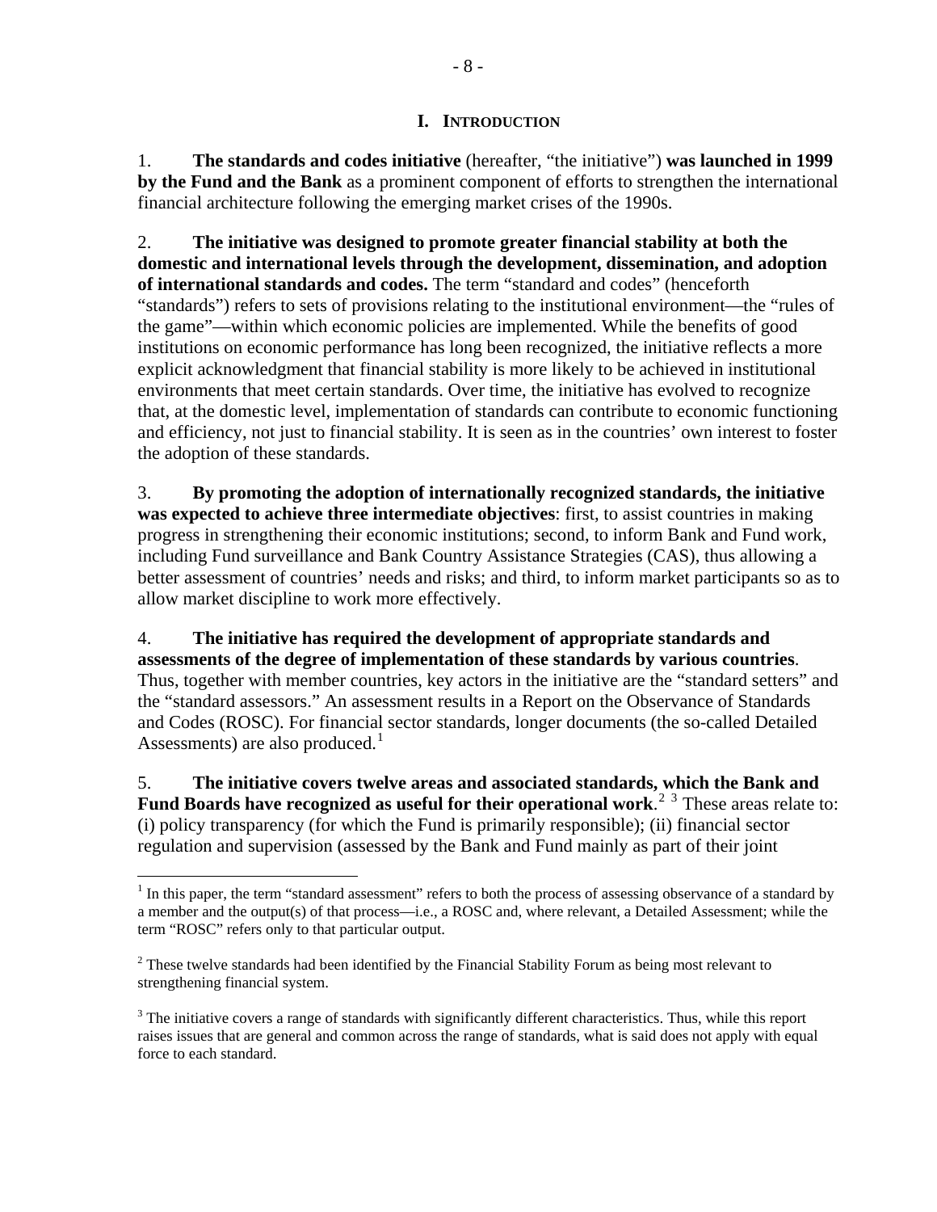## I. INTRODUCTION

1. **The standards and codes initiative** (hereafter, "the initiative") **was launched in 1999 by the Fund and the Bank** as a prominent component of efforts to strengthen the international financial architecture following the emerging market crises of the 1990s.

2. **The initiative was designed to promote greater financial stability at both the domestic and international levels through the development, dissemination, and adoption of international standards and codes.** The term "standard and codes" (henceforth "standards") refers to sets of provisions relating to the institutional environment—the "rules of the game"—within which economic policies are implemented. While the benefits of good institutions on economic performance has long been recognized, the initiative reflects a more explicit acknowledgment that financial stability is more likely to be achieved in institutional environments that meet certain standards. Over time, the initiative has evolved to recognize that, at the domestic level, implementation of standards can contribute to economic functioning and efficiency, not just to financial stability. It is seen as in the countries' own interest to foster the adoption of these standards.

3. **By promoting the adoption of internationally recognized standards, the initiative was expected to achieve three intermediate objectives**: first, to assist countries in making progress in strengthening their economic institutions; second, to inform Bank and Fund work, including Fund surveillance and Bank Country Assistance Strategies (CAS), thus allowing a better assessment of countries' needs and risks; and third, to inform market participants so as to allow market discipline to work more effectively.

4. **The initiative has required the development of appropriate standards and assessments of the degree of implementation of these standards by various countries**. Thus, together with member countries, key actors in the initiative are the "standard setters" and the "standard assessors." An assessment results in a Report on the Observance of Standards and Codes (ROSC). For financial sector standards, longer documents (the so-called Detailed Assessments) are also produced.[1]

5. **The initiative covers twelve areas and associated standards, which the Bank and Fund Boards have recognized as useful for their operational work**.[2] [3] These areas relate to: (i) policy transparency (for which the Fund is primarily responsible); (ii) financial sector regulation and supervision (assessed by the Bank and Fund mainly as part of their joint

---

[1] In this paper, the term "standard assessment" refers to both the process of assessing observance of a standard by a member and the output(s) of that process—i.e., a ROSC and, where relevant, a Detailed Assessment; while the term "ROSC" refers only to that particular output.

[2] These twelve standards had been identified by the Financial Stability Forum as being most relevant to strengthening financial system.

[3] The initiative covers a range of standards with significantly different characteristics. Thus, while this report raises issues that are general and common across the range of standards, what is said does not apply with equal force to each standard.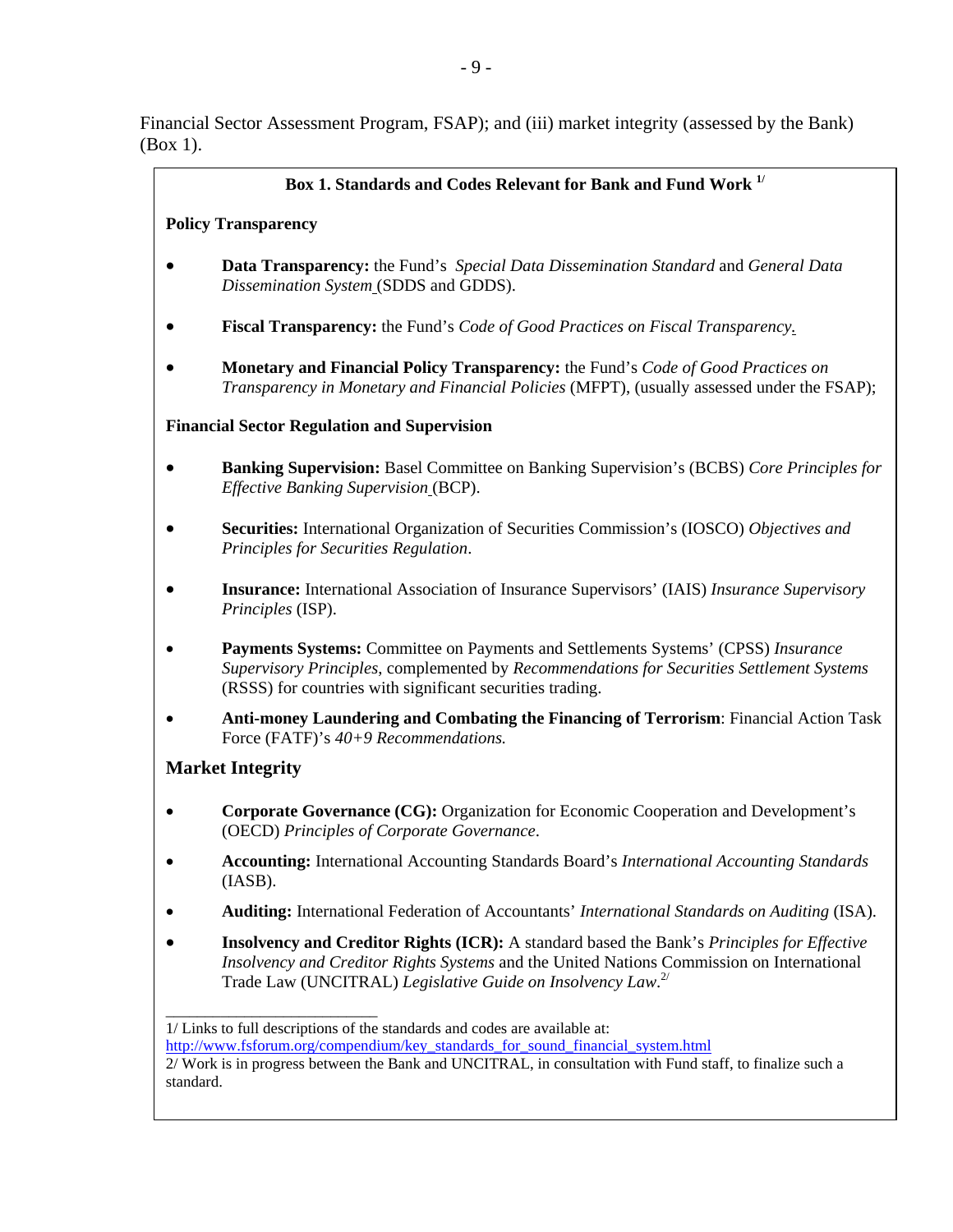Financial Sector Assessment Program, FSAP); and (iii) market integrity (assessed by the Bank) (Box 1).

**Box 1. Standards and Codes Relevant for Bank and Fund Work** [1/]

**Policy Transparency**

- **Data Transparency:** the Fund's *Special Data Dissemination Standard* and *General Data Dissemination System* (SDDS and GDDS).
- **Fiscal Transparency:** the Fund's *Code of Good Practices on Fiscal Transparency.*
- **Monetary and Financial Policy Transparency:** the Fund's *Code of Good Practices on Transparency in Monetary and Financial Policies* (MFPT), (usually assessed under the FSAP);

**Financial Sector Regulation and Supervision**

- **Banking Supervision:** Basel Committee on Banking Supervision's (BCBS) *Core Principles for Effective Banking Supervision* (BCP).
- **Securities:** International Organization of Securities Commission's (IOSCO) *Objectives and Principles for Securities Regulation*.
- **Insurance:** International Association of Insurance Supervisors' (IAIS) *Insurance Supervisory Principles* (ISP).
- **Payments Systems:** Committee on Payments and Settlements Systems' (CPSS) *Insurance Supervisory Principles,* complemented by *Recommendations for Securities Settlement Systems* (RSSS) for countries with significant securities trading.
- **Anti-money Laundering and Combating the Financing of Terrorism**: Financial Action Task Force (FATF)'s *40+9 Recommendations.*

**Market Integrity**

- **Corporate Governance (CG):** Organization for Economic Cooperation and Development's (OECD) *Principles of Corporate Governance*.
- **Accounting:** International Accounting Standards Board's *International Accounting Standards* (IASB).
- **Auditing:** International Federation of Accountants' *International Standards on Auditing* (ISA).
- **Insolvency and Creditor Rights (ICR):** A standard based the Bank's *Principles for Effective Insolvency and Creditor Rights Systems* and the United Nations Commission on International Trade Law (UNCITRAL) *Legislative Guide on Insolvency Law*.[2/]

---

1/ Links to full descriptions of the standards and codes are available at: http://www.fsforum.org/compendium/key_standards_for_sound_financial_system.html

2/ Work is in progress between the Bank and UNCITRAL, in consultation with Fund staff, to finalize such a standard.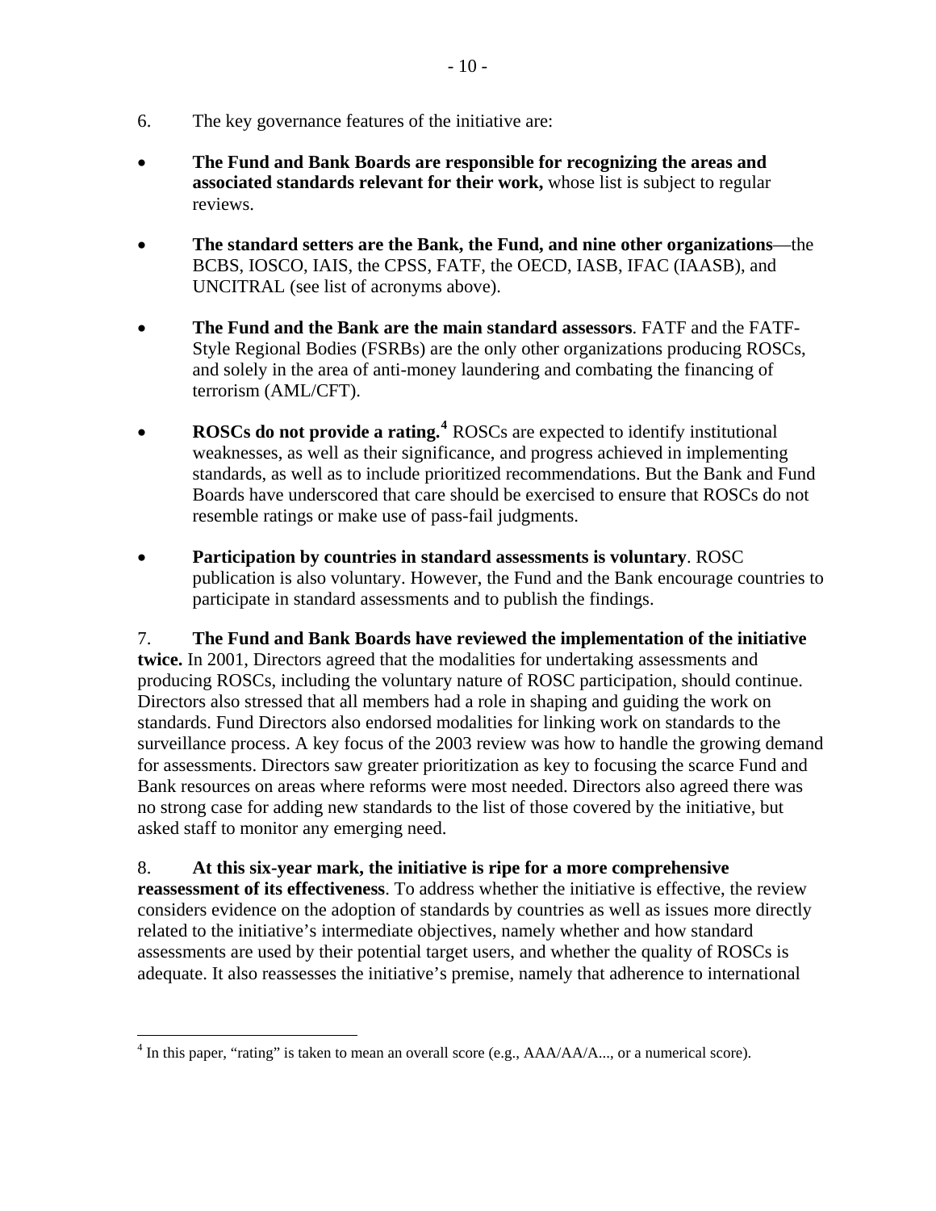6. The key governance features of the initiative are:

- **The Fund and Bank Boards are responsible for recognizing the areas and associated standards relevant for their work,** whose list is subject to regular reviews.

- **The standard setters are the Bank, the Fund, and nine other organizations**—the BCBS, IOSCO, IAIS, the CPSS, FATF, the OECD, IASB, IFAC (IAASB), and UNCITRAL (see list of acronyms above).

- **The Fund and the Bank are the main standard assessors**. FATF and the FATF-Style Regional Bodies (FSRBs) are the only other organizations producing ROSCs, and solely in the area of anti-money laundering and combating the financing of terrorism (AML/CFT).

- **ROSCs do not provide a rating.**[4] ROSCs are expected to identify institutional weaknesses, as well as their significance, and progress achieved in implementing standards, as well as to include prioritized recommendations. But the Bank and Fund Boards have underscored that care should be exercised to ensure that ROSCs do not resemble ratings or make use of pass-fail judgments.

- **Participation by countries in standard assessments is voluntary**. ROSC publication is also voluntary. However, the Fund and the Bank encourage countries to participate in standard assessments and to publish the findings.

7. **The Fund and Bank Boards have reviewed the implementation of the initiative twice.** In 2001, Directors agreed that the modalities for undertaking assessments and producing ROSCs, including the voluntary nature of ROSC participation, should continue. Directors also stressed that all members had a role in shaping and guiding the work on standards. Fund Directors also endorsed modalities for linking work on standards to the surveillance process. A key focus of the 2003 review was how to handle the growing demand for assessments. Directors saw greater prioritization as key to focusing the scarce Fund and Bank resources on areas where reforms were most needed. Directors also agreed there was no strong case for adding new standards to the list of those covered by the initiative, but asked staff to monitor any emerging need.

8. **At this six-year mark, the initiative is ripe for a more comprehensive reassessment of its effectiveness**. To address whether the initiative is effective, the review considers evidence on the adoption of standards by countries as well as issues more directly related to the initiative's intermediate objectives, namely whether and how standard assessments are used by their potential target users, and whether the quality of ROSCs is adequate. It also reassesses the initiative's premise, namely that adherence to international

[4] In this paper, "rating" is taken to mean an overall score (e.g., AAA/AA/A..., or a numerical score).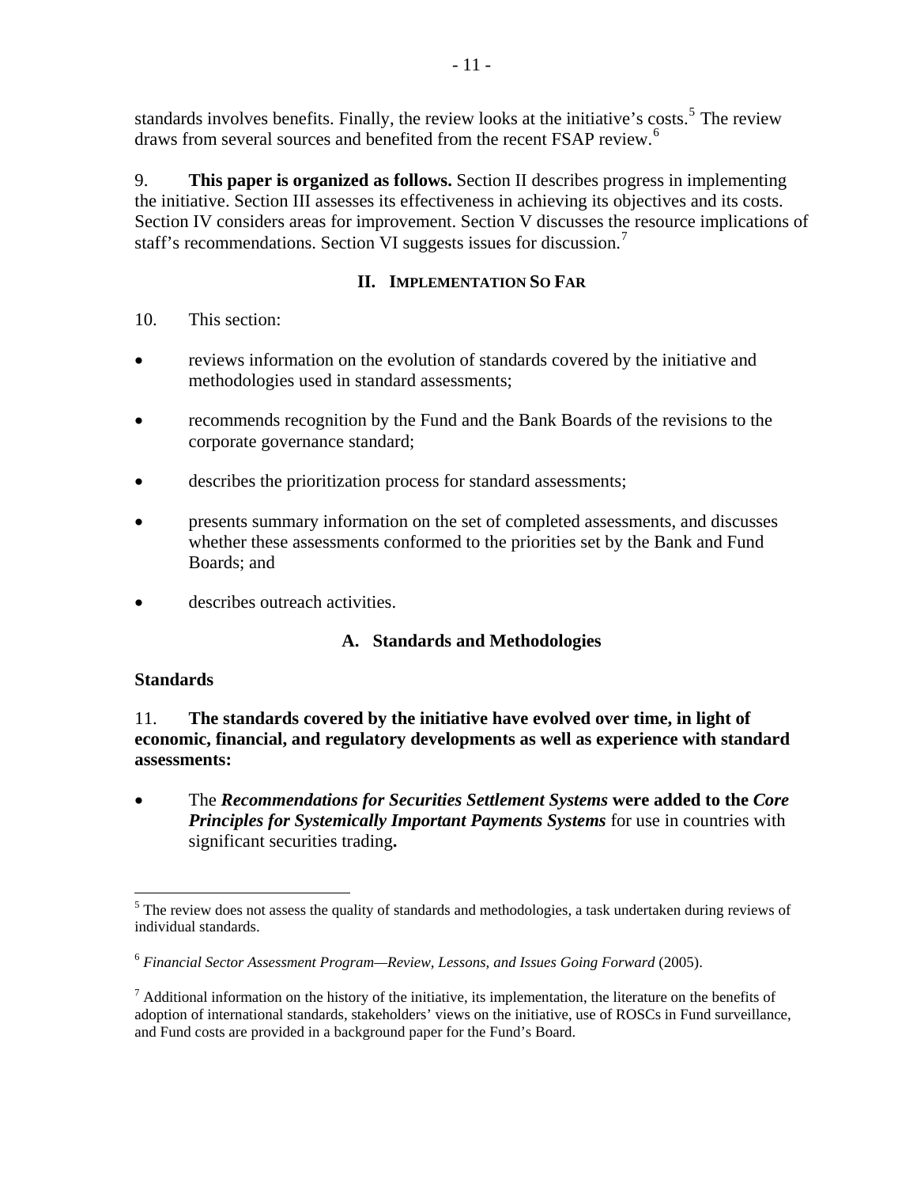standards involves benefits. Finally, the review looks at the initiative's costs.[5] The review draws from several sources and benefited from the recent FSAP review.[6]

9. **This paper is organized as follows.** Section II describes progress in implementing the initiative. Section III assesses its effectiveness in achieving its objectives and its costs. Section IV considers areas for improvement. Section V discusses the resource implications of staff's recommendations. Section VI suggests issues for discussion.[7]

## II. Implementation So Far

10. This section:

- reviews information on the evolution of standards covered by the initiative and methodologies used in standard assessments;
- recommends recognition by the Fund and the Bank Boards of the revisions to the corporate governance standard;
- describes the prioritization process for standard assessments;
- presents summary information on the set of completed assessments, and discusses whether these assessments conformed to the priorities set by the Bank and Fund Boards; and
- describes outreach activities.

### A. Standards and Methodologies

#### Standards

11. **The standards covered by the initiative have evolved over time, in light of economic, financial, and regulatory developments as well as experience with standard assessments:**

- The ***Recommendations for Securities Settlement Systems*** **were added to the** ***Core Principles for Systemically Important Payments Systems*** for use in countries with significant securities trading**.**

---

[5] The review does not assess the quality of standards and methodologies, a task undertaken during reviews of individual standards.

[6] *Financial Sector Assessment Program—Review, Lessons, and Issues Going Forward* (2005).

[7] Additional information on the history of the initiative, its implementation, the literature on the benefits of adoption of international standards, stakeholders' views on the initiative, use of ROSCs in Fund surveillance, and Fund costs are provided in a background paper for the Fund's Board.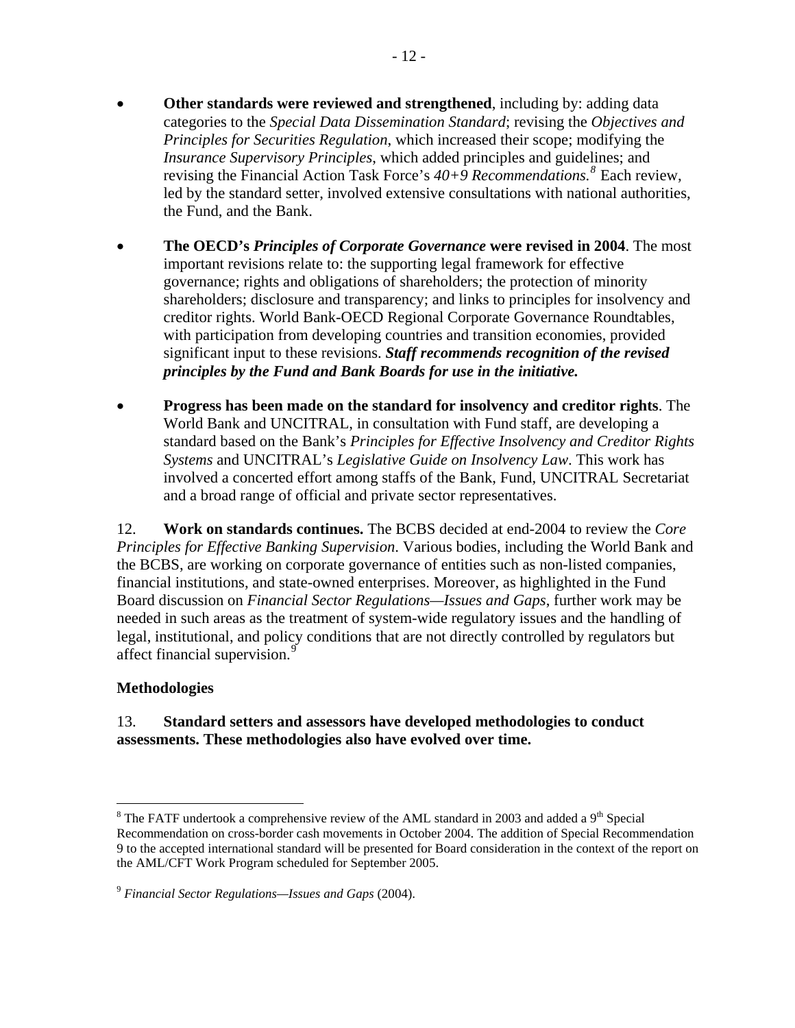- **Other standards were reviewed and strengthened**, including by: adding data categories to the *Special Data Dissemination Standard*; revising the *Objectives and Principles for Securities Regulation*, which increased their scope; modifying the *Insurance Supervisory Principles*, which added principles and guidelines; and revising the Financial Action Task Force's *40+9 Recommendations.*[8] Each review, led by the standard setter, involved extensive consultations with national authorities, the Fund, and the Bank.

- **The OECD's *Principles of Corporate Governance* were revised in 2004**. The most important revisions relate to: the supporting legal framework for effective governance; rights and obligations of shareholders; the protection of minority shareholders; disclosure and transparency; and links to principles for insolvency and creditor rights. World Bank-OECD Regional Corporate Governance Roundtables, with participation from developing countries and transition economies, provided significant input to these revisions. ***Staff recommends recognition of the revised principles by the Fund and Bank Boards for use in the initiative.***

- **Progress has been made on the standard for insolvency and creditor rights**. The World Bank and UNCITRAL, in consultation with Fund staff, are developing a standard based on the Bank's *Principles for Effective Insolvency and Creditor Rights Systems* and UNCITRAL's *Legislative Guide on Insolvency Law*. This work has involved a concerted effort among staffs of the Bank, Fund, UNCITRAL Secretariat and a broad range of official and private sector representatives.

12. **Work on standards continues.** The BCBS decided at end-2004 to review the *Core Principles for Effective Banking Supervision*. Various bodies, including the World Bank and the BCBS, are working on corporate governance of entities such as non-listed companies, financial institutions, and state-owned enterprises. Moreover, as highlighted in the Fund Board discussion on *Financial Sector Regulations—Issues and Gaps*, further work may be needed in such areas as the treatment of system-wide regulatory issues and the handling of legal, institutional, and policy conditions that are not directly controlled by regulators but affect financial supervision.[9]

### Methodologies

13. **Standard setters and assessors have developed methodologies to conduct assessments. These methodologies also have evolved over time.**

---

[8] The FATF undertook a comprehensive review of the AML standard in 2003 and added a 9th Special Recommendation on cross-border cash movements in October 2004. The addition of Special Recommendation 9 to the accepted international standard will be presented for Board consideration in the context of the report on the AML/CFT Work Program scheduled for September 2005.

[9] *Financial Sector Regulations—Issues and Gaps* (2004).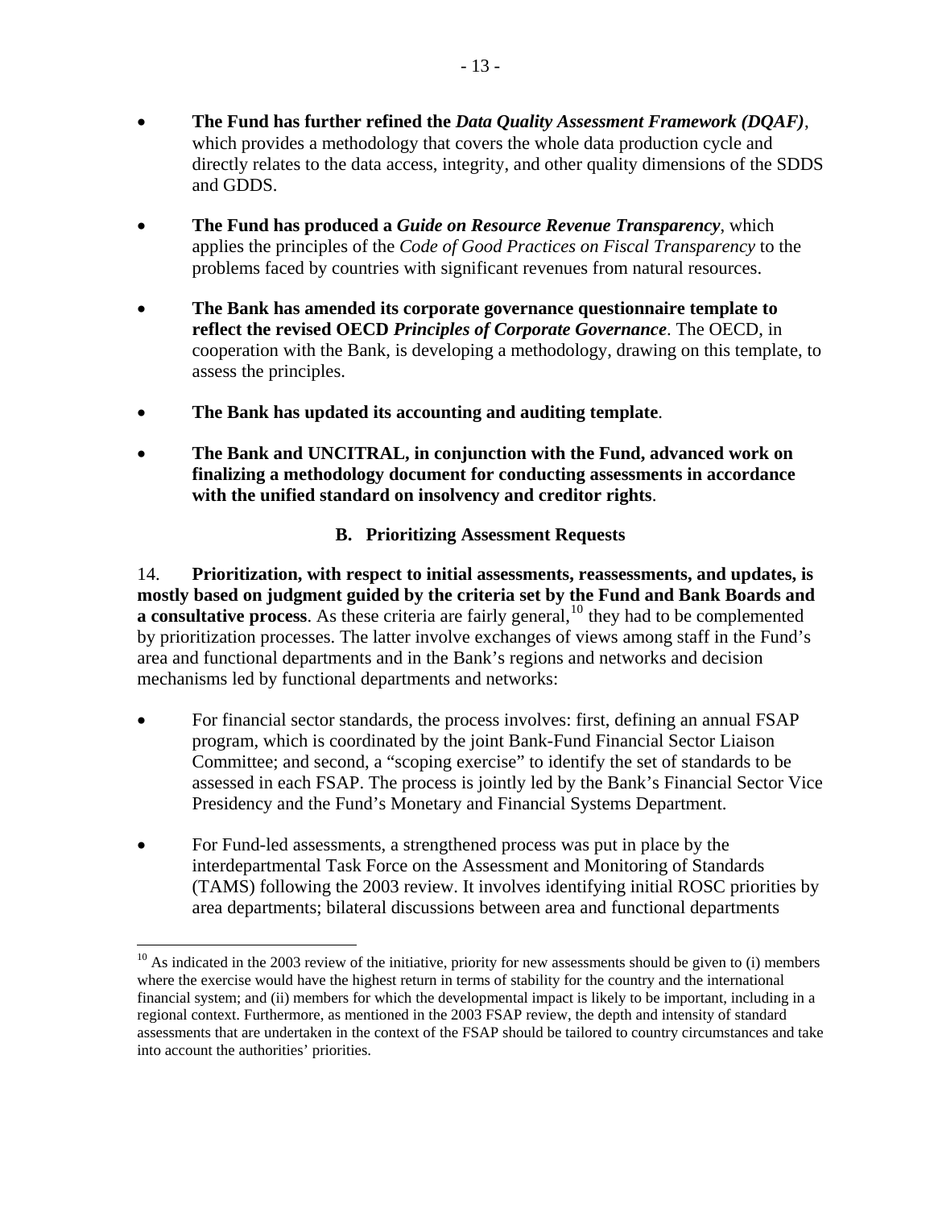- **The Fund has further refined the *Data Quality Assessment Framework (DQAF)***, which provides a methodology that covers the whole data production cycle and directly relates to the data access, integrity, and other quality dimensions of the SDDS and GDDS.

- **The Fund has produced a *Guide on Resource Revenue Transparency***, which applies the principles of the *Code of Good Practices on Fiscal Transparency* to the problems faced by countries with significant revenues from natural resources.

- **The Bank has amended its corporate governance questionnaire template to reflect the revised OECD *Principles of Corporate Governance***. The OECD, in cooperation with the Bank, is developing a methodology, drawing on this template, to assess the principles.

- **The Bank has updated its accounting and auditing template**.

- **The Bank and UNCITRAL, in conjunction with the Fund, advanced work on finalizing a methodology document for conducting assessments in accordance with the unified standard on insolvency and creditor rights**.

### B. Prioritizing Assessment Requests

14. **Prioritization, with respect to initial assessments, reassessments, and updates, is mostly based on judgment guided by the criteria set by the Fund and Bank Boards and a consultative process**. As these criteria are fairly general,[10] they had to be complemented by prioritization processes. The latter involve exchanges of views among staff in the Fund's area and functional departments and in the Bank's regions and networks and decision mechanisms led by functional departments and networks:

- For financial sector standards, the process involves: first, defining an annual FSAP program, which is coordinated by the joint Bank-Fund Financial Sector Liaison Committee; and second, a "scoping exercise" to identify the set of standards to be assessed in each FSAP. The process is jointly led by the Bank's Financial Sector Vice Presidency and the Fund's Monetary and Financial Systems Department.

- For Fund-led assessments, a strengthened process was put in place by the interdepartmental Task Force on the Assessment and Monitoring of Standards (TAMS) following the 2003 review. It involves identifying initial ROSC priorities by area departments; bilateral discussions between area and functional departments

[10] As indicated in the 2003 review of the initiative, priority for new assessments should be given to (i) members where the exercise would have the highest return in terms of stability for the country and the international financial system; and (ii) members for which the developmental impact is likely to be important, including in a regional context. Furthermore, as mentioned in the 2003 FSAP review, the depth and intensity of standard assessments that are undertaken in the context of the FSAP should be tailored to country circumstances and take into account the authorities' priorities.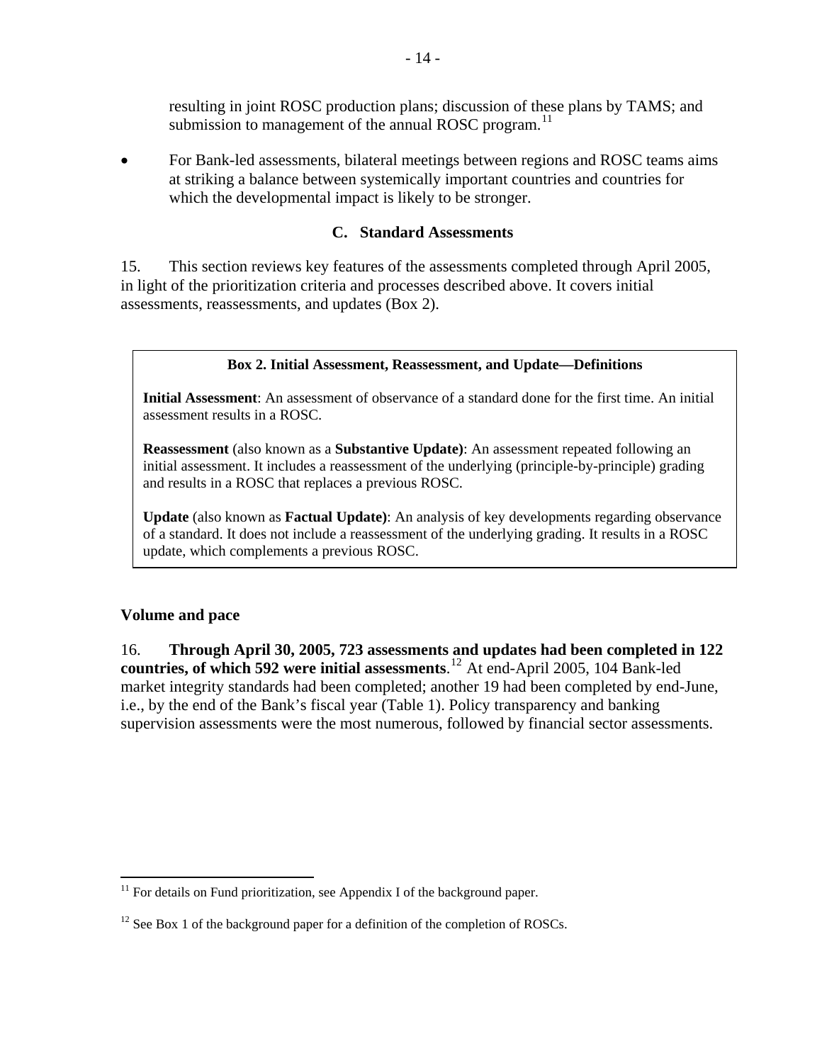resulting in joint ROSC production plans; discussion of these plans by TAMS; and submission to management of the annual ROSC program.[11]

- For Bank-led assessments, bilateral meetings between regions and ROSC teams aims at striking a balance between systemically important countries and countries for which the developmental impact is likely to be stronger.

### C. Standard Assessments

15. This section reviews key features of the assessments completed through April 2005, in light of the prioritization criteria and processes described above. It covers initial assessments, reassessments, and updates (Box 2).

> **Box 2. Initial Assessment, Reassessment, and Update—Definitions**
>
> **Initial Assessment**: An assessment of observance of a standard done for the first time. An initial assessment results in a ROSC.
>
> **Reassessment** (also known as a **Substantive Update)**: An assessment repeated following an initial assessment. It includes a reassessment of the underlying (principle-by-principle) grading and results in a ROSC that replaces a previous ROSC.
>
> **Update** (also known as **Factual Update)**: An analysis of key developments regarding observance of a standard. It does not include a reassessment of the underlying grading. It results in a ROSC update, which complements a previous ROSC.

#### Volume and pace

16. **Through April 30, 2005, 723 assessments and updates had been completed in 122 countries, of which 592 were initial assessments**.[12] At end-April 2005, 104 Bank-led market integrity standards had been completed; another 19 had been completed by end-June, i.e., by the end of the Bank's fiscal year (Table 1). Policy transparency and banking supervision assessments were the most numerous, followed by financial sector assessments.

---

[11] For details on Fund prioritization, see Appendix I of the background paper.

[12] See Box 1 of the background paper for a definition of the completion of ROSCs.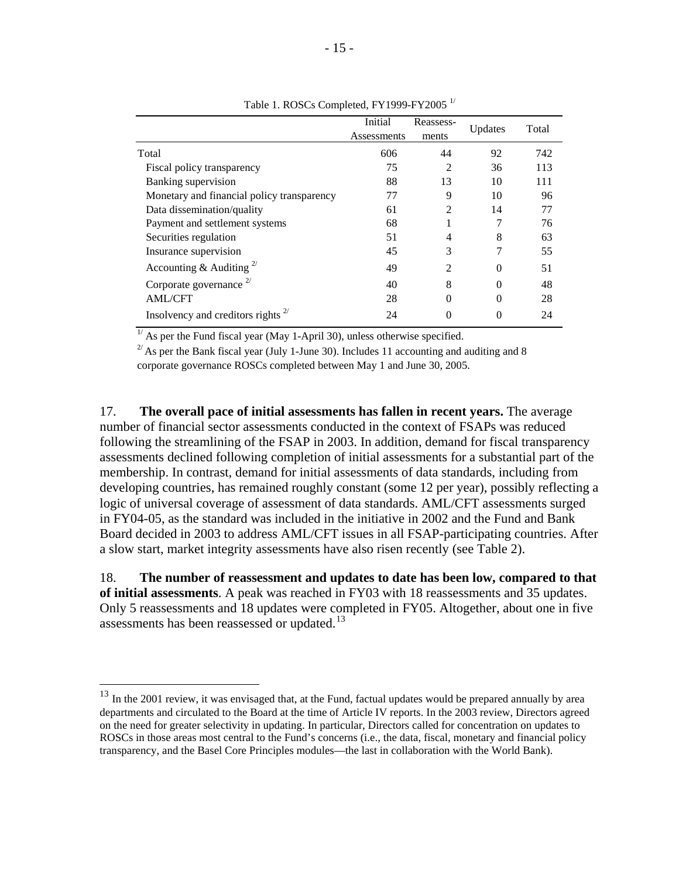Table 1. ROSCs Completed, FY1999-FY2005 [1/]

| | Initial Assessments | Reassess-ments | Updates | Total |
|---|---|---|---|---|
| Total | 606 | 44 | 92 | 742 |
| Fiscal policy transparency | 75 | 2 | 36 | 113 |
| Banking supervision | 88 | 13 | 10 | 111 |
| Monetary and financial policy transparency | 77 | 9 | 10 | 96 |
| Data dissemination/quality | 61 | 2 | 14 | 77 |
| Payment and settlement systems | 68 | 1 | 7 | 76 |
| Securities regulation | 51 | 4 | 8 | 63 |
| Insurance supervision | 45 | 3 | 7 | 55 |
| Accounting & Auditing [2/] | 49 | 2 | 0 | 51 |
| Corporate governance [2/] | 40 | 8 | 0 | 48 |
| AML/CFT | 28 | 0 | 0 | 28 |
| Insolvency and creditors rights [2/] | 24 | 0 | 0 | 24 |

[1/] As per the Fund fiscal year (May 1-April 30), unless otherwise specified.

[2/] As per the Bank fiscal year (July 1-June 30). Includes 11 accounting and auditing and 8 corporate governance ROSCs completed between May 1 and June 30, 2005.

17. **The overall pace of initial assessments has fallen in recent years.** The average number of financial sector assessments conducted in the context of FSAPs was reduced following the streamlining of the FSAP in 2003. In addition, demand for fiscal transparency assessments declined following completion of initial assessments for a substantial part of the membership. In contrast, demand for initial assessments of data standards, including from developing countries, has remained roughly constant (some 12 per year), possibly reflecting a logic of universal coverage of assessment of data standards. AML/CFT assessments surged in FY04-05, as the standard was included in the initiative in 2002 and the Fund and Bank Board decided in 2003 to address AML/CFT issues in all FSAP-participating countries. After a slow start, market integrity assessments have also risen recently (see Table 2).

18. **The number of reassessment and updates to date has been low, compared to that of initial assessments**. A peak was reached in FY03 with 18 reassessments and 35 updates. Only 5 reassessments and 18 updates were completed in FY05. Altogether, about one in five assessments has been reassessed or updated.[13]

[13] In the 2001 review, it was envisaged that, at the Fund, factual updates would be prepared annually by area departments and circulated to the Board at the time of Article IV reports. In the 2003 review, Directors agreed on the need for greater selectivity in updating. In particular, Directors called for concentration on updates to ROSCs in those areas most central to the Fund's concerns (i.e., the data, fiscal, monetary and financial policy transparency, and the Basel Core Principles modules—the last in collaboration with the World Bank).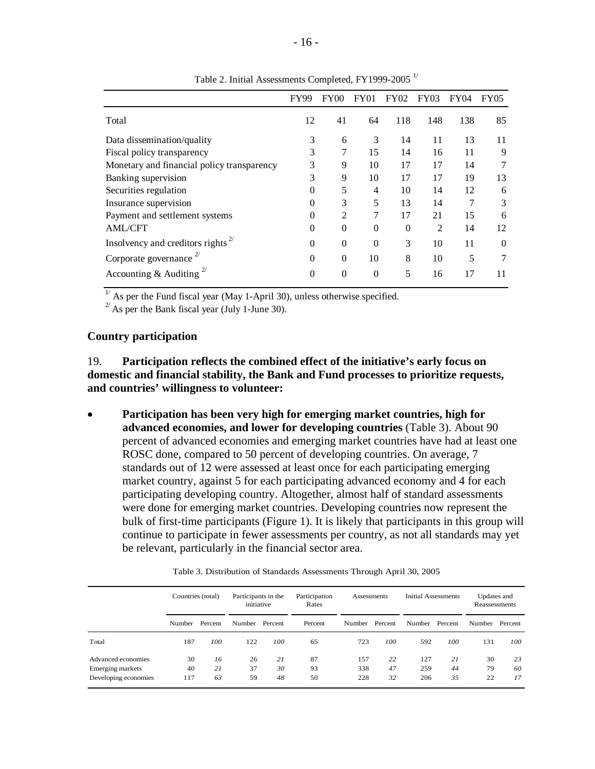Table 2. Initial Assessments Completed, FY1999-2005 [1/]

| | FY99 | FY00 | FY01 | FY02 | FY03 | FY04 | FY05 |
|---|---|---|---|---|---|---|---|
| Total | 12 | 41 | 64 | 118 | 148 | 138 | 85 |
| Data dissemination/quality | 3 | 6 | 3 | 14 | 11 | 13 | 11 |
| Fiscal policy transparency | 3 | 7 | 15 | 14 | 16 | 11 | 9 |
| Monetary and financial policy transparency | 3 | 9 | 10 | 17 | 17 | 14 | 7 |
| Banking supervision | 3 | 9 | 10 | 17 | 17 | 19 | 13 |
| Securities regulation | 0 | 5 | 4 | 10 | 14 | 12 | 6 |
| Insurance supervision | 0 | 3 | 5 | 13 | 14 | 7 | 3 |
| Payment and settlement systems | 0 | 2 | 7 | 17 | 21 | 15 | 6 |
| AML/CFT | 0 | 0 | 0 | 0 | 2 | 14 | 12 |
| Insolvency and creditors rights [2/] | 0 | 0 | 0 | 3 | 10 | 11 | 0 |
| Corporate governance [2/] | 0 | 0 | 10 | 8 | 10 | 5 | 7 |
| Accounting & Auditing [2/] | 0 | 0 | 0 | 5 | 16 | 17 | 11 |

[1/] As per the Fund fiscal year (May 1-April 30), unless otherwise specified.
[2/] As per the Bank fiscal year (July 1-June 30).

## Country participation

19. **Participation reflects the combined effect of the initiative's early focus on domestic and financial stability, the Bank and Fund processes to prioritize requests, and countries' willingness to volunteer:**

- **Participation has been very high for emerging market countries, high for advanced economies, and lower for developing countries** (Table 3). About 90 percent of advanced economies and emerging market countries have had at least one ROSC done, compared to 50 percent of developing countries. On average, 7 standards out of 12 were assessed at least once for each participating emerging market country, against 5 for each participating advanced economy and 4 for each participating developing country. Altogether, almost half of standard assessments were done for emerging market countries. Developing countries now represent the bulk of first-time participants (Figure 1). It is likely that participants in this group will continue to participate in fewer assessments per country, as not all standards may yet be relevant, particularly in the financial sector area.

Table 3. Distribution of Standards Assessments Through April 30, 2005

| | Countries (total) | | Participants in the initiative | | Participation Rates | Assessments | | Initial Assessments | | Updates and Reassessments | |
|---|---|---|---|---|---|---|---|---|---|---|---|
| | Number | Percent | Number | Percent | Percent | Number | Percent | Number | Percent | Number | Percent |
| Total | 187 | *100* | 122 | *100* | 65 | 723 | *100* | 592 | *100* | 131 | *100* |
| Advanced economies | 30 | *16* | 26 | *21* | 87 | 157 | *22* | 127 | *21* | 30 | *23* |
| Emerging markets | 40 | *21* | 37 | *30* | 93 | 338 | *47* | 259 | *44* | 79 | *60* |
| Developing economies | 117 | *63* | 59 | *48* | 50 | 228 | *32* | 206 | *35* | 22 | *17* |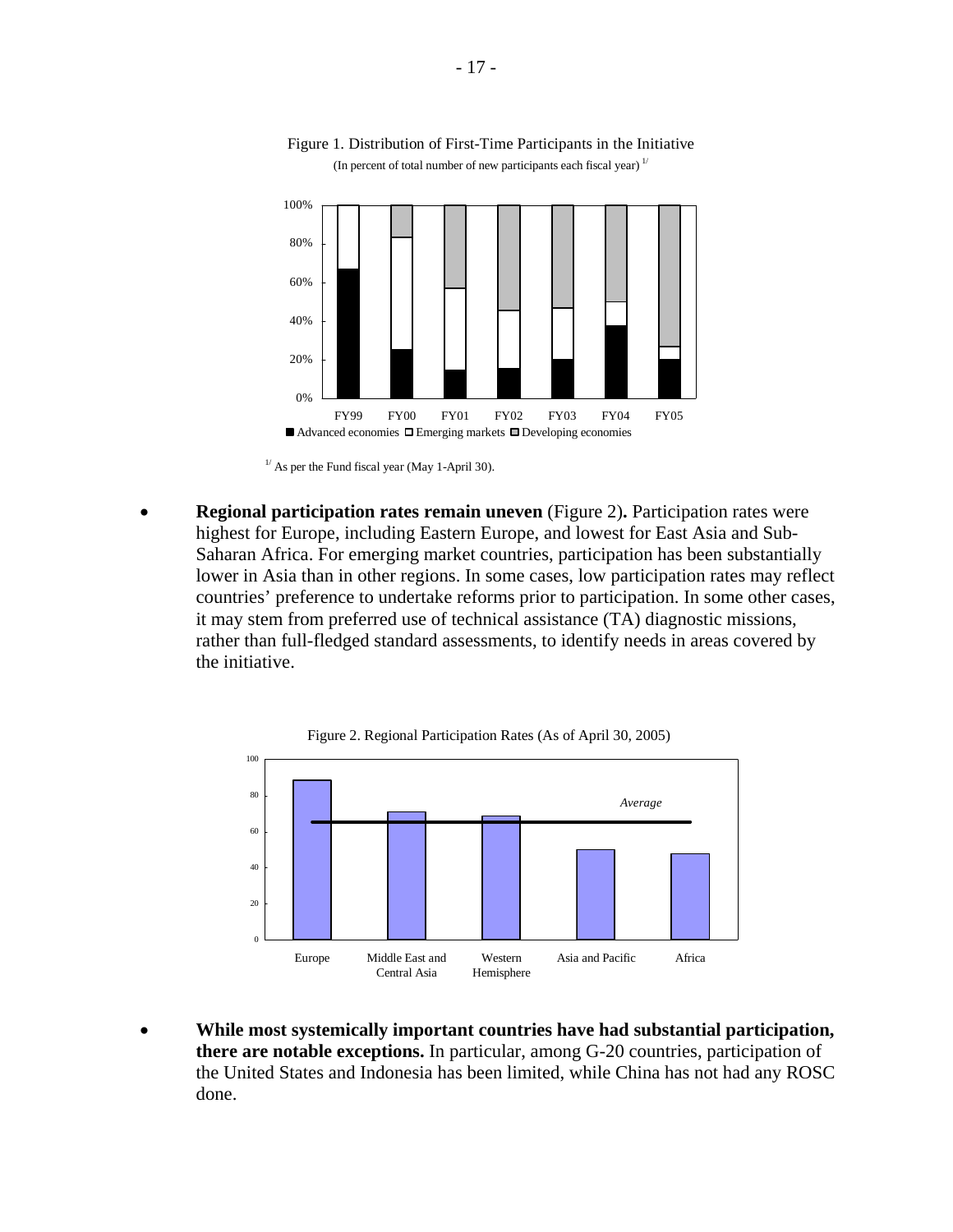Figure 1. Distribution of First-Time Participants in the Initiative

(In percent of total number of new participants each fiscal year) [1/]

[1/] As per the Fund fiscal year (May 1-April 30).

- **Regional participation rates remain uneven** (Figure 2)**.** Participation rates were highest for Europe, including Eastern Europe, and lowest for East Asia and Sub-Saharan Africa. For emerging market countries, participation has been substantially lower in Asia than in other regions. In some cases, low participation rates may reflect countries' preference to undertake reforms prior to participation. In some other cases, it may stem from preferred use of technical assistance (TA) diagnostic missions, rather than full-fledged standard assessments, to identify needs in areas covered by the initiative.

Figure 2. Regional Participation Rates (As of April 30, 2005)

- **While most systemically important countries have had substantial participation, there are notable exceptions.** In particular, among G-20 countries, participation of the United States and Indonesia has been limited, while China has not had any ROSC done.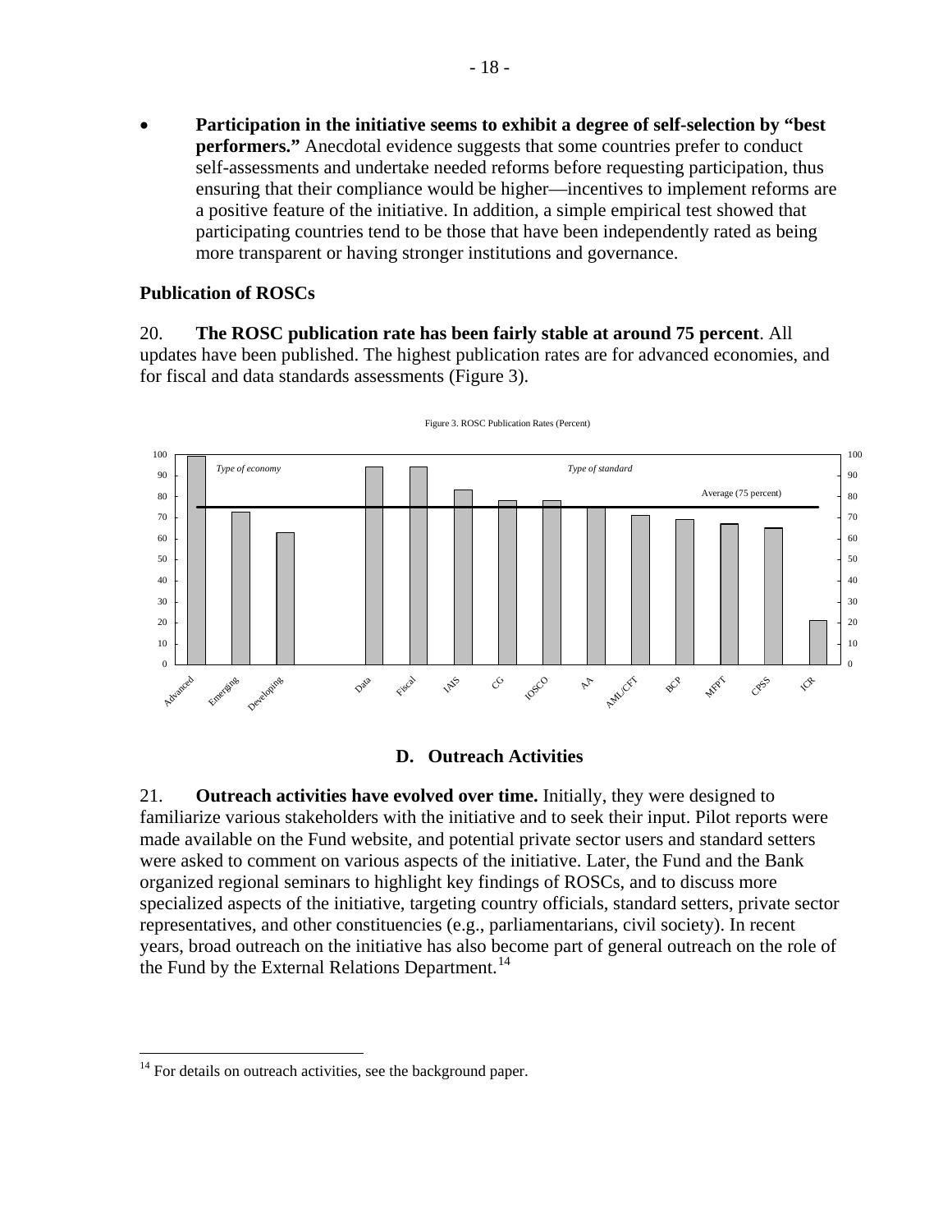- **Participation in the initiative seems to exhibit a degree of self-selection by "best performers."** Anecdotal evidence suggests that some countries prefer to conduct self-assessments and undertake needed reforms before requesting participation, thus ensuring that their compliance would be higher—incentives to implement reforms are a positive feature of the initiative. In addition, a simple empirical test showed that participating countries tend to be those that have been independently rated as being more transparent or having stronger institutions and governance.

### Publication of ROSCs

20. **The ROSC publication rate has been fairly stable at around 75 percent**. All updates have been published. The highest publication rates are for advanced economies, and for fiscal and data standards assessments (Figure 3).

Figure 3. ROSC Publication Rates (Percent)

## D. Outreach Activities

21. **Outreach activities have evolved over time.** Initially, they were designed to familiarize various stakeholders with the initiative and to seek their input. Pilot reports were made available on the Fund website, and potential private sector users and standard setters were asked to comment on various aspects of the initiative. Later, the Fund and the Bank organized regional seminars to highlight key findings of ROSCs, and to discuss more specialized aspects of the initiative, targeting country officials, standard setters, private sector representatives, and other constituencies (e.g., parliamentarians, civil society). In recent years, broad outreach on the initiative has also become part of general outreach on the role of the Fund by the External Relations Department.[14]

[14] For details on outreach activities, see the background paper.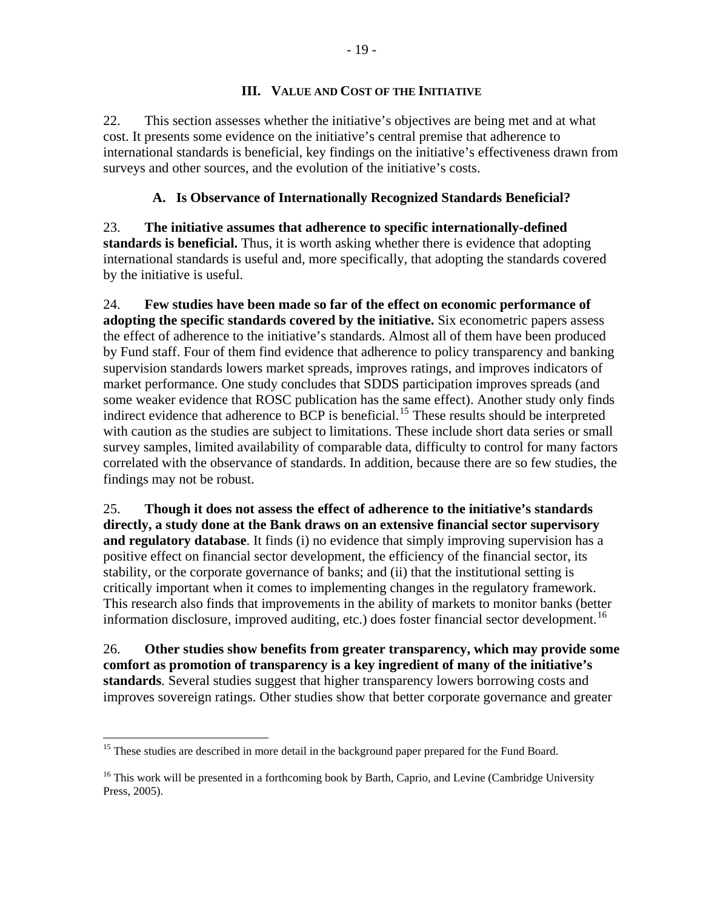## III. VALUE AND COST OF THE INITIATIVE

22. This section assesses whether the initiative's objectives are being met and at what cost. It presents some evidence on the initiative's central premise that adherence to international standards is beneficial, key findings on the initiative's effectiveness drawn from surveys and other sources, and the evolution of the initiative's costs.

### A. Is Observance of Internationally Recognized Standards Beneficial?

23. **The initiative assumes that adherence to specific internationally-defined standards is beneficial.** Thus, it is worth asking whether there is evidence that adopting international standards is useful and, more specifically, that adopting the standards covered by the initiative is useful.

24. **Few studies have been made so far of the effect on economic performance of adopting the specific standards covered by the initiative.** Six econometric papers assess the effect of adherence to the initiative's standards. Almost all of them have been produced by Fund staff. Four of them find evidence that adherence to policy transparency and banking supervision standards lowers market spreads, improves ratings, and improves indicators of market performance. One study concludes that SDDS participation improves spreads (and some weaker evidence that ROSC publication has the same effect). Another study only finds indirect evidence that adherence to BCP is beneficial.[15] These results should be interpreted with caution as the studies are subject to limitations. These include short data series or small survey samples, limited availability of comparable data, difficulty to control for many factors correlated with the observance of standards. In addition, because there are so few studies, the findings may not be robust.

25. **Though it does not assess the effect of adherence to the initiative's standards directly, a study done at the Bank draws on an extensive financial sector supervisory and regulatory database**. It finds (i) no evidence that simply improving supervision has a positive effect on financial sector development, the efficiency of the financial sector, its stability, or the corporate governance of banks; and (ii) that the institutional setting is critically important when it comes to implementing changes in the regulatory framework. This research also finds that improvements in the ability of markets to monitor banks (better information disclosure, improved auditing, etc.) does foster financial sector development.[16]

26. **Other studies show benefits from greater transparency, which may provide some comfort as promotion of transparency is a key ingredient of many of the initiative's standards**. Several studies suggest that higher transparency lowers borrowing costs and improves sovereign ratings. Other studies show that better corporate governance and greater

---

[15] These studies are described in more detail in the background paper prepared for the Fund Board.

[16] This work will be presented in a forthcoming book by Barth, Caprio, and Levine (Cambridge University Press, 2005).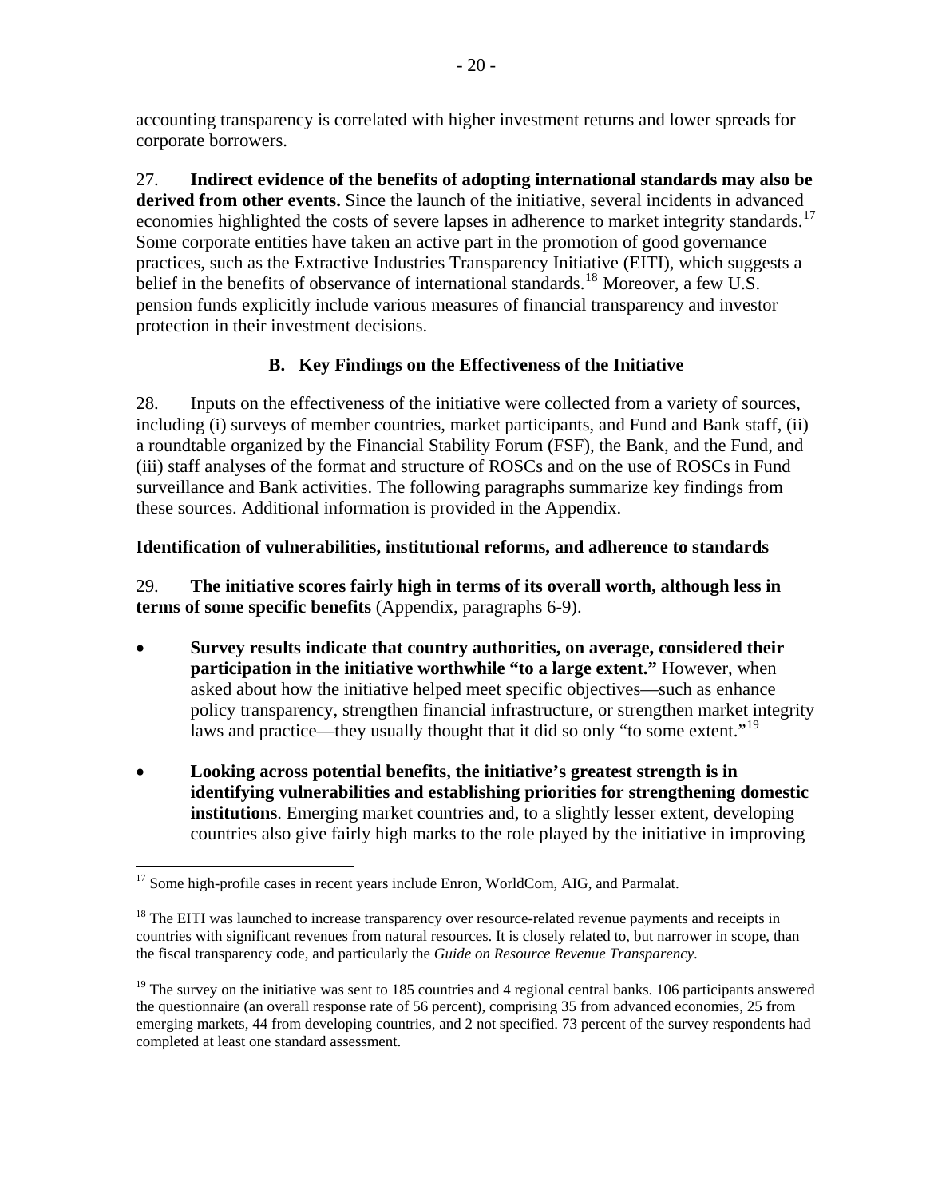accounting transparency is correlated with higher investment returns and lower spreads for corporate borrowers.

27. **Indirect evidence of the benefits of adopting international standards may also be derived from other events.** Since the launch of the initiative, several incidents in advanced economies highlighted the costs of severe lapses in adherence to market integrity standards.[17] Some corporate entities have taken an active part in the promotion of good governance practices, such as the Extractive Industries Transparency Initiative (EITI), which suggests a belief in the benefits of observance of international standards.[18] Moreover, a few U.S. pension funds explicitly include various measures of financial transparency and investor protection in their investment decisions.

### B. Key Findings on the Effectiveness of the Initiative

28. Inputs on the effectiveness of the initiative were collected from a variety of sources, including (i) surveys of member countries, market participants, and Fund and Bank staff, (ii) a roundtable organized by the Financial Stability Forum (FSF), the Bank, and the Fund, and (iii) staff analyses of the format and structure of ROSCs and on the use of ROSCs in Fund surveillance and Bank activities. The following paragraphs summarize key findings from these sources. Additional information is provided in the Appendix.

**Identification of vulnerabilities, institutional reforms, and adherence to standards**

29. **The initiative scores fairly high in terms of its overall worth, although less in terms of some specific benefits** (Appendix, paragraphs 6-9).

- **Survey results indicate that country authorities, on average, considered their participation in the initiative worthwhile "to a large extent."** However, when asked about how the initiative helped meet specific objectives—such as enhance policy transparency, strengthen financial infrastructure, or strengthen market integrity laws and practice—they usually thought that it did so only "to some extent."[19]

- **Looking across potential benefits, the initiative's greatest strength is in identifying vulnerabilities and establishing priorities for strengthening domestic institutions**. Emerging market countries and, to a slightly lesser extent, developing countries also give fairly high marks to the role played by the initiative in improving

---

[17] Some high-profile cases in recent years include Enron, WorldCom, AIG, and Parmalat.

[18] The EITI was launched to increase transparency over resource-related revenue payments and receipts in countries with significant revenues from natural resources. It is closely related to, but narrower in scope, than the fiscal transparency code, and particularly the *Guide on Resource Revenue Transparency*.

[19] The survey on the initiative was sent to 185 countries and 4 regional central banks. 106 participants answered the questionnaire (an overall response rate of 56 percent), comprising 35 from advanced economies, 25 from emerging markets, 44 from developing countries, and 2 not specified. 73 percent of the survey respondents had completed at least one standard assessment.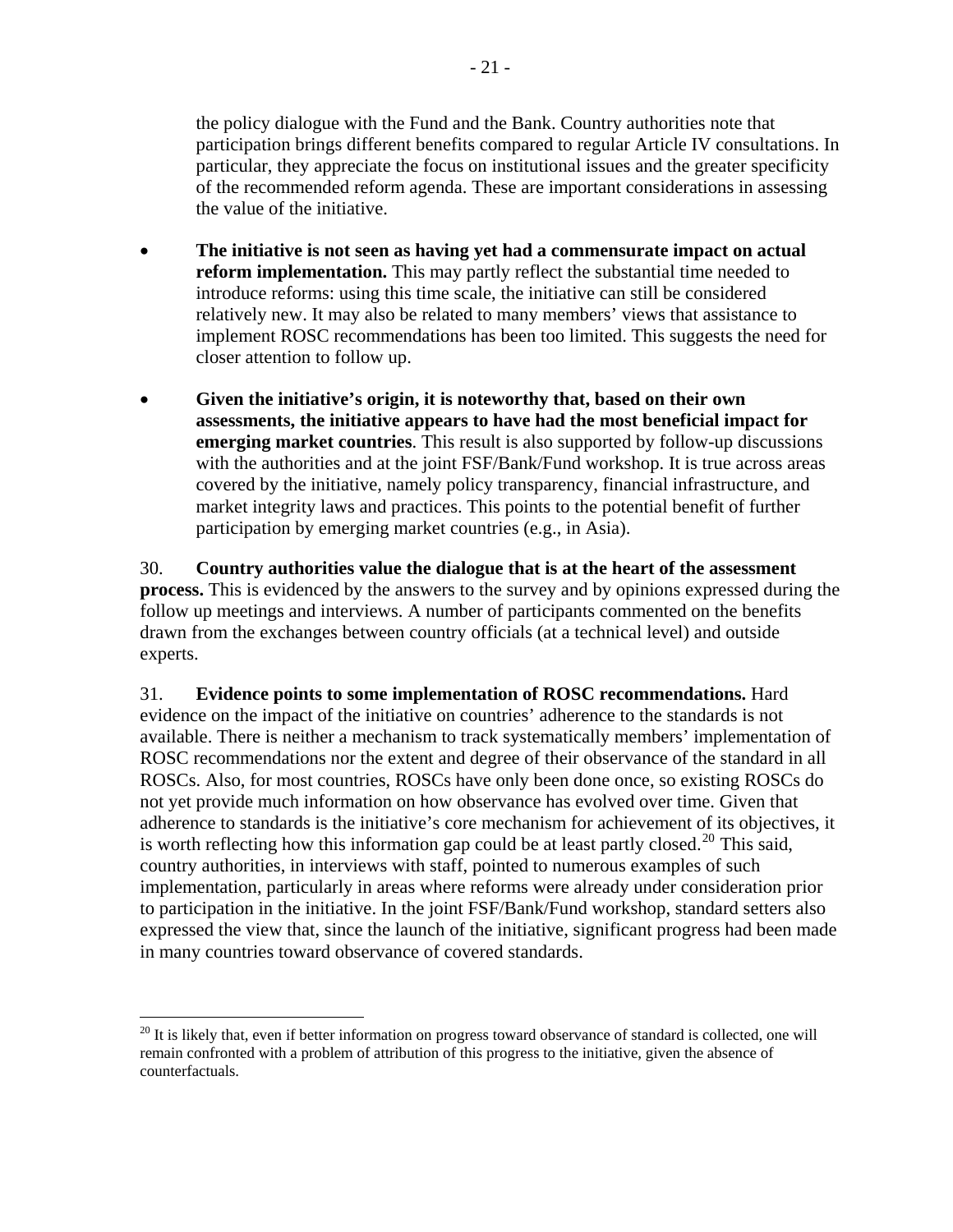the policy dialogue with the Fund and the Bank. Country authorities note that participation brings different benefits compared to regular Article IV consultations. In particular, they appreciate the focus on institutional issues and the greater specificity of the recommended reform agenda. These are important considerations in assessing the value of the initiative.

- **The initiative is not seen as having yet had a commensurate impact on actual reform implementation.** This may partly reflect the substantial time needed to introduce reforms: using this time scale, the initiative can still be considered relatively new. It may also be related to many members' views that assistance to implement ROSC recommendations has been too limited. This suggests the need for closer attention to follow up.

- **Given the initiative's origin, it is noteworthy that, based on their own assessments, the initiative appears to have had the most beneficial impact for emerging market countries**. This result is also supported by follow-up discussions with the authorities and at the joint FSF/Bank/Fund workshop. It is true across areas covered by the initiative, namely policy transparency, financial infrastructure, and market integrity laws and practices. This points to the potential benefit of further participation by emerging market countries (e.g., in Asia).

30. **Country authorities value the dialogue that is at the heart of the assessment process.** This is evidenced by the answers to the survey and by opinions expressed during the follow up meetings and interviews. A number of participants commented on the benefits drawn from the exchanges between country officials (at a technical level) and outside experts.

31. **Evidence points to some implementation of ROSC recommendations.** Hard evidence on the impact of the initiative on countries' adherence to the standards is not available. There is neither a mechanism to track systematically members' implementation of ROSC recommendations nor the extent and degree of their observance of the standard in all ROSCs. Also, for most countries, ROSCs have only been done once, so existing ROSCs do not yet provide much information on how observance has evolved over time. Given that adherence to standards is the initiative's core mechanism for achievement of its objectives, it is worth reflecting how this information gap could be at least partly closed.[20] This said, country authorities, in interviews with staff, pointed to numerous examples of such implementation, particularly in areas where reforms were already under consideration prior to participation in the initiative. In the joint FSF/Bank/Fund workshop, standard setters also expressed the view that, since the launch of the initiative, significant progress had been made in many countries toward observance of covered standards.

[20] It is likely that, even if better information on progress toward observance of standard is collected, one will remain confronted with a problem of attribution of this progress to the initiative, given the absence of counterfactuals.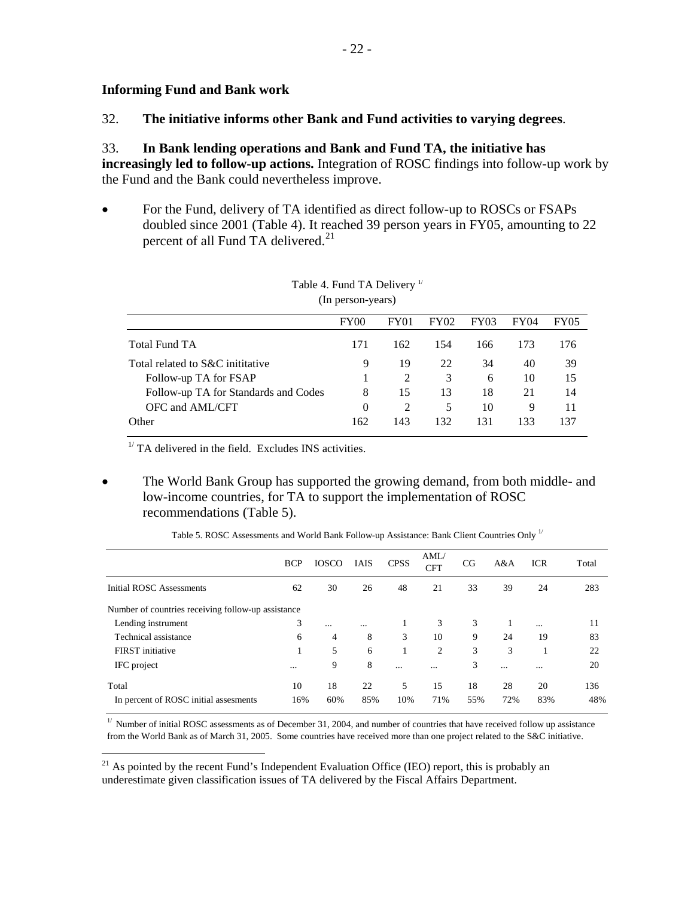**Informing Fund and Bank work**

32. **The initiative informs other Bank and Fund activities to varying degrees**.

33. **In Bank lending operations and Bank and Fund TA, the initiative has increasingly led to follow-up actions.** Integration of ROSC findings into follow-up work by the Fund and the Bank could nevertheless improve.

- For the Fund, delivery of TA identified as direct follow-up to ROSCs or FSAPs doubled since 2001 (Table 4). It reached 39 person years in FY05, amounting to 22 percent of all Fund TA delivered.[21]

Table 4. Fund TA Delivery [1/]
(In person-years)

| | FY00 | FY01 | FY02 | FY03 | FY04 | FY05 |
|---|---|---|---|---|---|---|
| Total Fund TA | 171 | 162 | 154 | 166 | 173 | 176 |
| Total related to S&C inititative | 9 | 19 | 22 | 34 | 40 | 39 |
| Follow-up TA for FSAP | 1 | 2 | 3 | 6 | 10 | 15 |
| Follow-up TA for Standards and Codes | 8 | 15 | 13 | 18 | 21 | 14 |
| OFC and AML/CFT | 0 | 2 | 5 | 10 | 9 | 11 |
| Other | 162 | 143 | 132 | 131 | 133 | 137 |

[1/] TA delivered in the field. Excludes INS activities.

- The World Bank Group has supported the growing demand, from both middle- and low-income countries, for TA to support the implementation of ROSC recommendations (Table 5).

Table 5. ROSC Assessments and World Bank Follow-up Assistance: Bank Client Countries Only [1/]

| | BCP | IOSCO | IAIS | CPSS | AML/ CFT | CG | A&A | ICR | Total |
|---|---|---|---|---|---|---|---|---|---|
| Initial ROSC Assessments | 62 | 30 | 26 | 48 | 21 | 33 | 39 | 24 | 283 |
| Number of countries receiving follow-up assistance | | | | | | | | | |
| Lending instrument | 3 | ... | ... | 1 | 3 | 3 | 1 | ... | 11 |
| Technical assistance | 6 | 4 | 8 | 3 | 10 | 9 | 24 | 19 | 83 |
| FIRST initiative | 1 | 5 | 6 | 1 | 2 | 3 | 3 | 1 | 22 |
| IFC project | ... | 9 | 8 | ... | ... | 3 | ... | ... | 20 |
| Total | 10 | 18 | 22 | 5 | 15 | 18 | 28 | 20 | 136 |
| In percent of ROSC initial assesments | 16% | 60% | 85% | 10% | 71% | 55% | 72% | 83% | 48% |

[1/] Number of initial ROSC assessments as of December 31, 2004, and number of countries that have received follow up assistance from the World Bank as of March 31, 2005. Some countries have received more than one project related to the S&C initiative.

[21] As pointed by the recent Fund's Independent Evaluation Office (IEO) report, this is probably an underestimate given classification issues of TA delivered by the Fiscal Affairs Department.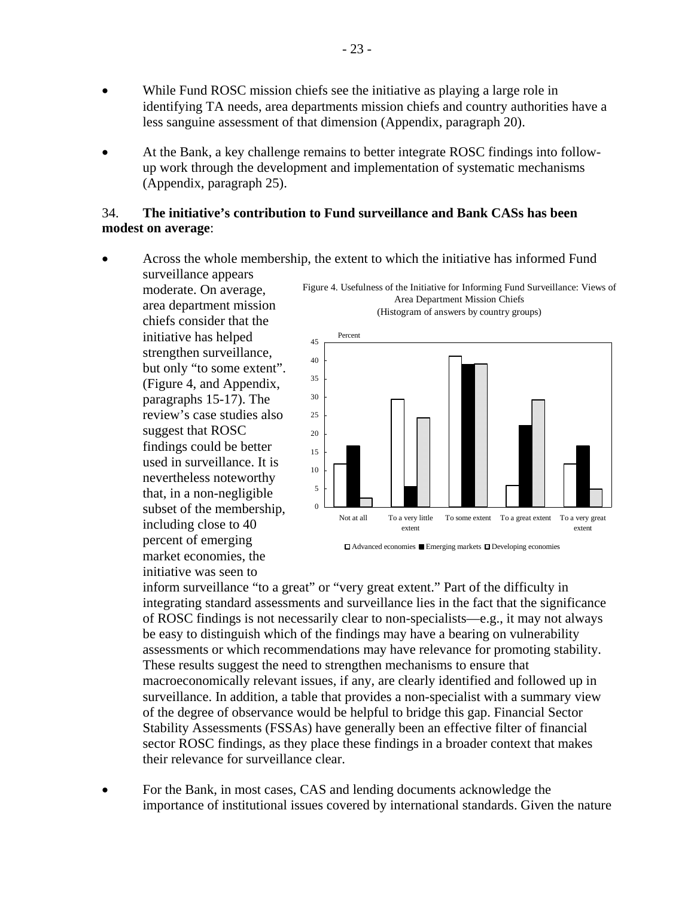- While Fund ROSC mission chiefs see the initiative as playing a large role in identifying TA needs, area departments mission chiefs and country authorities have a less sanguine assessment of that dimension (Appendix, paragraph 20).

- At the Bank, a key challenge remains to better integrate ROSC findings into follow-up work through the development and implementation of systematic mechanisms (Appendix, paragraph 25).

34. **The initiative's contribution to Fund surveillance and Bank CASs has been modest on average**:

- Across the whole membership, the extent to which the initiative has informed Fund surveillance appears moderate. On average, area department mission chiefs consider that the initiative has helped strengthen surveillance, but only "to some extent". (Figure 4, and Appendix, paragraphs 15-17). The review's case studies also suggest that ROSC findings could be better used in surveillance. It is nevertheless noteworthy that, in a non-negligible subset of the membership, including close to 40 percent of emerging market economies, the initiative was seen to inform surveillance "to a great" or "very great extent." Part of the difficulty in integrating standard assessments and surveillance lies in the fact that the significance of ROSC findings is not necessarily clear to non-specialists—e.g., it may not always be easy to distinguish which of the findings may have a bearing on vulnerability assessments or which recommendations may have relevance for promoting stability. These results suggest the need to strengthen mechanisms to ensure that macroeconomically relevant issues, if any, are clearly identified and followed up in surveillance. In addition, a table that provides a non-specialist with a summary view of the degree of observance would be helpful to bridge this gap. Financial Sector Stability Assessments (FSSAs) have generally been an effective filter of financial sector ROSC findings, as they place these findings in a broader context that makes their relevance for surveillance clear.

Figure 4. Usefulness of the Initiative for Informing Fund Surveillance: Views of Area Department Mission Chiefs
(Histogram of answers by country groups)

| Percent | Not at all | To a very little extent | To some extent | To a great extent | To a very great extent |
|---|---|---|---|---|---|
| Advanced economies | 11.8 | 29.4 | 41.2 | 5.9 | 11.8 |
| Emerging markets | 16.7 | 5.6 | 38.9 | 22.2 | 16.7 |
| Developing economies | 2.4 | 24.4 | 39.0 | 29.3 | 4.9 |

- For the Bank, in most cases, CAS and lending documents acknowledge the importance of institutional issues covered by international standards. Given the nature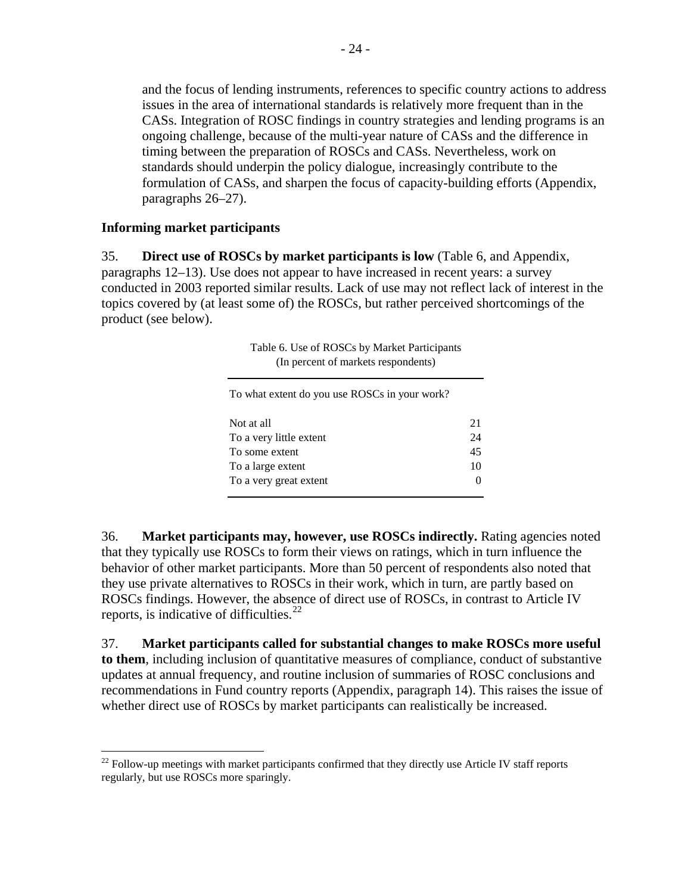and the focus of lending instruments, references to specific country actions to address issues in the area of international standards is relatively more frequent than in the CASs. Integration of ROSC findings in country strategies and lending programs is an ongoing challenge, because of the multi-year nature of CASs and the difference in timing between the preparation of ROSCs and CASs. Nevertheless, work on standards should underpin the policy dialogue, increasingly contribute to the formulation of CASs, and sharpen the focus of capacity-building efforts (Appendix, paragraphs 26–27).

### Informing market participants

35. **Direct use of ROSCs by market participants is low** (Table 6, and Appendix, paragraphs 12–13). Use does not appear to have increased in recent years: a survey conducted in 2003 reported similar results. Lack of use may not reflect lack of interest in the topics covered by (at least some of) the ROSCs, but rather perceived shortcomings of the product (see below).

Table 6. Use of ROSCs by Market Participants
(In percent of markets respondents)

| To what extent do you use ROSCs in your work? | |
|---|---|
| Not at all | 21 |
| To a very little extent | 24 |
| To some extent | 45 |
| To a large extent | 10 |
| To a very great extent | 0 |

36. **Market participants may, however, use ROSCs indirectly.** Rating agencies noted that they typically use ROSCs to form their views on ratings, which in turn influence the behavior of other market participants. More than 50 percent of respondents also noted that they use private alternatives to ROSCs in their work, which in turn, are partly based on ROSCs findings. However, the absence of direct use of ROSCs, in contrast to Article IV reports, is indicative of difficulties.[22]

37. **Market participants called for substantial changes to make ROSCs more useful to them**, including inclusion of quantitative measures of compliance, conduct of substantive updates at annual frequency, and routine inclusion of summaries of ROSC conclusions and recommendations in Fund country reports (Appendix, paragraph 14). This raises the issue of whether direct use of ROSCs by market participants can realistically be increased.

[22] Follow-up meetings with market participants confirmed that they directly use Article IV staff reports regularly, but use ROSCs more sparingly.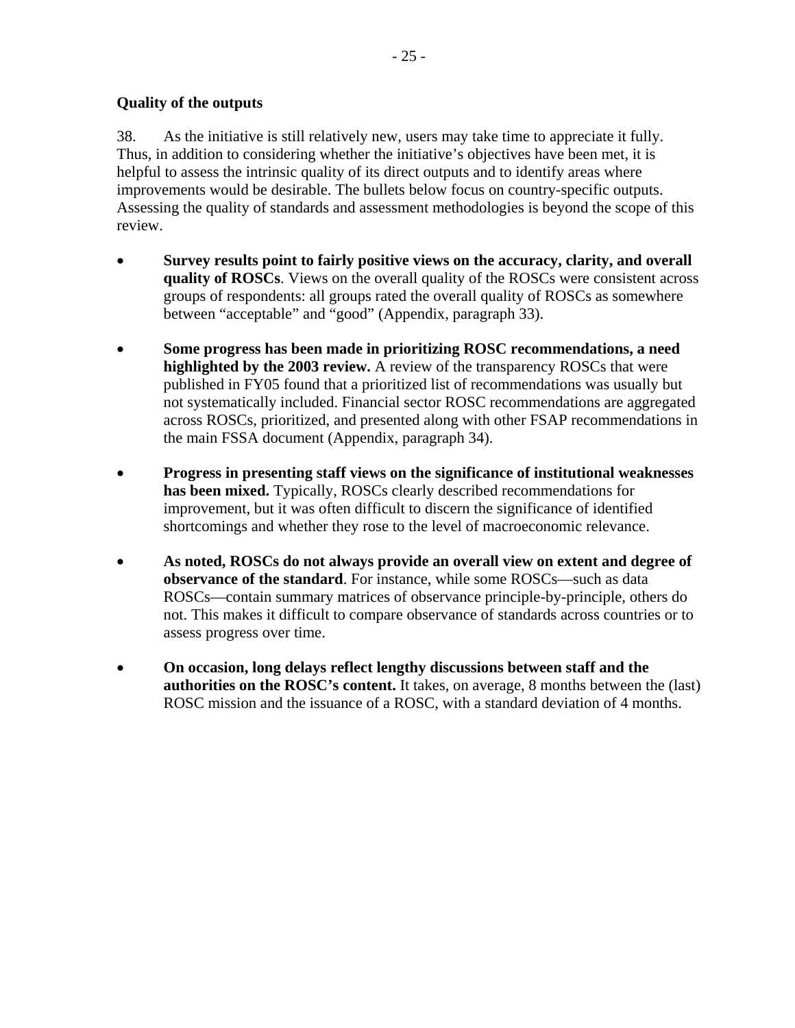**Quality of the outputs**

38. As the initiative is still relatively new, users may take time to appreciate it fully. Thus, in addition to considering whether the initiative's objectives have been met, it is helpful to assess the intrinsic quality of its direct outputs and to identify areas where improvements would be desirable. The bullets below focus on country-specific outputs. Assessing the quality of standards and assessment methodologies is beyond the scope of this review.

- **Survey results point to fairly positive views on the accuracy, clarity, and overall quality of ROSCs**. Views on the overall quality of the ROSCs were consistent across groups of respondents: all groups rated the overall quality of ROSCs as somewhere between "acceptable" and "good" (Appendix, paragraph 33).

- **Some progress has been made in prioritizing ROSC recommendations, a need highlighted by the 2003 review.** A review of the transparency ROSCs that were published in FY05 found that a prioritized list of recommendations was usually but not systematically included. Financial sector ROSC recommendations are aggregated across ROSCs, prioritized, and presented along with other FSAP recommendations in the main FSSA document (Appendix, paragraph 34).

- **Progress in presenting staff views on the significance of institutional weaknesses has been mixed.** Typically, ROSCs clearly described recommendations for improvement, but it was often difficult to discern the significance of identified shortcomings and whether they rose to the level of macroeconomic relevance.

- **As noted, ROSCs do not always provide an overall view on extent and degree of observance of the standard**. For instance, while some ROSCs—such as data ROSCs—contain summary matrices of observance principle-by-principle, others do not. This makes it difficult to compare observance of standards across countries or to assess progress over time.

- **On occasion, long delays reflect lengthy discussions between staff and the authorities on the ROSC's content.** It takes, on average, 8 months between the (last) ROSC mission and the issuance of a ROSC, with a standard deviation of 4 months.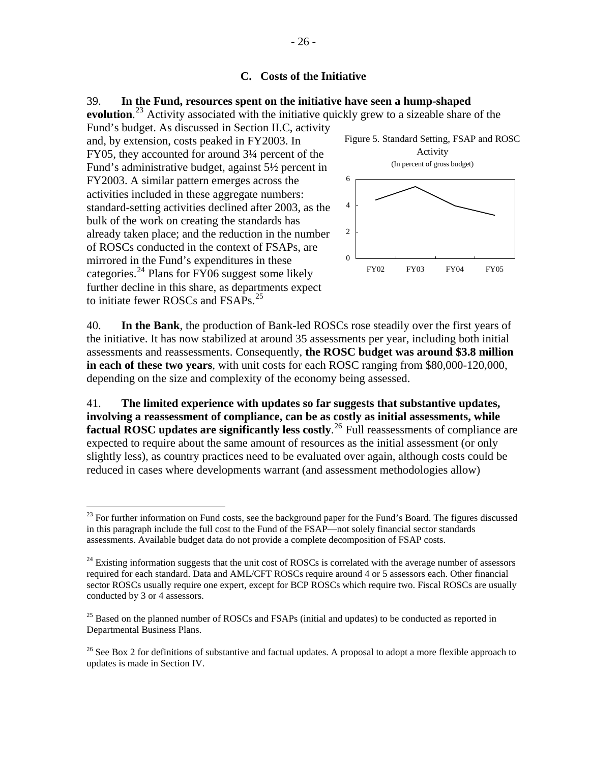### C. Costs of the Initiative

39. **In the Fund, resources spent on the initiative have seen a hump-shaped evolution**.[23] Activity associated with the initiative quickly grew to a sizeable share of the Fund's budget. As discussed in Section II.C, activity and, by extension, costs peaked in FY2003. In FY05, they accounted for around 3¼ percent of the Fund's administrative budget, against 5½ percent in FY2003. A similar pattern emerges across the activities included in these aggregate numbers: standard-setting activities declined after 2003, as the bulk of the work on creating the standards has already taken place; and the reduction in the number of ROSCs conducted in the context of FSAPs, are mirrored in the Fund's expenditures in these categories.[24] Plans for FY06 suggest some likely further decline in this share, as departments expect to initiate fewer ROSCs and FSAPs.[25]

Figure 5. Standard Setting, FSAP and ROSC Activity
(In percent of gross budget)

40. **In the Bank**, the production of Bank-led ROSCs rose steadily over the first years of the initiative. It has now stabilized at around 35 assessments per year, including both initial assessments and reassessments. Consequently, **the ROSC budget was around $3.8 million in each of these two years**, with unit costs for each ROSC ranging from $80,000-120,000, depending on the size and complexity of the economy being assessed.

41. **The limited experience with updates so far suggests that substantive updates, involving a reassessment of compliance, can be as costly as initial assessments, while factual ROSC updates are significantly less costly**.[26] Full reassessments of compliance are expected to require about the same amount of resources as the initial assessment (or only slightly less), as country practices need to be evaluated over again, although costs could be reduced in cases where developments warrant (and assessment methodologies allow)

---

[23] For further information on Fund costs, see the background paper for the Fund's Board. The figures discussed in this paragraph include the full cost to the Fund of the FSAP—not solely financial sector standards assessments. Available budget data do not provide a complete decomposition of FSAP costs.

[24] Existing information suggests that the unit cost of ROSCs is correlated with the average number of assessors required for each standard. Data and AML/CFT ROSCs require around 4 or 5 assessors each. Other financial sector ROSCs usually require one expert, except for BCP ROSCs which require two. Fiscal ROSCs are usually conducted by 3 or 4 assessors.

[25] Based on the planned number of ROSCs and FSAPs (initial and updates) to be conducted as reported in Departmental Business Plans.

[26] See Box 2 for definitions of substantive and factual updates. A proposal to adopt a more flexible approach to updates is made in Section IV.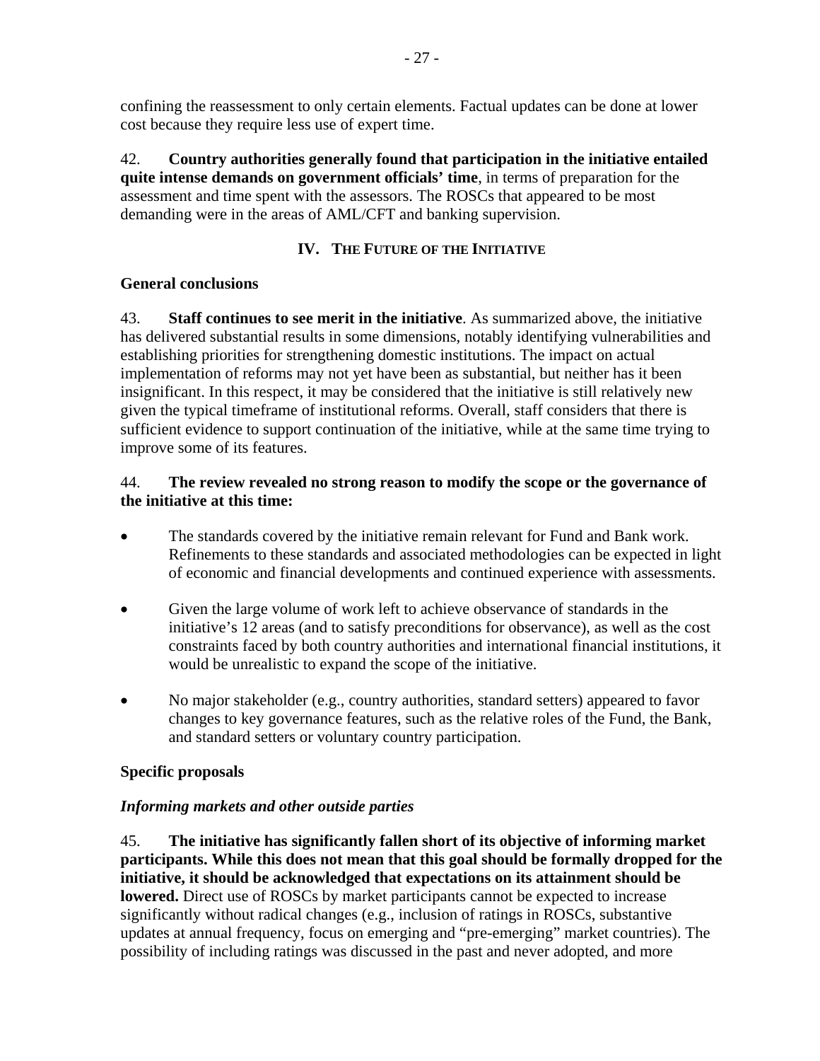confining the reassessment to only certain elements. Factual updates can be done at lower cost because they require less use of expert time.

42. **Country authorities generally found that participation in the initiative entailed quite intense demands on government officials' time**, in terms of preparation for the assessment and time spent with the assessors. The ROSCs that appeared to be most demanding were in the areas of AML/CFT and banking supervision.

## IV. The Future of the Initiative

### General conclusions

43. **Staff continues to see merit in the initiative**. As summarized above, the initiative has delivered substantial results in some dimensions, notably identifying vulnerabilities and establishing priorities for strengthening domestic institutions. The impact on actual implementation of reforms may not yet have been as substantial, but neither has it been insignificant. In this respect, it may be considered that the initiative is still relatively new given the typical timeframe of institutional reforms. Overall, staff considers that there is sufficient evidence to support continuation of the initiative, while at the same time trying to improve some of its features.

44. **The review revealed no strong reason to modify the scope or the governance of the initiative at this time:**

- The standards covered by the initiative remain relevant for Fund and Bank work. Refinements to these standards and associated methodologies can be expected in light of economic and financial developments and continued experience with assessments.
- Given the large volume of work left to achieve observance of standards in the initiative's 12 areas (and to satisfy preconditions for observance), as well as the cost constraints faced by both country authorities and international financial institutions, it would be unrealistic to expand the scope of the initiative.
- No major stakeholder (e.g., country authorities, standard setters) appeared to favor changes to key governance features, such as the relative roles of the Fund, the Bank, and standard setters or voluntary country participation.

### Specific proposals

#### *Informing markets and other outside parties*

45. **The initiative has significantly fallen short of its objective of informing market participants. While this does not mean that this goal should be formally dropped for the initiative, it should be acknowledged that expectations on its attainment should be lowered.** Direct use of ROSCs by market participants cannot be expected to increase significantly without radical changes (e.g., inclusion of ratings in ROSCs, substantive updates at annual frequency, focus on emerging and "pre-emerging" market countries). The possibility of including ratings was discussed in the past and never adopted, and more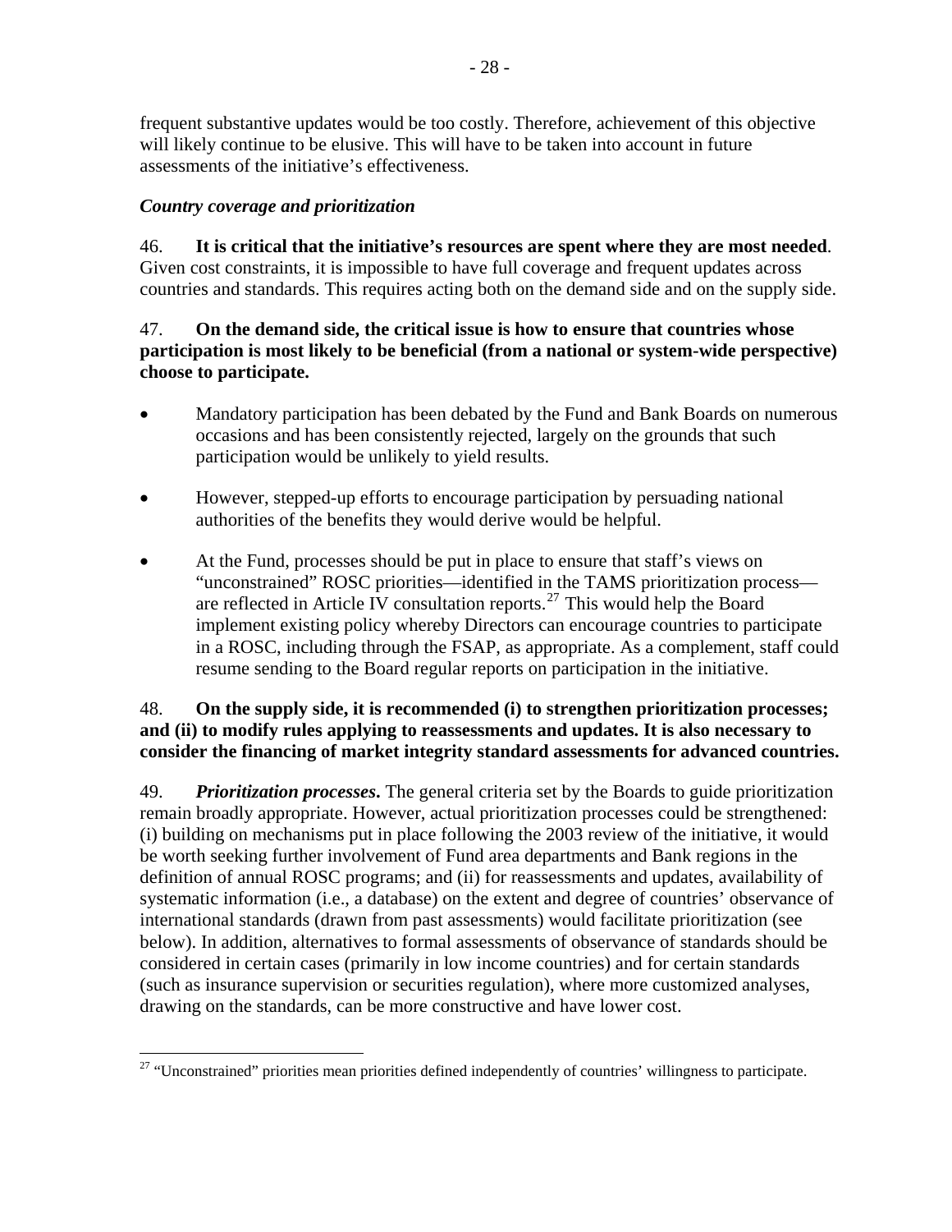frequent substantive updates would be too costly. Therefore, achievement of this objective will likely continue to be elusive. This will have to be taken into account in future assessments of the initiative's effectiveness.

### *Country coverage and prioritization*

46. **It is critical that the initiative's resources are spent where they are most needed**. Given cost constraints, it is impossible to have full coverage and frequent updates across countries and standards. This requires acting both on the demand side and on the supply side.

47. **On the demand side, the critical issue is how to ensure that countries whose participation is most likely to be beneficial (from a national or system-wide perspective) choose to participate.**

- Mandatory participation has been debated by the Fund and Bank Boards on numerous occasions and has been consistently rejected, largely on the grounds that such participation would be unlikely to yield results.
- However, stepped-up efforts to encourage participation by persuading national authorities of the benefits they would derive would be helpful.
- At the Fund, processes should be put in place to ensure that staff's views on "unconstrained" ROSC priorities—identified in the TAMS prioritization process—are reflected in Article IV consultation reports.[27] This would help the Board implement existing policy whereby Directors can encourage countries to participate in a ROSC, including through the FSAP, as appropriate. As a complement, staff could resume sending to the Board regular reports on participation in the initiative.

48. **On the supply side, it is recommended (i) to strengthen prioritization processes; and (ii) to modify rules applying to reassessments and updates. It is also necessary to consider the financing of market integrity standard assessments for advanced countries.**

49. ***Prioritization processes*****.** The general criteria set by the Boards to guide prioritization remain broadly appropriate. However, actual prioritization processes could be strengthened: (i) building on mechanisms put in place following the 2003 review of the initiative, it would be worth seeking further involvement of Fund area departments and Bank regions in the definition of annual ROSC programs; and (ii) for reassessments and updates, availability of systematic information (i.e., a database) on the extent and degree of countries' observance of international standards (drawn from past assessments) would facilitate prioritization (see below). In addition, alternatives to formal assessments of observance of standards should be considered in certain cases (primarily in low income countries) and for certain standards (such as insurance supervision or securities regulation), where more customized analyses, drawing on the standards, can be more constructive and have lower cost.

---

[27] "Unconstrained" priorities mean priorities defined independently of countries' willingness to participate.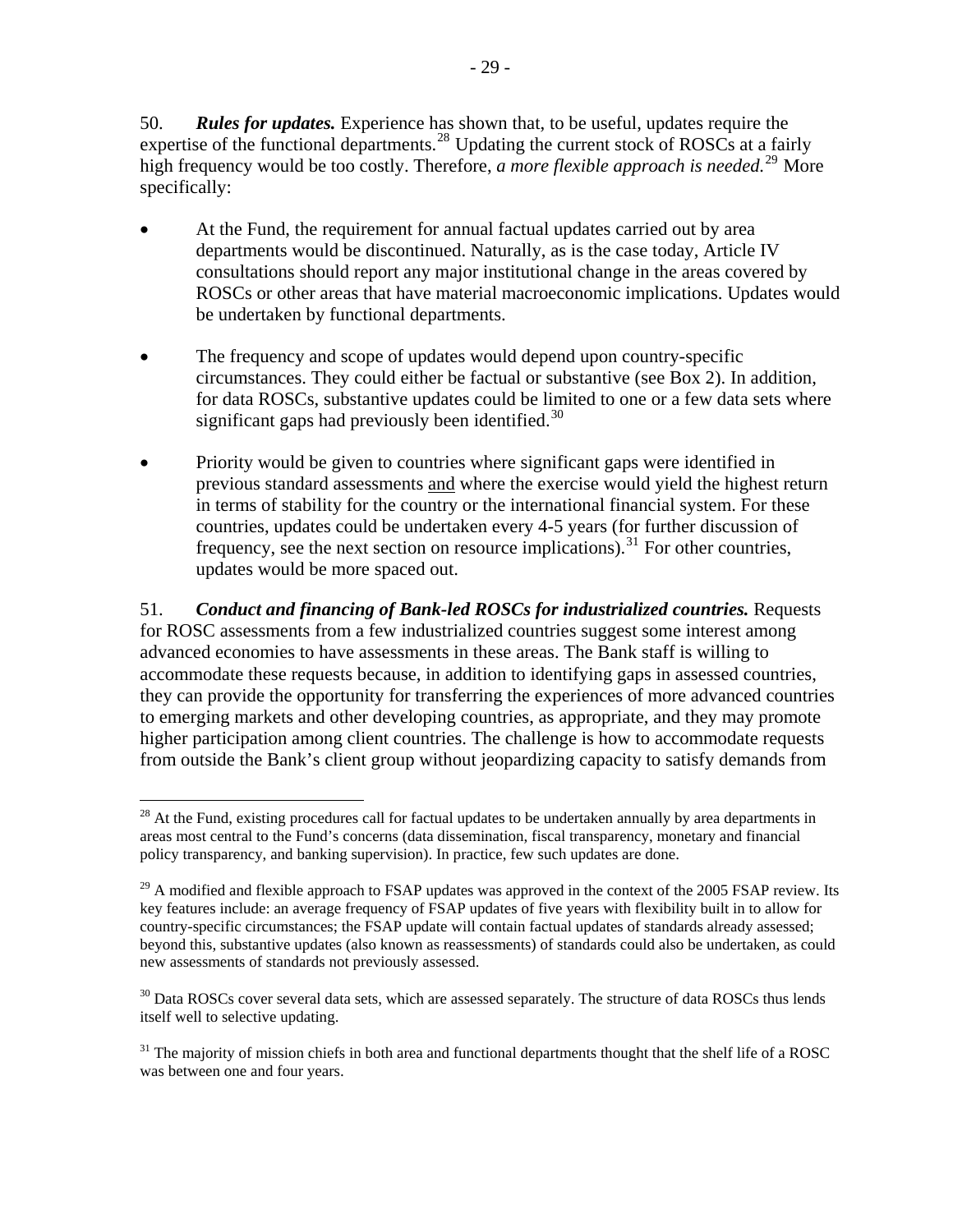50. ***Rules for updates.*** Experience has shown that, to be useful, updates require the expertise of the functional departments.[28] Updating the current stock of ROSCs at a fairly high frequency would be too costly. Therefore, *a more flexible approach is needed.*[29] More specifically:

- At the Fund, the requirement for annual factual updates carried out by area departments would be discontinued. Naturally, as is the case today, Article IV consultations should report any major institutional change in the areas covered by ROSCs or other areas that have material macroeconomic implications. Updates would be undertaken by functional departments.

- The frequency and scope of updates would depend upon country-specific circumstances. They could either be factual or substantive (see Box 2). In addition, for data ROSCs, substantive updates could be limited to one or a few data sets where significant gaps had previously been identified.[30]

- Priority would be given to countries where significant gaps were identified in previous standard assessments <u>and</u> where the exercise would yield the highest return in terms of stability for the country or the international financial system. For these countries, updates could be undertaken every 4-5 years (for further discussion of frequency, see the next section on resource implications).[31] For other countries, updates would be more spaced out.

51. ***Conduct and financing of Bank-led ROSCs for industrialized countries.*** Requests for ROSC assessments from a few industrialized countries suggest some interest among advanced economies to have assessments in these areas. The Bank staff is willing to accommodate these requests because, in addition to identifying gaps in assessed countries, they can provide the opportunity for transferring the experiences of more advanced countries to emerging markets and other developing countries, as appropriate, and they may promote higher participation among client countries. The challenge is how to accommodate requests from outside the Bank's client group without jeopardizing capacity to satisfy demands from

---

[28] At the Fund, existing procedures call for factual updates to be undertaken annually by area departments in areas most central to the Fund's concerns (data dissemination, fiscal transparency, monetary and financial policy transparency, and banking supervision). In practice, few such updates are done.

[29] A modified and flexible approach to FSAP updates was approved in the context of the 2005 FSAP review. Its key features include: an average frequency of FSAP updates of five years with flexibility built in to allow for country-specific circumstances; the FSAP update will contain factual updates of standards already assessed; beyond this, substantive updates (also known as reassessments) of standards could also be undertaken, as could new assessments of standards not previously assessed.

[30] Data ROSCs cover several data sets, which are assessed separately. The structure of data ROSCs thus lends itself well to selective updating.

[31] The majority of mission chiefs in both area and functional departments thought that the shelf life of a ROSC was between one and four years.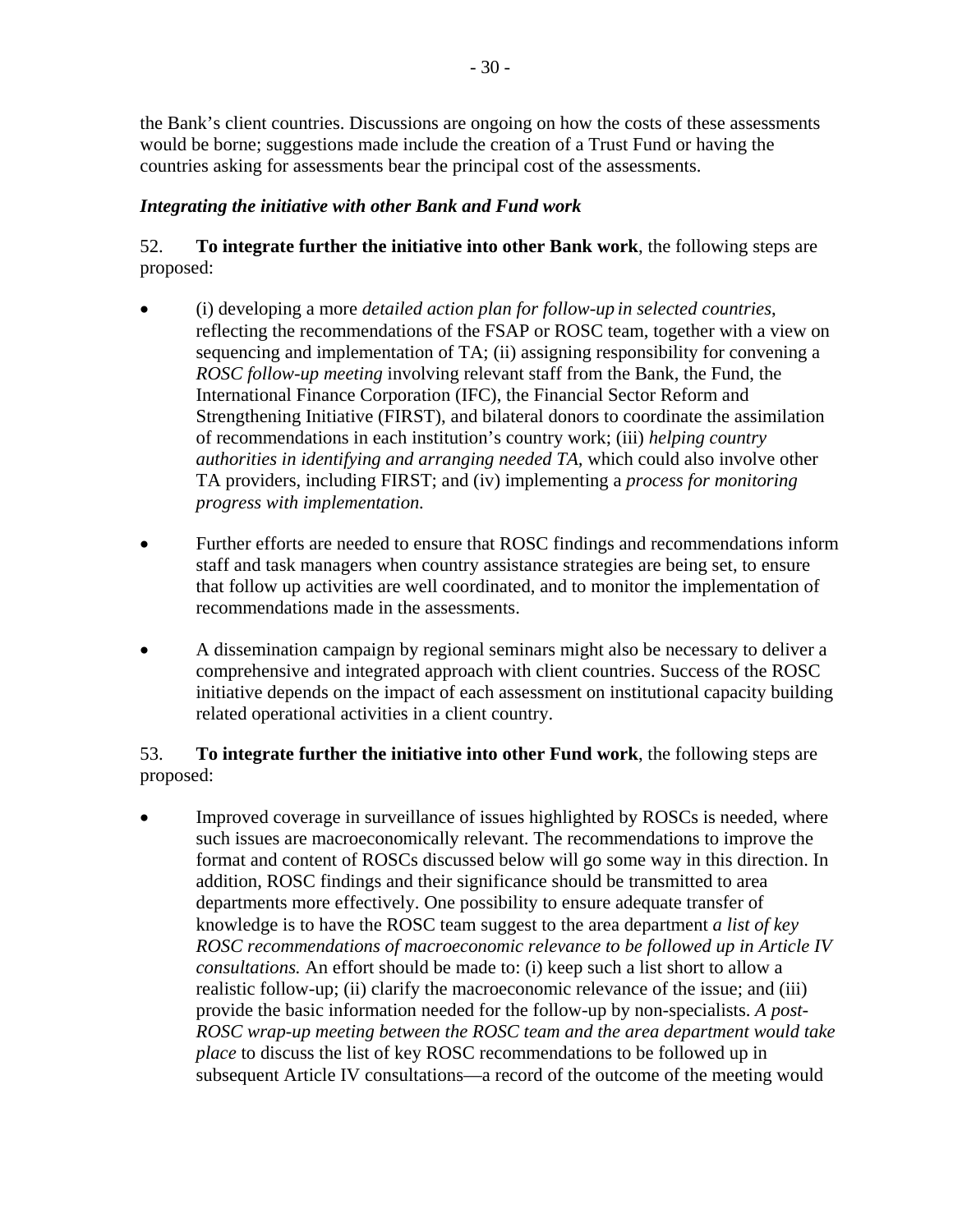the Bank's client countries. Discussions are ongoing on how the costs of these assessments would be borne; suggestions made include the creation of a Trust Fund or having the countries asking for assessments bear the principal cost of the assessments.

### *Integrating the initiative with other Bank and Fund work*

52. **To integrate further the initiative into other Bank work**, the following steps are proposed:

- (i) developing a more *detailed action plan for follow-up in selected countries*, reflecting the recommendations of the FSAP or ROSC team, together with a view on sequencing and implementation of TA; (ii) assigning responsibility for convening a *ROSC follow-up meeting* involving relevant staff from the Bank, the Fund, the International Finance Corporation (IFC), the Financial Sector Reform and Strengthening Initiative (FIRST), and bilateral donors to coordinate the assimilation of recommendations in each institution's country work; (iii) *helping country authorities in identifying and arranging needed TA*, which could also involve other TA providers, including FIRST; and (iv) implementing a *process for monitoring progress with implementation.*

- Further efforts are needed to ensure that ROSC findings and recommendations inform staff and task managers when country assistance strategies are being set, to ensure that follow up activities are well coordinated, and to monitor the implementation of recommendations made in the assessments.

- A dissemination campaign by regional seminars might also be necessary to deliver a comprehensive and integrated approach with client countries. Success of the ROSC initiative depends on the impact of each assessment on institutional capacity building related operational activities in a client country.

53. **To integrate further the initiative into other Fund work**, the following steps are proposed:

- Improved coverage in surveillance of issues highlighted by ROSCs is needed, where such issues are macroeconomically relevant. The recommendations to improve the format and content of ROSCs discussed below will go some way in this direction. In addition, ROSC findings and their significance should be transmitted to area departments more effectively. One possibility to ensure adequate transfer of knowledge is to have the ROSC team suggest to the area department *a list of key ROSC recommendations of macroeconomic relevance to be followed up in Article IV consultations.* An effort should be made to: (i) keep such a list short to allow a realistic follow-up; (ii) clarify the macroeconomic relevance of the issue; and (iii) provide the basic information needed for the follow-up by non-specialists. *A post-ROSC wrap-up meeting between the ROSC team and the area department would take place* to discuss the list of key ROSC recommendations to be followed up in subsequent Article IV consultations—a record of the outcome of the meeting would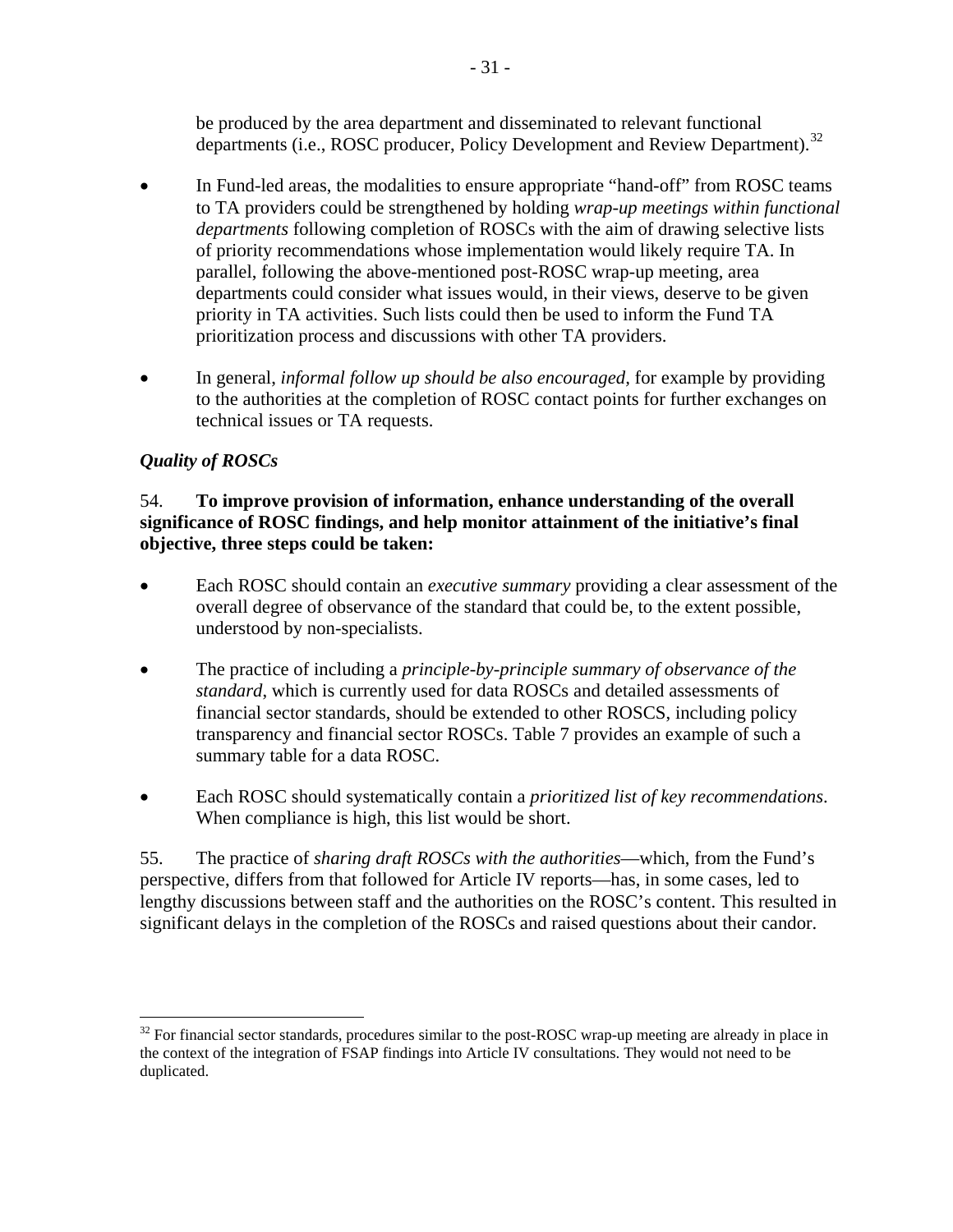be produced by the area department and disseminated to relevant functional departments (i.e., ROSC producer, Policy Development and Review Department).[32]

- In Fund-led areas, the modalities to ensure appropriate "hand-off" from ROSC teams to TA providers could be strengthened by holding *wrap-up meetings within functional departments* following completion of ROSCs with the aim of drawing selective lists of priority recommendations whose implementation would likely require TA. In parallel, following the above-mentioned post-ROSC wrap-up meeting, area departments could consider what issues would, in their views, deserve to be given priority in TA activities. Such lists could then be used to inform the Fund TA prioritization process and discussions with other TA providers.

- In general, *informal follow up should be also encouraged,* for example by providing to the authorities at the completion of ROSC contact points for further exchanges on technical issues or TA requests.

### *Quality of ROSCs*

54. **To improve provision of information, enhance understanding of the overall significance of ROSC findings, and help monitor attainment of the initiative's final objective, three steps could be taken:**

- Each ROSC should contain an *executive summary* providing a clear assessment of the overall degree of observance of the standard that could be, to the extent possible, understood by non-specialists.

- The practice of including a *principle-by-principle summary of observance of the standard*, which is currently used for data ROSCs and detailed assessments of financial sector standards, should be extended to other ROSCS, including policy transparency and financial sector ROSCs. Table 7 provides an example of such a summary table for a data ROSC.

- Each ROSC should systematically contain a *prioritized list of key recommendations*. When compliance is high, this list would be short.

55. The practice of *sharing draft ROSCs with the authorities*—which, from the Fund's perspective, differs from that followed for Article IV reports—has, in some cases, led to lengthy discussions between staff and the authorities on the ROSC's content. This resulted in significant delays in the completion of the ROSCs and raised questions about their candor.

---

[32] For financial sector standards, procedures similar to the post-ROSC wrap-up meeting are already in place in the context of the integration of FSAP findings into Article IV consultations. They would not need to be duplicated.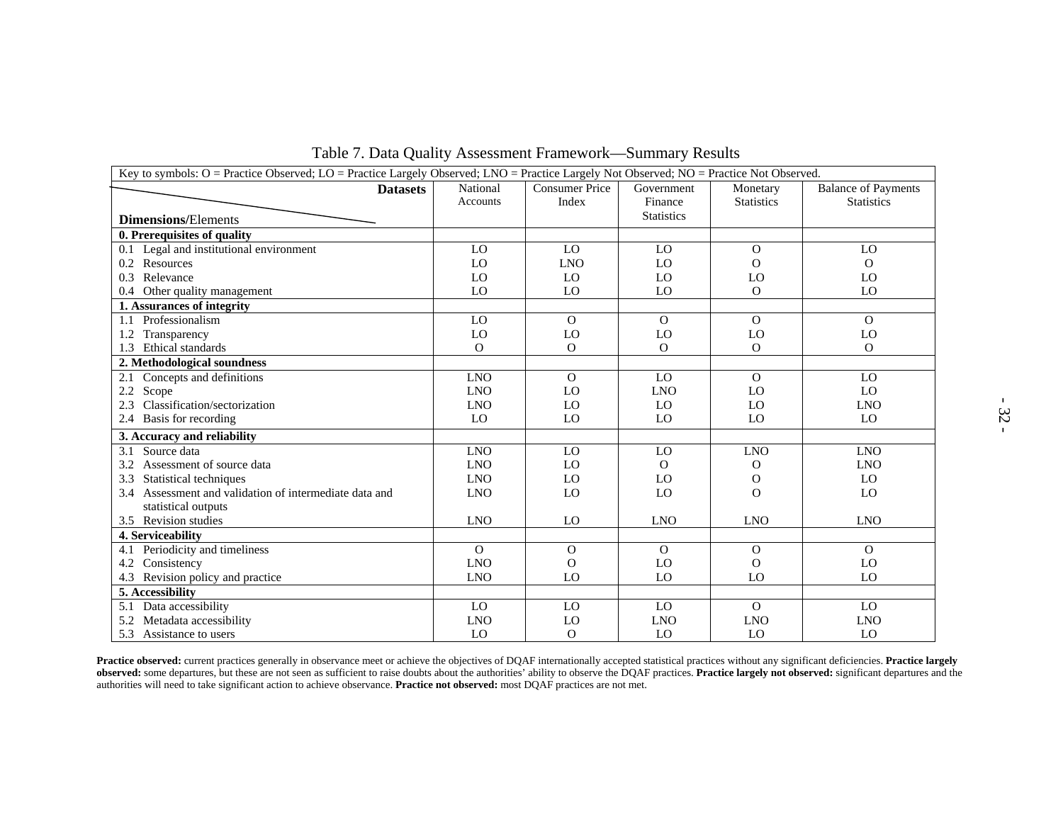Table 7. Data Quality Assessment Framework—Summary Results

| Key to symbols: O = Practice Observed; LO = Practice Largely Observed; LNO = Practice Largely Not Observed; NO = Practice Not Observed. | | | | | |
|---|---|---|---|---|---|
| **Dimensions/**Elements — **Datasets** | National Accounts | Consumer Price Index | Government Finance Statistics | Monetary Statistics | Balance of Payments Statistics |
| **0. Prerequisites of quality** | | | | | |
| 0.1 Legal and institutional environment | LO | LO | LO | O | LO |
| 0.2 Resources | LO | LNO | LO | O | O |
| 0.3 Relevance | LO | LO | LO | LO | LO |
| 0.4 Other quality management | LO | LO | LO | O | LO |
| **1. Assurances of integrity** | | | | | |
| 1.1 Professionalism | LO | O | O | O | O |
| 1.2 Transparency | LO | LO | LO | LO | LO |
| 1.3 Ethical standards | O | O | O | O | O |
| **2. Methodological soundness** | | | | | |
| 2.1 Concepts and definitions | LNO | O | LO | O | LO |
| 2.2 Scope | LNO | LO | LNO | LO | LO |
| 2.3 Classification/sectorization | LNO | LO | LO | LO | LNO |
| 2.4 Basis for recording | LO | LO | LO | LO | LO |
| **3. Accuracy and reliability** | | | | | |
| 3.1 Source data | LNO | LO | LO | LNO | LNO |
| 3.2 Assessment of source data | LNO | LO | O | O | LNO |
| 3.3 Statistical techniques | LNO | LO | LO | O | LO |
| 3.4 Assessment and validation of intermediate data and statistical outputs | LNO | LO | LO | O | LO |
| 3.5 Revision studies | LNO | LO | LNO | LNO | LNO |
| **4. Serviceability** | | | | | |
| 4.1 Periodicity and timeliness | O | O | O | O | O |
| 4.2 Consistency | LNO | O | LO | O | LO |
| 4.3 Revision policy and practice | LNO | LO | LO | LO | LO |
| **5. Accessibility** | | | | | |
| 5.1 Data accessibility | LO | LO | LO | O | LO |
| 5.2 Metadata accessibility | LNO | LO | LNO | LNO | LNO |
| 5.3 Assistance to users | LO | O | LO | LO | LO |

**Practice observed:** current practices generally in observance meet or achieve the objectives of DQAF internationally accepted statistical practices without any significant deficiencies. **Practice largely observed:** some departures, but these are not seen as sufficient to raise doubts about the authorities' ability to observe the DQAF practices. **Practice largely not observed:** significant departures and the authorities will need to take significant action to achieve observance. **Practice not observed:** most DQAF practices are not met.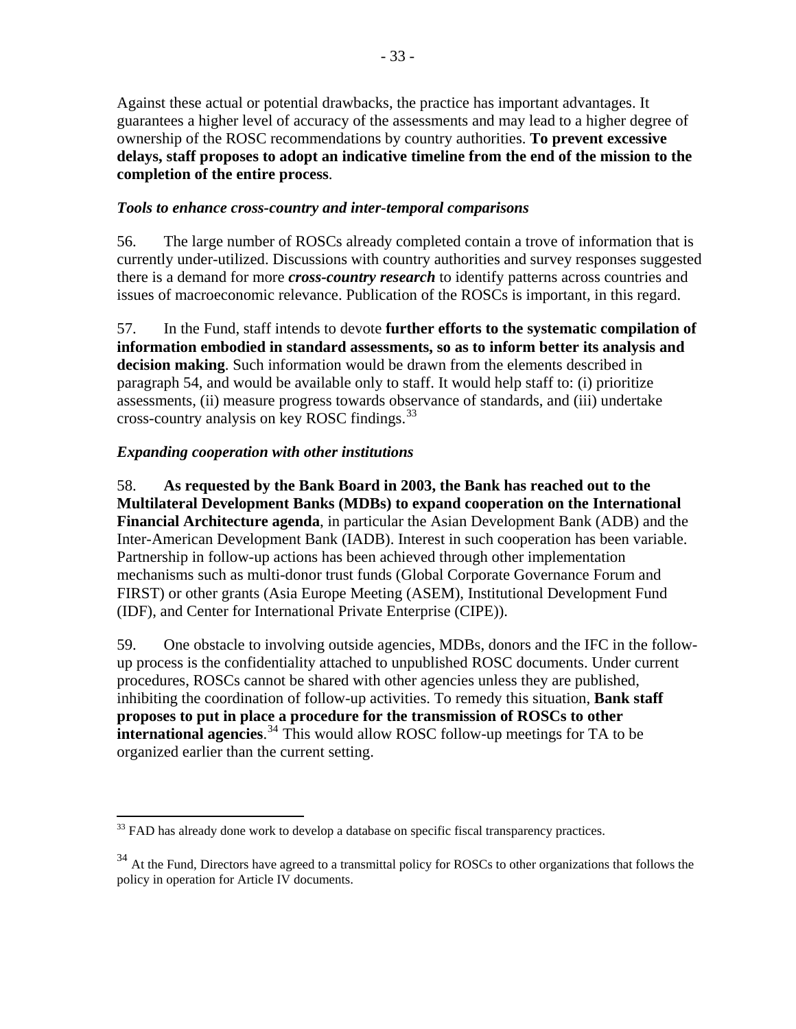Against these actual or potential drawbacks, the practice has important advantages. It guarantees a higher level of accuracy of the assessments and may lead to a higher degree of ownership of the ROSC recommendations by country authorities. **To prevent excessive delays, staff proposes to adopt an indicative timeline from the end of the mission to the completion of the entire process**.

***Tools to enhance cross-country and inter-temporal comparisons***

56. The large number of ROSCs already completed contain a trove of information that is currently under-utilized. Discussions with country authorities and survey responses suggested there is a demand for more ***cross-country research*** to identify patterns across countries and issues of macroeconomic relevance. Publication of the ROSCs is important, in this regard.

57. In the Fund, staff intends to devote **further efforts to the systematic compilation of information embodied in standard assessments, so as to inform better its analysis and decision making**. Such information would be drawn from the elements described in paragraph 54, and would be available only to staff. It would help staff to: (i) prioritize assessments, (ii) measure progress towards observance of standards, and (iii) undertake cross-country analysis on key ROSC findings.[33]

***Expanding cooperation with other institutions***

58. **As requested by the Bank Board in 2003, the Bank has reached out to the Multilateral Development Banks (MDBs) to expand cooperation on the International Financial Architecture agenda**, in particular the Asian Development Bank (ADB) and the Inter-American Development Bank (IADB). Interest in such cooperation has been variable. Partnership in follow-up actions has been achieved through other implementation mechanisms such as multi-donor trust funds (Global Corporate Governance Forum and FIRST) or other grants (Asia Europe Meeting (ASEM), Institutional Development Fund (IDF), and Center for International Private Enterprise (CIPE)).

59. One obstacle to involving outside agencies, MDBs, donors and the IFC in the follow-up process is the confidentiality attached to unpublished ROSC documents. Under current procedures, ROSCs cannot be shared with other agencies unless they are published, inhibiting the coordination of follow-up activities. To remedy this situation, **Bank staff proposes to put in place a procedure for the transmission of ROSCs to other international agencies**.[34] This would allow ROSC follow-up meetings for TA to be organized earlier than the current setting.

---

[33] FAD has already done work to develop a database on specific fiscal transparency practices.

[34] At the Fund, Directors have agreed to a transmittal policy for ROSCs to other organizations that follows the policy in operation for Article IV documents.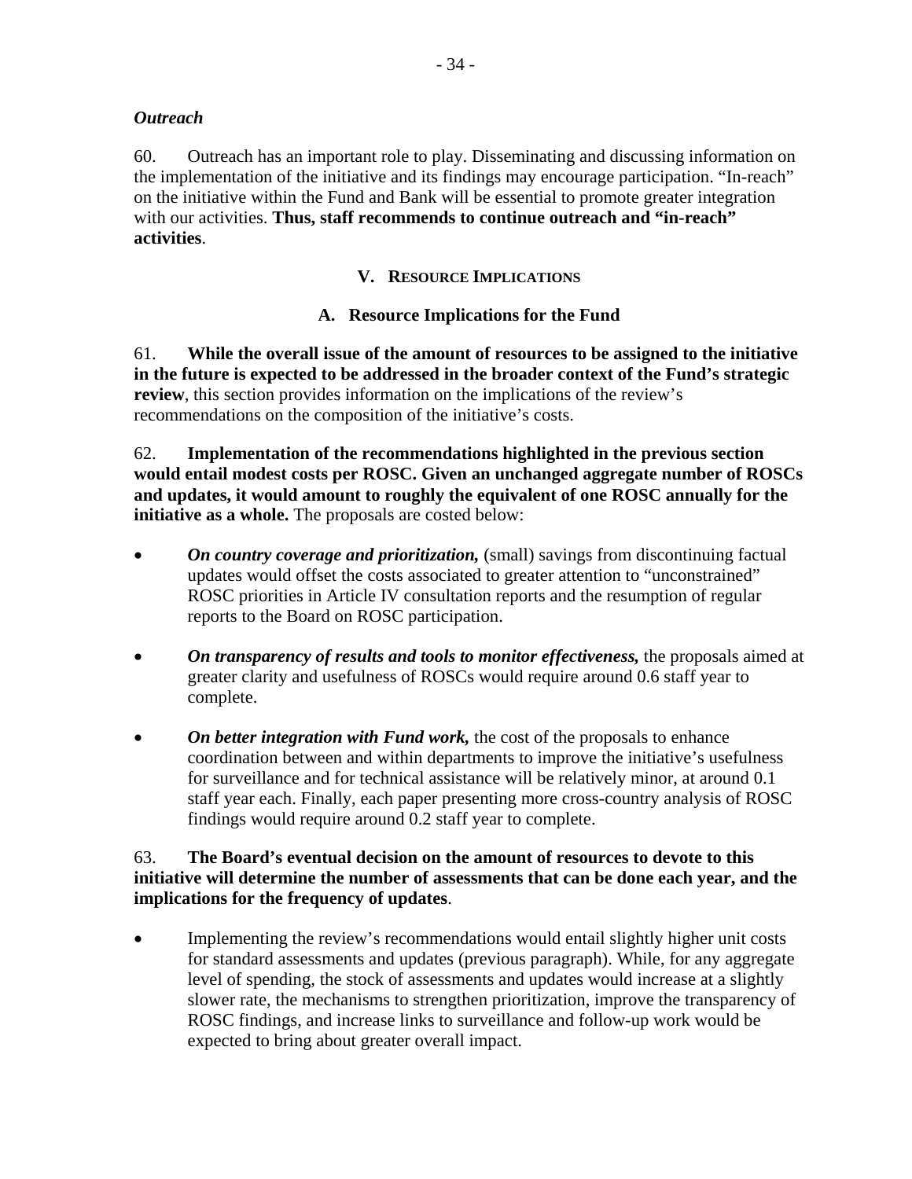*Outreach*

60. Outreach has an important role to play. Disseminating and discussing information on the implementation of the initiative and its findings may encourage participation. "In-reach" on the initiative within the Fund and Bank will be essential to promote greater integration with our activities. **Thus, staff recommends to continue outreach and "in-reach" activities**.

## V. Resource Implications

### A. Resource Implications for the Fund

61. **While the overall issue of the amount of resources to be assigned to the initiative in the future is expected to be addressed in the broader context of the Fund's strategic review**, this section provides information on the implications of the review's recommendations on the composition of the initiative's costs.

62. **Implementation of the recommendations highlighted in the previous section would entail modest costs per ROSC. Given an unchanged aggregate number of ROSCs and updates, it would amount to roughly the equivalent of one ROSC annually for the initiative as a whole.** The proposals are costed below:

- ***On country coverage and prioritization,*** (small) savings from discontinuing factual updates would offset the costs associated to greater attention to "unconstrained" ROSC priorities in Article IV consultation reports and the resumption of regular reports to the Board on ROSC participation.

- ***On transparency of results and tools to monitor effectiveness,*** the proposals aimed at greater clarity and usefulness of ROSCs would require around 0.6 staff year to complete.

- ***On better integration with Fund work,*** the cost of the proposals to enhance coordination between and within departments to improve the initiative's usefulness for surveillance and for technical assistance will be relatively minor, at around 0.1 staff year each. Finally, each paper presenting more cross-country analysis of ROSC findings would require around 0.2 staff year to complete.

63. **The Board's eventual decision on the amount of resources to devote to this initiative will determine the number of assessments that can be done each year, and the implications for the frequency of updates**.

- Implementing the review's recommendations would entail slightly higher unit costs for standard assessments and updates (previous paragraph). While, for any aggregate level of spending, the stock of assessments and updates would increase at a slightly slower rate, the mechanisms to strengthen prioritization, improve the transparency of ROSC findings, and increase links to surveillance and follow-up work would be expected to bring about greater overall impact.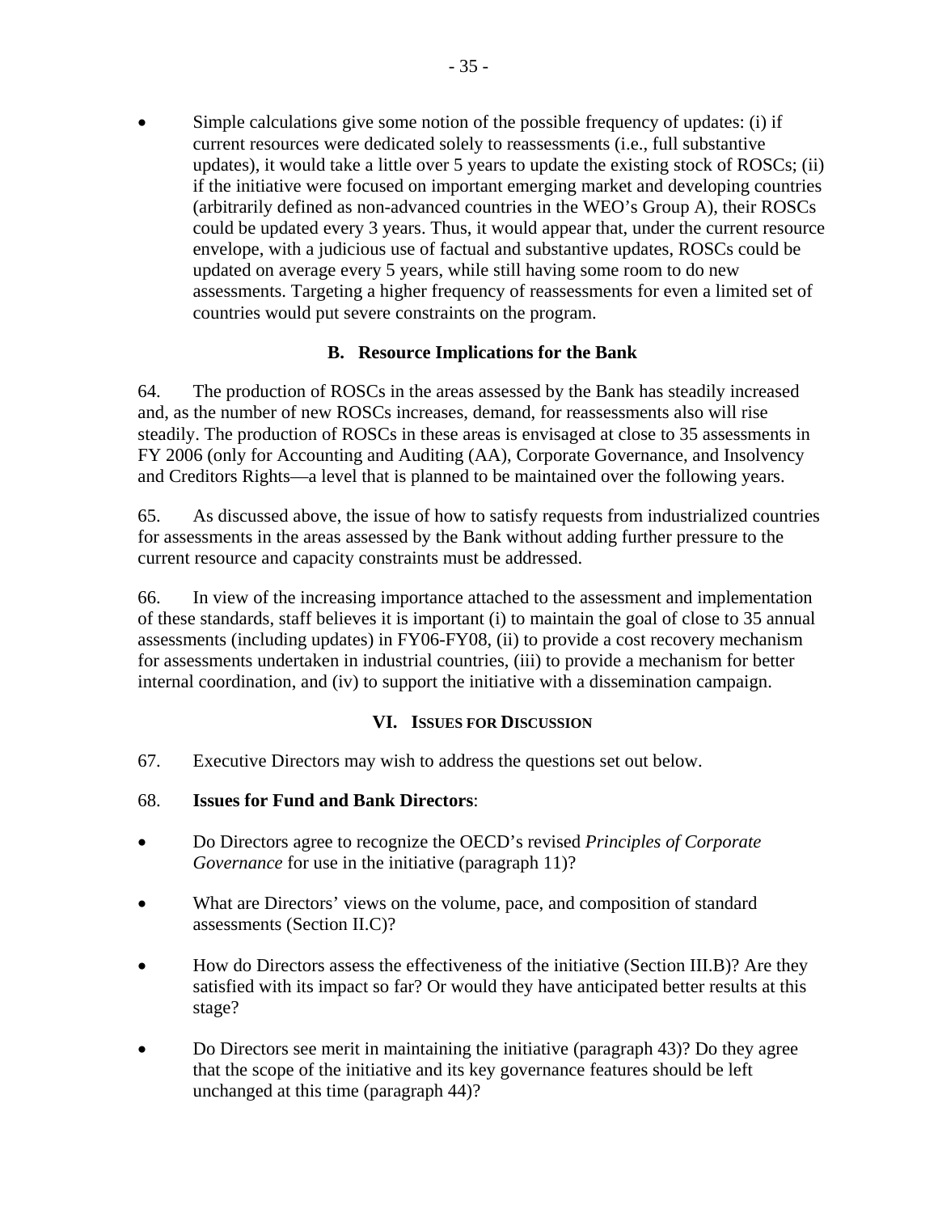- Simple calculations give some notion of the possible frequency of updates: (i) if current resources were dedicated solely to reassessments (i.e., full substantive updates), it would take a little over 5 years to update the existing stock of ROSCs; (ii) if the initiative were focused on important emerging market and developing countries (arbitrarily defined as non-advanced countries in the WEO's Group A), their ROSCs could be updated every 3 years. Thus, it would appear that, under the current resource envelope, with a judicious use of factual and substantive updates, ROSCs could be updated on average every 5 years, while still having some room to do new assessments. Targeting a higher frequency of reassessments for even a limited set of countries would put severe constraints on the program.

### B. Resource Implications for the Bank

64. The production of ROSCs in the areas assessed by the Bank has steadily increased and, as the number of new ROSCs increases, demand, for reassessments also will rise steadily. The production of ROSCs in these areas is envisaged at close to 35 assessments in FY 2006 (only for Accounting and Auditing (AA), Corporate Governance, and Insolvency and Creditors Rights—a level that is planned to be maintained over the following years.

65. As discussed above, the issue of how to satisfy requests from industrialized countries for assessments in the areas assessed by the Bank without adding further pressure to the current resource and capacity constraints must be addressed.

66. In view of the increasing importance attached to the assessment and implementation of these standards, staff believes it is important (i) to maintain the goal of close to 35 annual assessments (including updates) in FY06-FY08, (ii) to provide a cost recovery mechanism for assessments undertaken in industrial countries, (iii) to provide a mechanism for better internal coordination, and (iv) to support the initiative with a dissemination campaign.

## VI. Issues for Discussion

67. Executive Directors may wish to address the questions set out below.

68. **Issues for Fund and Bank Directors**:

- Do Directors agree to recognize the OECD's revised *Principles of Corporate Governance* for use in the initiative (paragraph 11)?
- What are Directors' views on the volume, pace, and composition of standard assessments (Section II.C)?
- How do Directors assess the effectiveness of the initiative (Section III.B)? Are they satisfied with its impact so far? Or would they have anticipated better results at this stage?
- Do Directors see merit in maintaining the initiative (paragraph 43)? Do they agree that the scope of the initiative and its key governance features should be left unchanged at this time (paragraph 44)?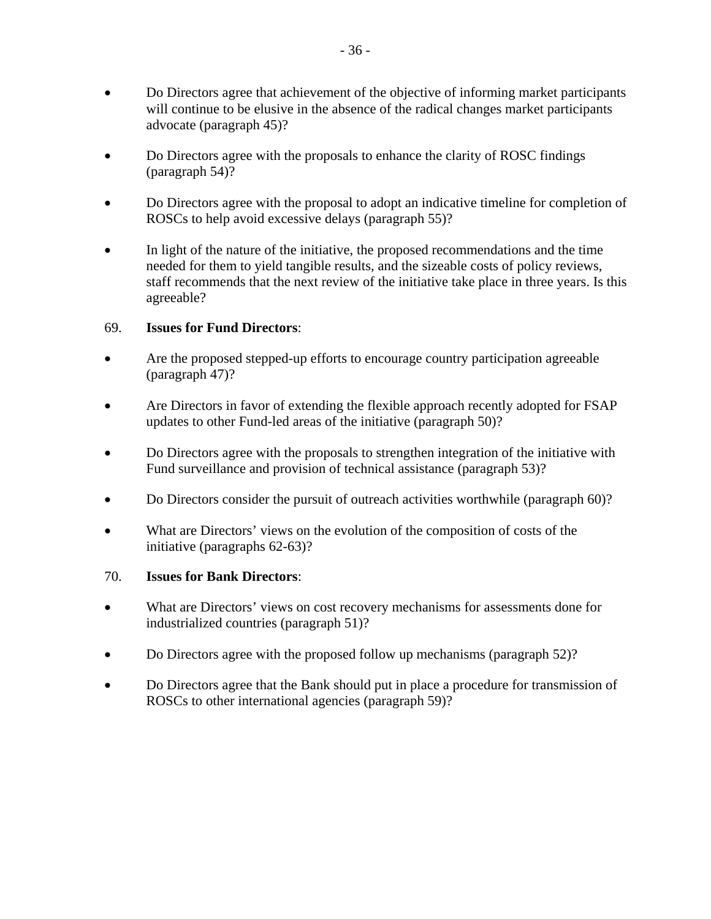- Do Directors agree that achievement of the objective of informing market participants will continue to be elusive in the absence of the radical changes market participants advocate (paragraph 45)?

- Do Directors agree with the proposals to enhance the clarity of ROSC findings (paragraph 54)?

- Do Directors agree with the proposal to adopt an indicative timeline for completion of ROSCs to help avoid excessive delays (paragraph 55)?

- In light of the nature of the initiative, the proposed recommendations and the time needed for them to yield tangible results, and the sizeable costs of policy reviews, staff recommends that the next review of the initiative take place in three years. Is this agreeable?

69. **Issues for Fund Directors**:

- Are the proposed stepped-up efforts to encourage country participation agreeable (paragraph 47)?

- Are Directors in favor of extending the flexible approach recently adopted for FSAP updates to other Fund-led areas of the initiative (paragraph 50)?

- Do Directors agree with the proposals to strengthen integration of the initiative with Fund surveillance and provision of technical assistance (paragraph 53)?

- Do Directors consider the pursuit of outreach activities worthwhile (paragraph 60)?

- What are Directors' views on the evolution of the composition of costs of the initiative (paragraphs 62-63)?

70. **Issues for Bank Directors**:

- What are Directors' views on cost recovery mechanisms for assessments done for industrialized countries (paragraph 51)?

- Do Directors agree with the proposed follow up mechanisms (paragraph 52)?

- Do Directors agree that the Bank should put in place a procedure for transmission of ROSCs to other international agencies (paragraph 59)?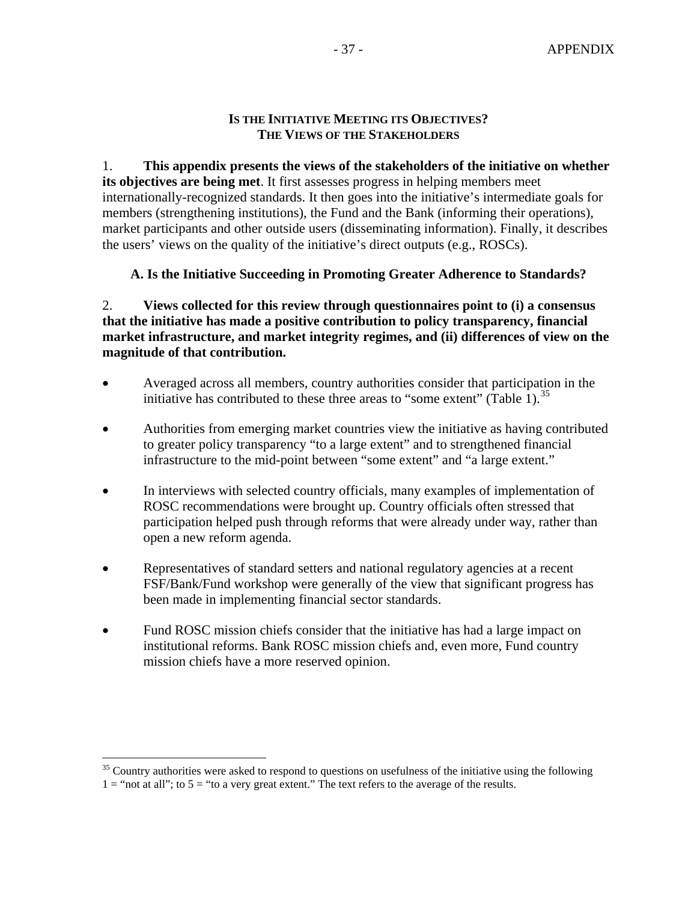## IS THE INITIATIVE MEETING ITS OBJECTIVES? THE VIEWS OF THE STAKEHOLDERS

1. **This appendix presents the views of the stakeholders of the initiative on whether its objectives are being met**. It first assesses progress in helping members meet internationally-recognized standards. It then goes into the initiative's intermediate goals for members (strengthening institutions), the Fund and the Bank (informing their operations), market participants and other outside users (disseminating information). Finally, it describes the users' views on the quality of the initiative's direct outputs (e.g., ROSCs).

### A. Is the Initiative Succeeding in Promoting Greater Adherence to Standards?

2. **Views collected for this review through questionnaires point to (i) a consensus that the initiative has made a positive contribution to policy transparency, financial market infrastructure, and market integrity regimes, and (ii) differences of view on the magnitude of that contribution.**

- Averaged across all members, country authorities consider that participation in the initiative has contributed to these three areas to "some extent" (Table 1).[35]
- Authorities from emerging market countries view the initiative as having contributed to greater policy transparency "to a large extent" and to strengthened financial infrastructure to the mid-point between "some extent" and "a large extent."
- In interviews with selected country officials, many examples of implementation of ROSC recommendations were brought up. Country officials often stressed that participation helped push through reforms that were already under way, rather than open a new reform agenda.
- Representatives of standard setters and national regulatory agencies at a recent FSF/Bank/Fund workshop were generally of the view that significant progress has been made in implementing financial sector standards.
- Fund ROSC mission chiefs consider that the initiative has had a large impact on institutional reforms. Bank ROSC mission chiefs and, even more, Fund country mission chiefs have a more reserved opinion.

---

[35] Country authorities were asked to respond to questions on usefulness of the initiative using the following 1 = "not at all"; to 5 = "to a very great extent." The text refers to the average of the results.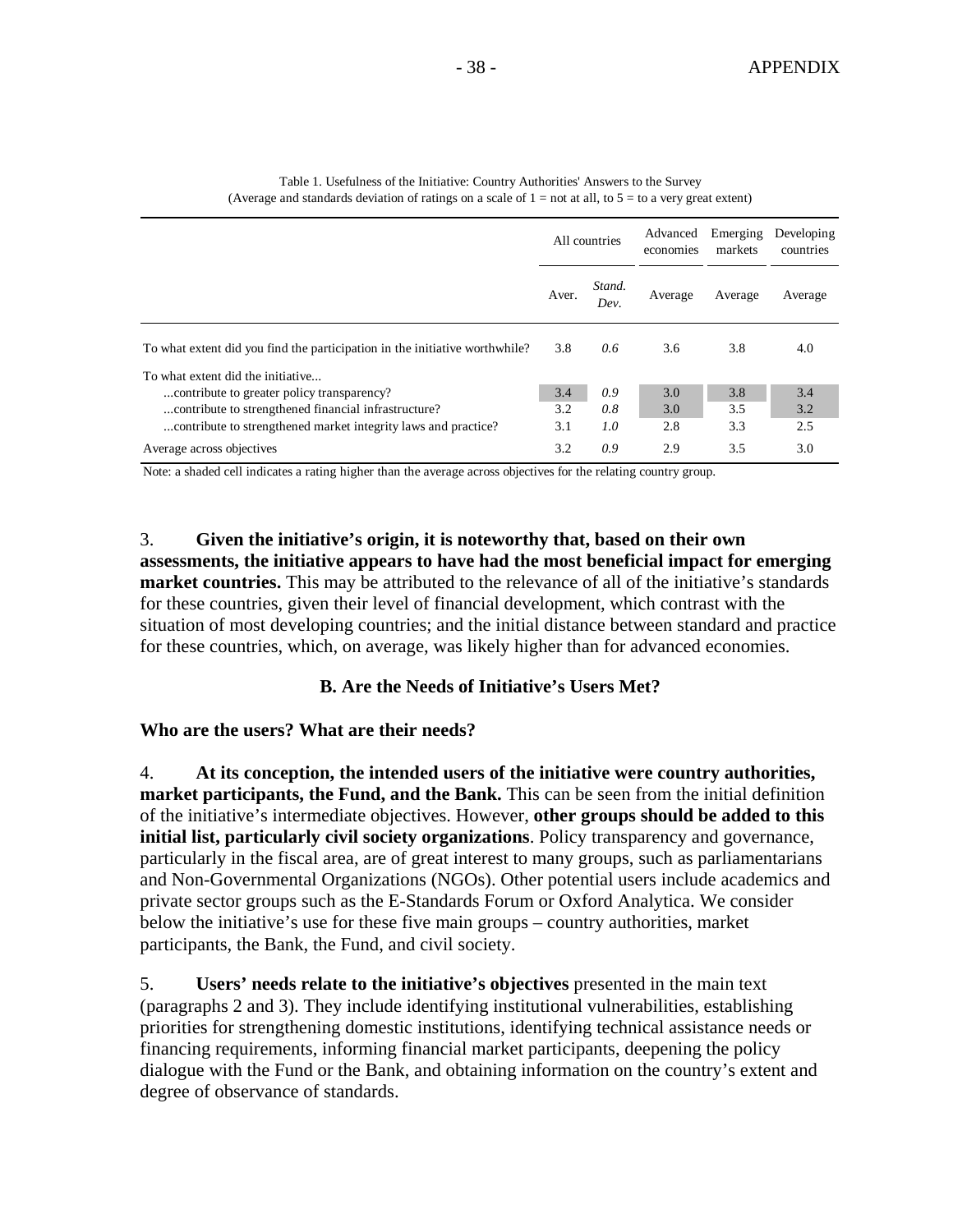Table 1. Usefulness of the Initiative: Country Authorities' Answers to the Survey
(Average and standards deviation of ratings on a scale of 1 = not at all, to 5 = to a very great extent)

| | All countries | | Advanced economies | Emerging markets | Developing countries |
|---|---|---|---|---|---|
| | Aver. | *Stand. Dev.* | Average | Average | Average |
| To what extent did you find the participation in the initiative worthwhile? | 3.8 | *0.6* | 3.6 | 3.8 | 4.0 |
| To what extent did the initiative... | | | | | |
| ...contribute to greater policy transparency? | 3.4 | *0.9* | 3.0 | 3.8 | 3.4 |
| ...contribute to strengthened financial infrastructure? | 3.2 | *0.8* | 3.0 | 3.5 | 3.2 |
| ...contribute to strengthened market integrity laws and practice? | 3.1 | *1.0* | 2.8 | 3.3 | 2.5 |
| Average across objectives | 3.2 | *0.9* | 2.9 | 3.5 | 3.0 |

Note: a shaded cell indicates a rating higher than the average across objectives for the relating country group.

3. **Given the initiative's origin, it is noteworthy that, based on their own assessments, the initiative appears to have had the most beneficial impact for emerging market countries.** This may be attributed to the relevance of all of the initiative's standards for these countries, given their level of financial development, which contrast with the situation of most developing countries; and the initial distance between standard and practice for these countries, which, on average, was likely higher than for advanced economies.

## B. Are the Needs of Initiative's Users Met?

### Who are the users? What are their needs?

4. **At its conception, the intended users of the initiative were country authorities, market participants, the Fund, and the Bank.** This can be seen from the initial definition of the initiative's intermediate objectives. However, **other groups should be added to this initial list, particularly civil society organizations**. Policy transparency and governance, particularly in the fiscal area, are of great interest to many groups, such as parliamentarians and Non-Governmental Organizations (NGOs). Other potential users include academics and private sector groups such as the E-Standards Forum or Oxford Analytica. We consider below the initiative's use for these five main groups – country authorities, market participants, the Bank, the Fund, and civil society.

5. **Users' needs relate to the initiative's objectives** presented in the main text (paragraphs 2 and 3). They include identifying institutional vulnerabilities, establishing priorities for strengthening domestic institutions, identifying technical assistance needs or financing requirements, informing financial market participants, deepening the policy dialogue with the Fund or the Bank, and obtaining information on the country's extent and degree of observance of standards.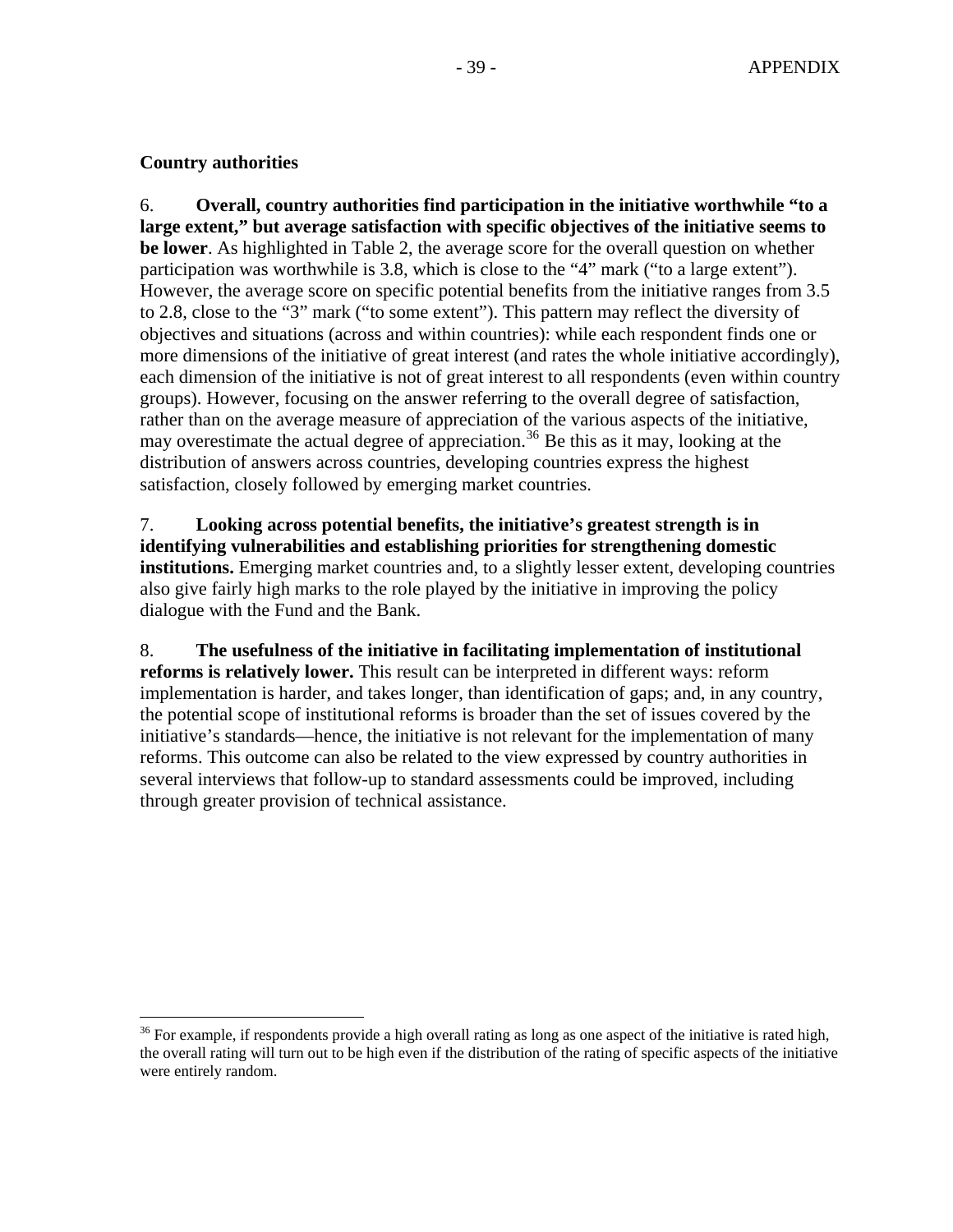### Country authorities

6. **Overall, country authorities find participation in the initiative worthwhile "to a large extent," but average satisfaction with specific objectives of the initiative seems to be lower**. As highlighted in Table 2, the average score for the overall question on whether participation was worthwhile is 3.8, which is close to the "4" mark ("to a large extent"). However, the average score on specific potential benefits from the initiative ranges from 3.5 to 2.8, close to the "3" mark ("to some extent"). This pattern may reflect the diversity of objectives and situations (across and within countries): while each respondent finds one or more dimensions of the initiative of great interest (and rates the whole initiative accordingly), each dimension of the initiative is not of great interest to all respondents (even within country groups). However, focusing on the answer referring to the overall degree of satisfaction, rather than on the average measure of appreciation of the various aspects of the initiative, may overestimate the actual degree of appreciation.[36] Be this as it may, looking at the distribution of answers across countries, developing countries express the highest satisfaction, closely followed by emerging market countries.

7. **Looking across potential benefits, the initiative's greatest strength is in identifying vulnerabilities and establishing priorities for strengthening domestic institutions.** Emerging market countries and, to a slightly lesser extent, developing countries also give fairly high marks to the role played by the initiative in improving the policy dialogue with the Fund and the Bank.

8. **The usefulness of the initiative in facilitating implementation of institutional reforms is relatively lower.** This result can be interpreted in different ways: reform implementation is harder, and takes longer, than identification of gaps; and, in any country, the potential scope of institutional reforms is broader than the set of issues covered by the initiative's standards—hence, the initiative is not relevant for the implementation of many reforms. This outcome can also be related to the view expressed by country authorities in several interviews that follow-up to standard assessments could be improved, including through greater provision of technical assistance.

---

[36] For example, if respondents provide a high overall rating as long as one aspect of the initiative is rated high, the overall rating will turn out to be high even if the distribution of the rating of specific aspects of the initiative were entirely random.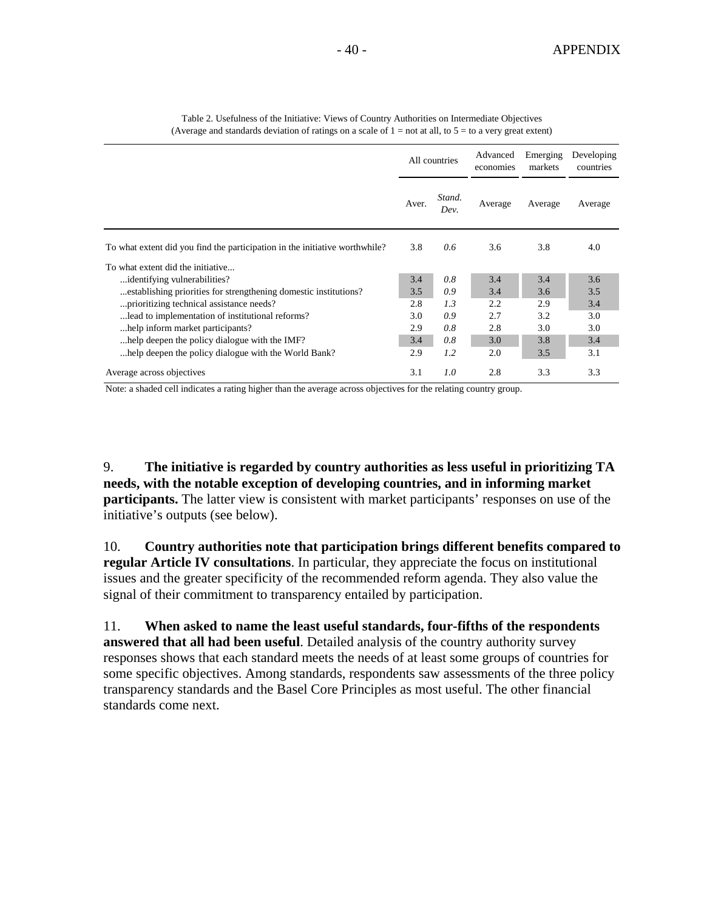Table 2. Usefulness of the Initiative: Views of Country Authorities on Intermediate Objectives
(Average and standards deviation of ratings on a scale of 1 = not at all, to 5 = to a very great extent)

| | All countries | | Advanced economies | Emerging markets | Developing countries |
|---|---|---|---|---|---|
| | Aver. | *Stand. Dev.* | Average | Average | Average |
| To what extent did you find the participation in the initiative worthwhile? | 3.8 | *0.6* | 3.6 | 3.8 | 4.0 |
| To what extent did the initiative... | | | | | |
| ...identifying vulnerabilities? | 3.4 | *0.8* | 3.4 | 3.4 | 3.6 |
| ...establishing priorities for strengthening domestic institutions? | 3.5 | *0.9* | 3.4 | 3.6 | 3.5 |
| ...prioritizing technical assistance needs? | 2.8 | *1.3* | 2.2 | 2.9 | 3.4 |
| ...lead to implementation of institutional reforms? | 3.0 | *0.9* | 2.7 | 3.2 | 3.0 |
| ...help inform market participants? | 2.9 | *0.8* | 2.8 | 3.0 | 3.0 |
| ...help deepen the policy dialogue with the IMF? | 3.4 | *0.8* | 3.0 | 3.8 | 3.4 |
| ...help deepen the policy dialogue with the World Bank? | 2.9 | *1.2* | 2.0 | 3.5 | 3.1 |
| Average across objectives | 3.1 | *1.0* | 2.8 | 3.3 | 3.3 |

Note: a shaded cell indicates a rating higher than the average across objectives for the relating country group.

9. **The initiative is regarded by country authorities as less useful in prioritizing TA needs, with the notable exception of developing countries, and in informing market participants.** The latter view is consistent with market participants' responses on use of the initiative's outputs (see below).

10. **Country authorities note that participation brings different benefits compared to regular Article IV consultations**. In particular, they appreciate the focus on institutional issues and the greater specificity of the recommended reform agenda. They also value the signal of their commitment to transparency entailed by participation.

11. **When asked to name the least useful standards, four-fifths of the respondents answered that all had been useful**. Detailed analysis of the country authority survey responses shows that each standard meets the needs of at least some groups of countries for some specific objectives. Among standards, respondents saw assessments of the three policy transparency standards and the Basel Core Principles as most useful. The other financial standards come next.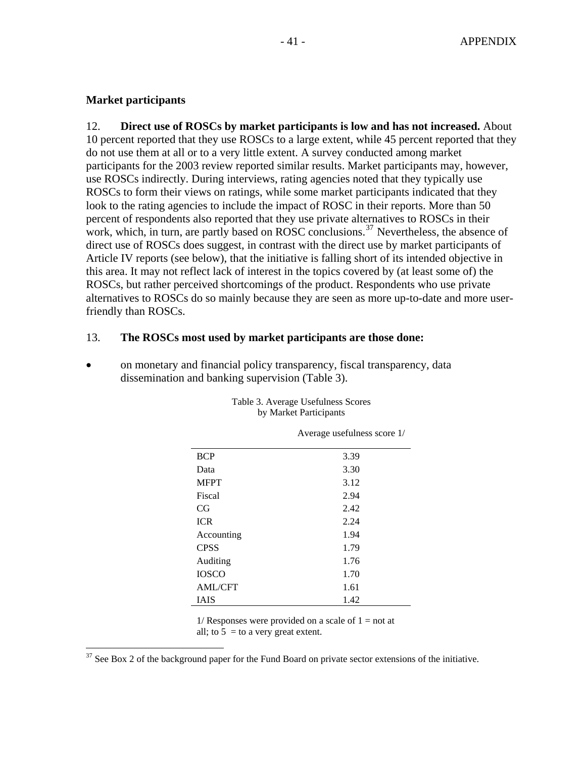**Market participants**

12. **Direct use of ROSCs by market participants is low and has not increased.** About 10 percent reported that they use ROSCs to a large extent, while 45 percent reported that they do not use them at all or to a very little extent. A survey conducted among market participants for the 2003 review reported similar results. Market participants may, however, use ROSCs indirectly. During interviews, rating agencies noted that they typically use ROSCs to form their views on ratings, while some market participants indicated that they look to the rating agencies to include the impact of ROSC in their reports. More than 50 percent of respondents also reported that they use private alternatives to ROSCs in their work, which, in turn, are partly based on ROSC conclusions.[37] Nevertheless, the absence of direct use of ROSCs does suggest, in contrast with the direct use by market participants of Article IV reports (see below), that the initiative is falling short of its intended objective in this area. It may not reflect lack of interest in the topics covered by (at least some of) the ROSCs, but rather perceived shortcomings of the product. Respondents who use private alternatives to ROSCs do so mainly because they are seen as more up-to-date and more user-friendly than ROSCs.

13. **The ROSCs most used by market participants are those done:**

- on monetary and financial policy transparency, fiscal transparency, data dissemination and banking supervision (Table 3).

Table 3. Average Usefulness Scores by Market Participants

| | Average usefulness score 1/ |
|---|---|
| BCP | 3.39 |
| Data | 3.30 |
| MFPT | 3.12 |
| Fiscal | 2.94 |
| CG | 2.42 |
| ICR | 2.24 |
| Accounting | 1.94 |
| CPSS | 1.79 |
| Auditing | 1.76 |
| IOSCO | 1.70 |
| AML/CFT | 1.61 |
| IAIS | 1.42 |

1/ Responses were provided on a scale of 1 = not at all; to 5 = to a very great extent.

[37] See Box 2 of the background paper for the Fund Board on private sector extensions of the initiative.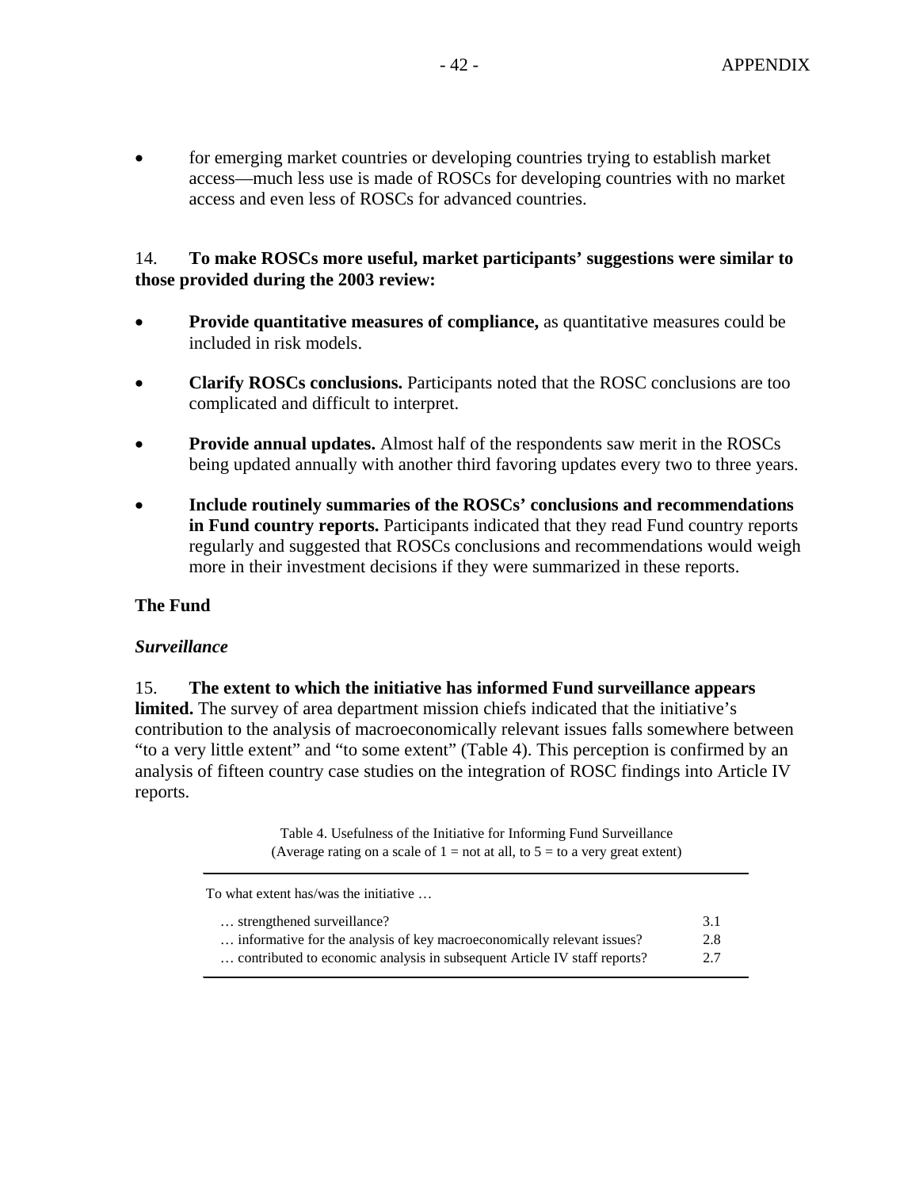- for emerging market countries or developing countries trying to establish market access—much less use is made of ROSCs for developing countries with no market access and even less of ROSCs for advanced countries.

14. **To make ROSCs more useful, market participants' suggestions were similar to those provided during the 2003 review:**

- **Provide quantitative measures of compliance,** as quantitative measures could be included in risk models.
- **Clarify ROSCs conclusions.** Participants noted that the ROSC conclusions are too complicated and difficult to interpret.
- **Provide annual updates.** Almost half of the respondents saw merit in the ROSCs being updated annually with another third favoring updates every two to three years.
- **Include routinely summaries of the ROSCs' conclusions and recommendations in Fund country reports.** Participants indicated that they read Fund country reports regularly and suggested that ROSCs conclusions and recommendations would weigh more in their investment decisions if they were summarized in these reports.

### The Fund

#### *Surveillance*

15. **The extent to which the initiative has informed Fund surveillance appears limited.** The survey of area department mission chiefs indicated that the initiative's contribution to the analysis of macroeconomically relevant issues falls somewhere between "to a very little extent" and "to some extent" (Table 4). This perception is confirmed by an analysis of fifteen country case studies on the integration of ROSC findings into Article IV reports.

Table 4. Usefulness of the Initiative for Informing Fund Surveillance
(Average rating on a scale of 1 = not at all, to 5 = to a very great extent)

| To what extent has/was the initiative … | |
|---|---|
| … strengthened surveillance? | 3.1 |
| … informative for the analysis of key macroeconomically relevant issues? | 2.8 |
| … contributed to economic analysis in subsequent Article IV staff reports? | 2.7 |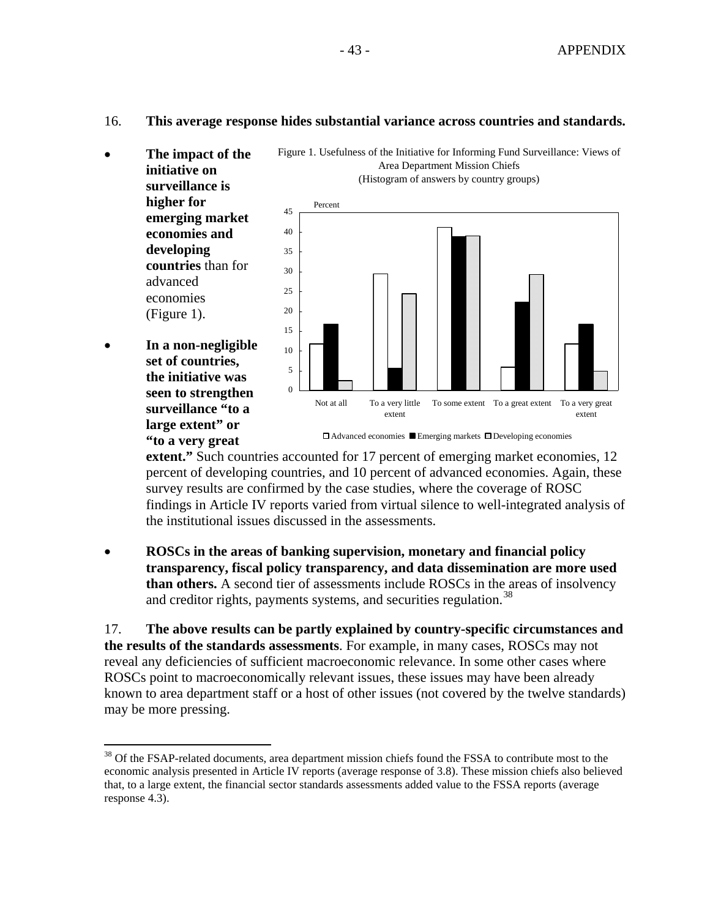16. **This average response hides substantial variance across countries and standards.**

- **The impact of the initiative on surveillance is higher for emerging market economies and developing countries** than for advanced economies (Figure 1).

Figure 1. Usefulness of the Initiative for Informing Fund Surveillance: Views of Area Department Mission Chiefs
(Histogram of answers by country groups)

- **In a non-negligible set of countries, the initiative was seen to strengthen surveillance "to a large extent" or "to a very great extent."** Such countries accounted for 17 percent of emerging market economies, 12 percent of developing countries, and 10 percent of advanced economies. Again, these survey results are confirmed by the case studies, where the coverage of ROSC findings in Article IV reports varied from virtual silence to well-integrated analysis of the institutional issues discussed in the assessments.

- **ROSCs in the areas of banking supervision, monetary and financial policy transparency, fiscal policy transparency, and data dissemination are more used than others.** A second tier of assessments include ROSCs in the areas of insolvency and creditor rights, payments systems, and securities regulation.[38]

17. **The above results can be partly explained by country-specific circumstances and the results of the standards assessments**. For example, in many cases, ROSCs may not reveal any deficiencies of sufficient macroeconomic relevance. In some other cases where ROSCs point to macroeconomically relevant issues, these issues may have been already known to area department staff or a host of other issues (not covered by the twelve standards) may be more pressing.

---

[38] Of the FSAP-related documents, area department mission chiefs found the FSSA to contribute most to the economic analysis presented in Article IV reports (average response of 3.8). These mission chiefs also believed that, to a large extent, the financial sector standards assessments added value to the FSSA reports (average response 4.3).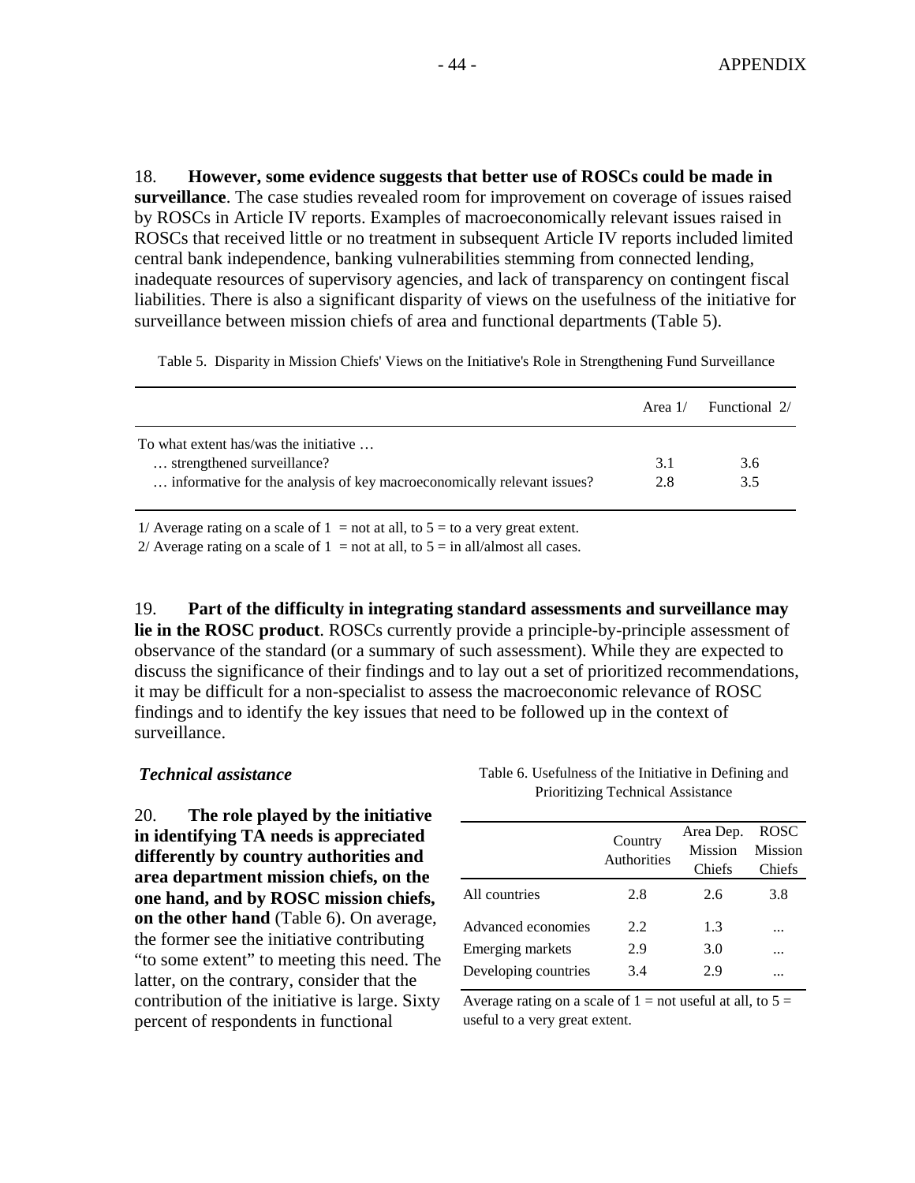18. **However, some evidence suggests that better use of ROSCs could be made in surveillance**. The case studies revealed room for improvement on coverage of issues raised by ROSCs in Article IV reports. Examples of macroeconomically relevant issues raised in ROSCs that received little or no treatment in subsequent Article IV reports included limited central bank independence, banking vulnerabilities stemming from connected lending, inadequate resources of supervisory agencies, and lack of transparency on contingent fiscal liabilities. There is also a significant disparity of views on the usefulness of the initiative for surveillance between mission chiefs of area and functional departments (Table 5).

Table 5. Disparity in Mission Chiefs' Views on the Initiative's Role in Strengthening Fund Surveillance

| | Area 1/ | Functional 2/ |
|---|---|---|
| To what extent has/was the initiative … | | |
| … strengthened surveillance? | 3.1 | 3.6 |
| … informative for the analysis of key macroeconomically relevant issues? | 2.8 | 3.5 |

1/ Average rating on a scale of 1 = not at all, to 5 = to a very great extent.
2/ Average rating on a scale of 1 = not at all, to 5 = in all/almost all cases.

19. **Part of the difficulty in integrating standard assessments and surveillance may lie in the ROSC product**. ROSCs currently provide a principle-by-principle assessment of observance of the standard (or a summary of such assessment). While they are expected to discuss the significance of their findings and to lay out a set of prioritized recommendations, it may be difficult for a non-specialist to assess the macroeconomic relevance of ROSC findings and to identify the key issues that need to be followed up in the context of surveillance.

### *Technical assistance*

20. **The role played by the initiative in identifying TA needs is appreciated differently by country authorities and area department mission chiefs, on the one hand, and by ROSC mission chiefs, on the other hand** (Table 6). On average, the former see the initiative contributing "to some extent" to meeting this need. The latter, on the contrary, consider that the contribution of the initiative is large. Sixty percent of respondents in functional

Table 6. Usefulness of the Initiative in Defining and Prioritizing Technical Assistance

| | Country Authorities | Area Dep. Mission Chiefs | ROSC Mission Chiefs |
|---|---|---|---|
| All countries | 2.8 | 2.6 | 3.8 |
| Advanced economies | 2.2 | 1.3 | ... |
| Emerging markets | 2.9 | 3.0 | ... |
| Developing countries | 3.4 | 2.9 | ... |

Average rating on a scale of 1 = not useful at all, to 5 = useful to a very great extent.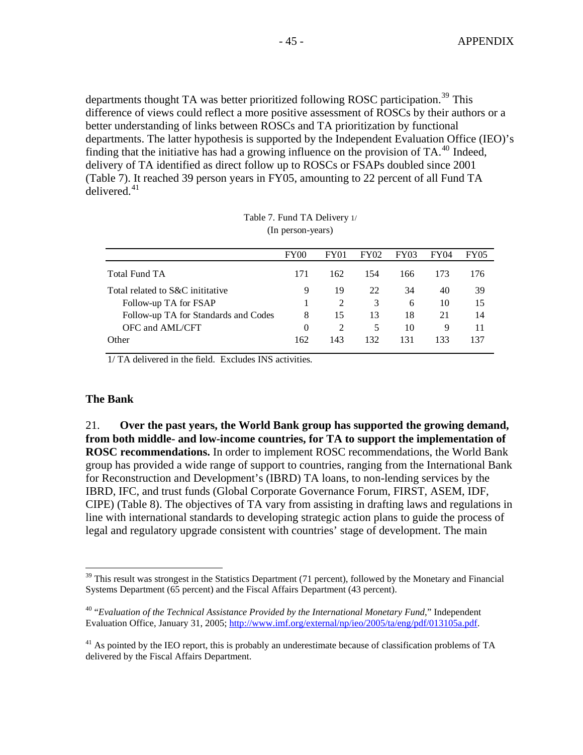departments thought TA was better prioritized following ROSC participation.[39] This difference of views could reflect a more positive assessment of ROSCs by their authors or a better understanding of links between ROSCs and TA prioritization by functional departments. The latter hypothesis is supported by the Independent Evaluation Office (IEO)'s finding that the initiative has had a growing influence on the provision of TA.[40] Indeed, delivery of TA identified as direct follow up to ROSCs or FSAPs doubled since 2001 (Table 7). It reached 39 person years in FY05, amounting to 22 percent of all Fund TA delivered.[41]

Table 7. Fund TA Delivery 1/
(In person-years)

| | FY00 | FY01 | FY02 | FY03 | FY04 | FY05 |
|---|---|---|---|---|---|---|
| Total Fund TA | 171 | 162 | 154 | 166 | 173 | 176 |
| Total related to S&C inititative | 9 | 19 | 22 | 34 | 40 | 39 |
| Follow-up TA for FSAP | 1 | 2 | 3 | 6 | 10 | 15 |
| Follow-up TA for Standards and Codes | 8 | 15 | 13 | 18 | 21 | 14 |
| OFC and AML/CFT | 0 | 2 | 5 | 10 | 9 | 11 |
| Other | 162 | 143 | 132 | 131 | 133 | 137 |

1/ TA delivered in the field. Excludes INS activities.

### The Bank

21. **Over the past years, the World Bank group has supported the growing demand, from both middle- and low-income countries, for TA to support the implementation of ROSC recommendations.** In order to implement ROSC recommendations, the World Bank group has provided a wide range of support to countries, ranging from the International Bank for Reconstruction and Development's (IBRD) TA loans, to non-lending services by the IBRD, IFC, and trust funds (Global Corporate Governance Forum, FIRST, ASEM, IDF, CIPE) (Table 8). The objectives of TA vary from assisting in drafting laws and regulations in line with international standards to developing strategic action plans to guide the process of legal and regulatory upgrade consistent with countries' stage of development. The main

[39] This result was strongest in the Statistics Department (71 percent), followed by the Monetary and Financial Systems Department (65 percent) and the Fiscal Affairs Department (43 percent).

[40] "*Evaluation of the Technical Assistance Provided by the International Monetary Fund*," Independent Evaluation Office, January 31, 2005; http://www.imf.org/external/np/ieo/2005/ta/eng/pdf/013105a.pdf.

[41] As pointed by the IEO report, this is probably an underestimate because of classification problems of TA delivered by the Fiscal Affairs Department.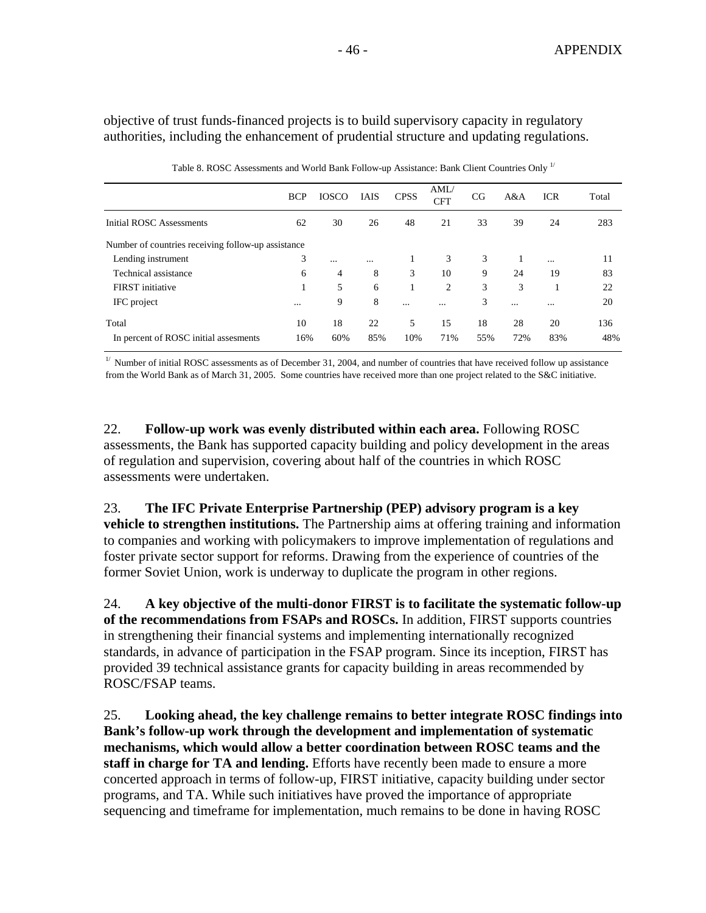objective of trust funds-financed projects is to build supervisory capacity in regulatory authorities, including the enhancement of prudential structure and updating regulations.

Table 8. ROSC Assessments and World Bank Follow-up Assistance: Bank Client Countries Only [1/]

| | BCP | IOSCO | IAIS | CPSS | AML/ CFT | CG | A&A | ICR | Total |
|---|---|---|---|---|---|---|---|---|---|
| Initial ROSC Assessments | 62 | 30 | 26 | 48 | 21 | 33 | 39 | 24 | 283 |
| Number of countries receiving follow-up assistance | | | | | | | | | |
| Lending instrument | 3 | ... | ... | 1 | 3 | 3 | 1 | ... | 11 |
| Technical assistance | 6 | 4 | 8 | 3 | 10 | 9 | 24 | 19 | 83 |
| FIRST initiative | 1 | 5 | 6 | 1 | 2 | 3 | 3 | 1 | 22 |
| IFC project | ... | 9 | 8 | ... | ... | 3 | ... | ... | 20 |
| Total | 10 | 18 | 22 | 5 | 15 | 18 | 28 | 20 | 136 |
| In percent of ROSC initial assesments | 16% | 60% | 85% | 10% | 71% | 55% | 72% | 83% | 48% |

[1/] Number of initial ROSC assessments as of December 31, 2004, and number of countries that have received follow up assistance from the World Bank as of March 31, 2005. Some countries have received more than one project related to the S&C initiative.

22. **Follow-up work was evenly distributed within each area.** Following ROSC assessments, the Bank has supported capacity building and policy development in the areas of regulation and supervision, covering about half of the countries in which ROSC assessments were undertaken.

23. **The IFC Private Enterprise Partnership (PEP) advisory program is a key vehicle to strengthen institutions.** The Partnership aims at offering training and information to companies and working with policymakers to improve implementation of regulations and foster private sector support for reforms. Drawing from the experience of countries of the former Soviet Union, work is underway to duplicate the program in other regions.

24. **A key objective of the multi-donor FIRST is to facilitate the systematic follow-up of the recommendations from FSAPs and ROSCs.** In addition, FIRST supports countries in strengthening their financial systems and implementing internationally recognized standards, in advance of participation in the FSAP program. Since its inception, FIRST has provided 39 technical assistance grants for capacity building in areas recommended by ROSC/FSAP teams.

25. **Looking ahead, the key challenge remains to better integrate ROSC findings into Bank's follow-up work through the development and implementation of systematic mechanisms, which would allow a better coordination between ROSC teams and the staff in charge for TA and lending.** Efforts have recently been made to ensure a more concerted approach in terms of follow-up, FIRST initiative, capacity building under sector programs, and TA. While such initiatives have proved the importance of appropriate sequencing and timeframe for implementation, much remains to be done in having ROSC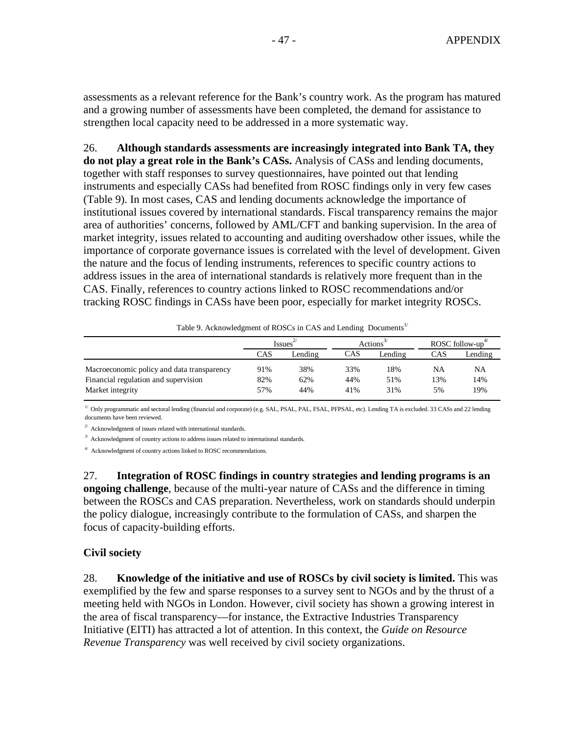assessments as a relevant reference for the Bank's country work. As the program has matured and a growing number of assessments have been completed, the demand for assistance to strengthen local capacity need to be addressed in a more systematic way.

26. **Although standards assessments are increasingly integrated into Bank TA, they do not play a great role in the Bank's CASs.** Analysis of CASs and lending documents, together with staff responses to survey questionnaires, have pointed out that lending instruments and especially CASs had benefited from ROSC findings only in very few cases (Table 9). In most cases, CAS and lending documents acknowledge the importance of institutional issues covered by international standards. Fiscal transparency remains the major area of authorities' concerns, followed by AML/CFT and banking supervision. In the area of market integrity, issues related to accounting and auditing overshadow other issues, while the importance of corporate governance issues is correlated with the level of development. Given the nature and the focus of lending instruments, references to specific country actions to address issues in the area of international standards is relatively more frequent than in the CAS. Finally, references to country actions linked to ROSC recommendations and/or tracking ROSC findings in CASs have been poor, especially for market integrity ROSCs.

Table 9. Acknowledgment of ROSCs in CAS and Lending Documents[1/]

| | Issues[2/] | | Actions[3/] | | ROSC follow-up[4/] | |
|---|---|---|---|---|---|---|
| | CAS | Lending | CAS | Lending | CAS | Lending |
| Macroeconomic policy and data transparency | 91% | 38% | 33% | 18% | NA | NA |
| Financial regulation and supervision | 82% | 62% | 44% | 51% | 13% | 14% |
| Market integrity | 57% | 44% | 41% | 31% | 5% | 19% |

[1/] Only programmatic and sectoral lending (financial and corporate) (e.g. SAL, PSAL, PAL, FSAL, PFPSAL, etc). Lending TA is excluded. 33 CASs and 22 lending documents have been reviewed.

[2/] Acknowledgment of issues related with international standards.

[3/] Acknowledgment of country actions to address issues related to international standards.

[4/] Acknowledgment of country actions linked to ROSC recommendations.

27. **Integration of ROSC findings in country strategies and lending programs is an ongoing challenge**, because of the multi-year nature of CASs and the difference in timing between the ROSCs and CAS preparation. Nevertheless, work on standards should underpin the policy dialogue, increasingly contribute to the formulation of CASs, and sharpen the focus of capacity-building efforts.

**Civil society**

28. **Knowledge of the initiative and use of ROSCs by civil society is limited.** This was exemplified by the few and sparse responses to a survey sent to NGOs and by the thrust of a meeting held with NGOs in London. However, civil society has shown a growing interest in the area of fiscal transparency—for instance, the Extractive Industries Transparency Initiative (EITI) has attracted a lot of attention. In this context, the *Guide on Resource Revenue Transparency* was well received by civil society organizations.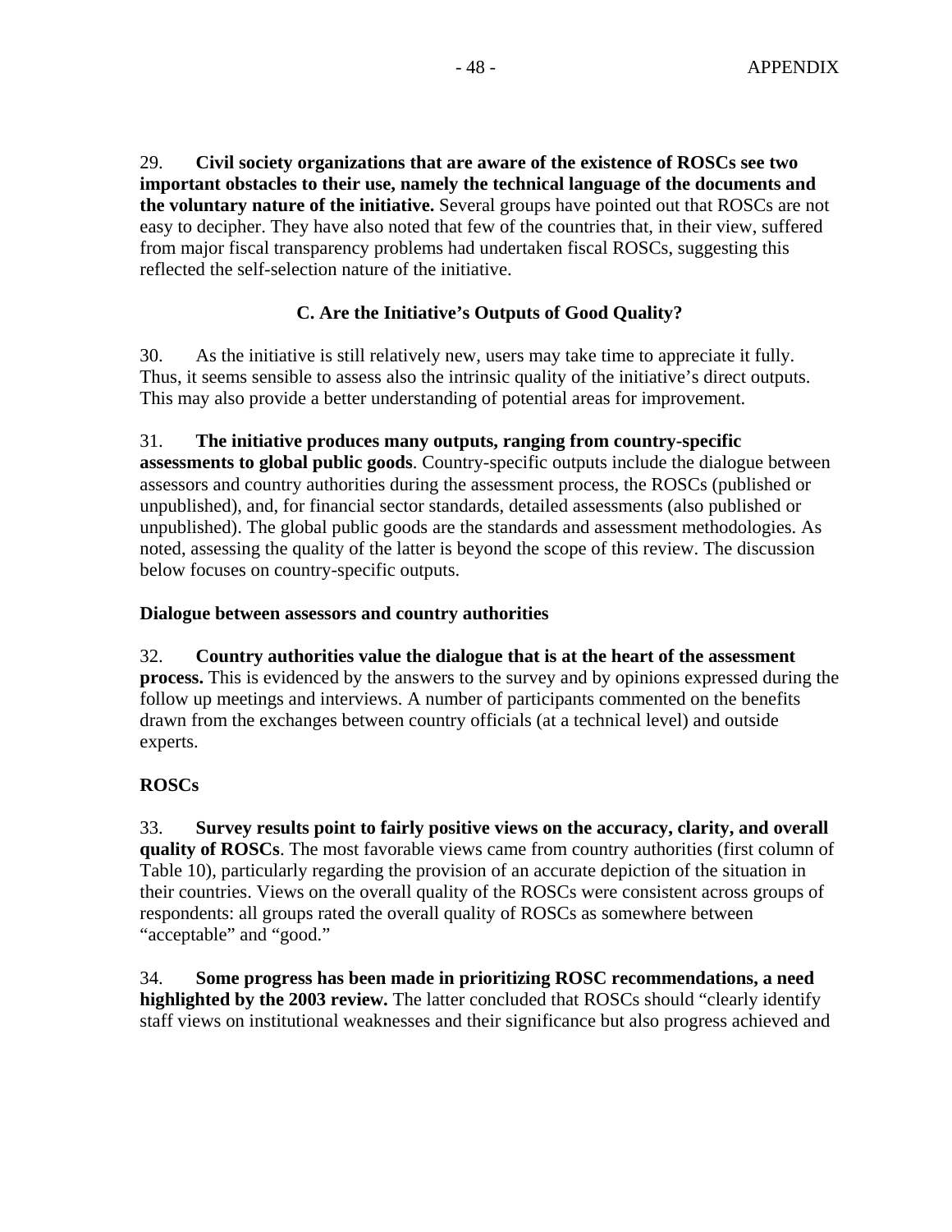29. **Civil society organizations that are aware of the existence of ROSCs see two important obstacles to their use, namely the technical language of the documents and the voluntary nature of the initiative.** Several groups have pointed out that ROSCs are not easy to decipher. They have also noted that few of the countries that, in their view, suffered from major fiscal transparency problems had undertaken fiscal ROSCs, suggesting this reflected the self-selection nature of the initiative.

### C. Are the Initiative's Outputs of Good Quality?

30. As the initiative is still relatively new, users may take time to appreciate it fully. Thus, it seems sensible to assess also the intrinsic quality of the initiative's direct outputs. This may also provide a better understanding of potential areas for improvement.

31. **The initiative produces many outputs, ranging from country-specific assessments to global public goods**. Country-specific outputs include the dialogue between assessors and country authorities during the assessment process, the ROSCs (published or unpublished), and, for financial sector standards, detailed assessments (also published or unpublished). The global public goods are the standards and assessment methodologies. As noted, assessing the quality of the latter is beyond the scope of this review. The discussion below focuses on country-specific outputs.

**Dialogue between assessors and country authorities**

32. **Country authorities value the dialogue that is at the heart of the assessment process.** This is evidenced by the answers to the survey and by opinions expressed during the follow up meetings and interviews. A number of participants commented on the benefits drawn from the exchanges between country officials (at a technical level) and outside experts.

**ROSCs**

33. **Survey results point to fairly positive views on the accuracy, clarity, and overall quality of ROSCs**. The most favorable views came from country authorities (first column of Table 10), particularly regarding the provision of an accurate depiction of the situation in their countries. Views on the overall quality of the ROSCs were consistent across groups of respondents: all groups rated the overall quality of ROSCs as somewhere between "acceptable" and "good."

34. **Some progress has been made in prioritizing ROSC recommendations, a need highlighted by the 2003 review.** The latter concluded that ROSCs should "clearly identify staff views on institutional weaknesses and their significance but also progress achieved and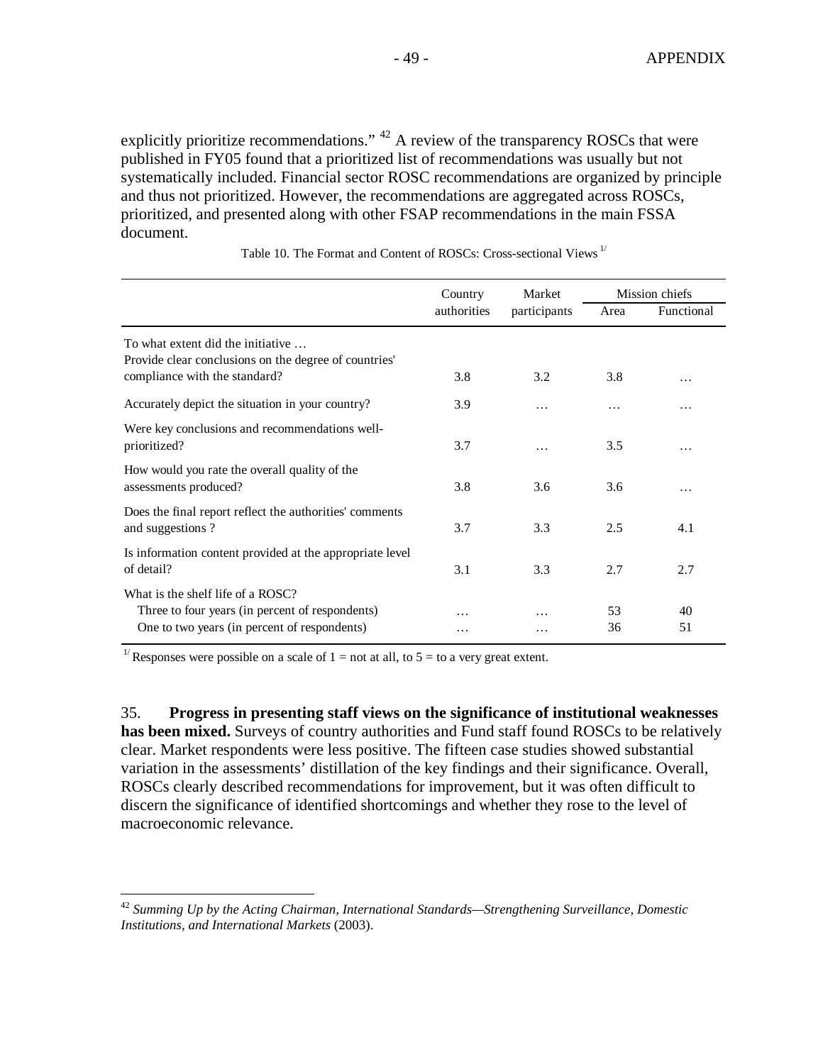explicitly prioritize recommendations." [42] A review of the transparency ROSCs that were published in FY05 found that a prioritized list of recommendations was usually but not systematically included. Financial sector ROSC recommendations are organized by principle and thus not prioritized. However, the recommendations are aggregated across ROSCs, prioritized, and presented along with other FSAP recommendations in the main FSSA document.

Table 10. The Format and Content of ROSCs: Cross-sectional Views [1/]

| | Country authorities | Market participants | Mission chiefs | |
|---|---|---|---|---|
| | | | Area | Functional |
| To what extent did the initiative … | | | | |
| Provide clear conclusions on the degree of countries' compliance with the standard? | 3.8 | 3.2 | 3.8 | … |
| Accurately depict the situation in your country? | 3.9 | … | … | … |
| Were key conclusions and recommendations well-prioritized? | 3.7 | … | 3.5 | … |
| How would you rate the overall quality of the assessments produced? | 3.8 | 3.6 | 3.6 | … |
| Does the final report reflect the authorities' comments and suggestions ? | 3.7 | 3.3 | 2.5 | 4.1 |
| Is information content provided at the appropriate level of detail? | 3.1 | 3.3 | 2.7 | 2.7 |
| What is the shelf life of a ROSC? | | | | |
| Three to four years (in percent of respondents) | … | … | 53 | 40 |
| One to two years (in percent of respondents) | … | … | 36 | 51 |

[1/] Responses were possible on a scale of 1 = not at all, to 5 = to a very great extent.

35. **Progress in presenting staff views on the significance of institutional weaknesses has been mixed.** Surveys of country authorities and Fund staff found ROSCs to be relatively clear. Market respondents were less positive. The fifteen case studies showed substantial variation in the assessments' distillation of the key findings and their significance. Overall, ROSCs clearly described recommendations for improvement, but it was often difficult to discern the significance of identified shortcomings and whether they rose to the level of macroeconomic relevance.

[42] *Summing Up by the Acting Chairman, International Standards—Strengthening Surveillance, Domestic Institutions, and International Markets* (2003).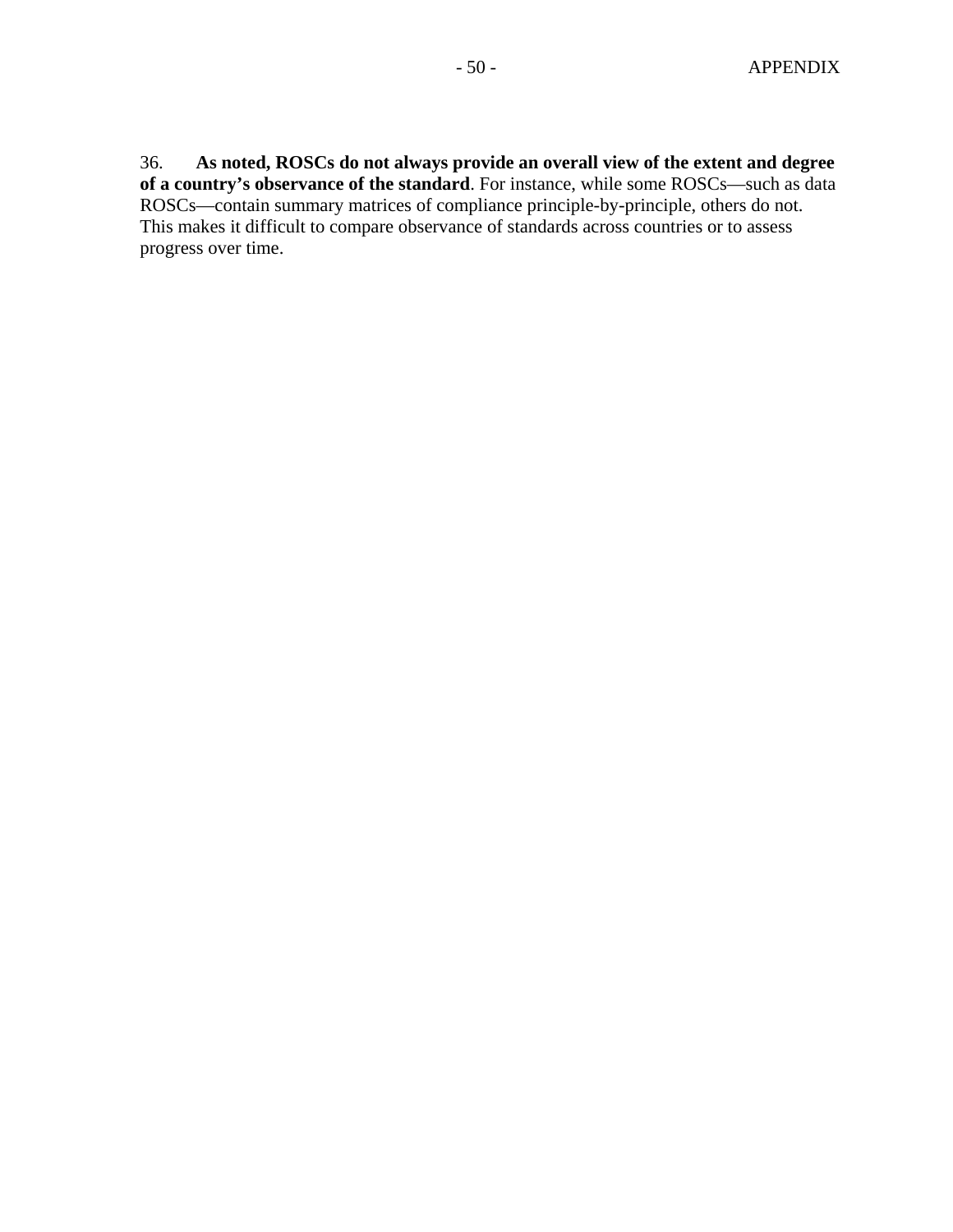36. **As noted, ROSCs do not always provide an overall view of the extent and degree of a country's observance of the standard**. For instance, while some ROSCs—such as data ROSCs—contain summary matrices of compliance principle-by-principle, others do not. This makes it difficult to compare observance of standards across countries or to assess progress over time.